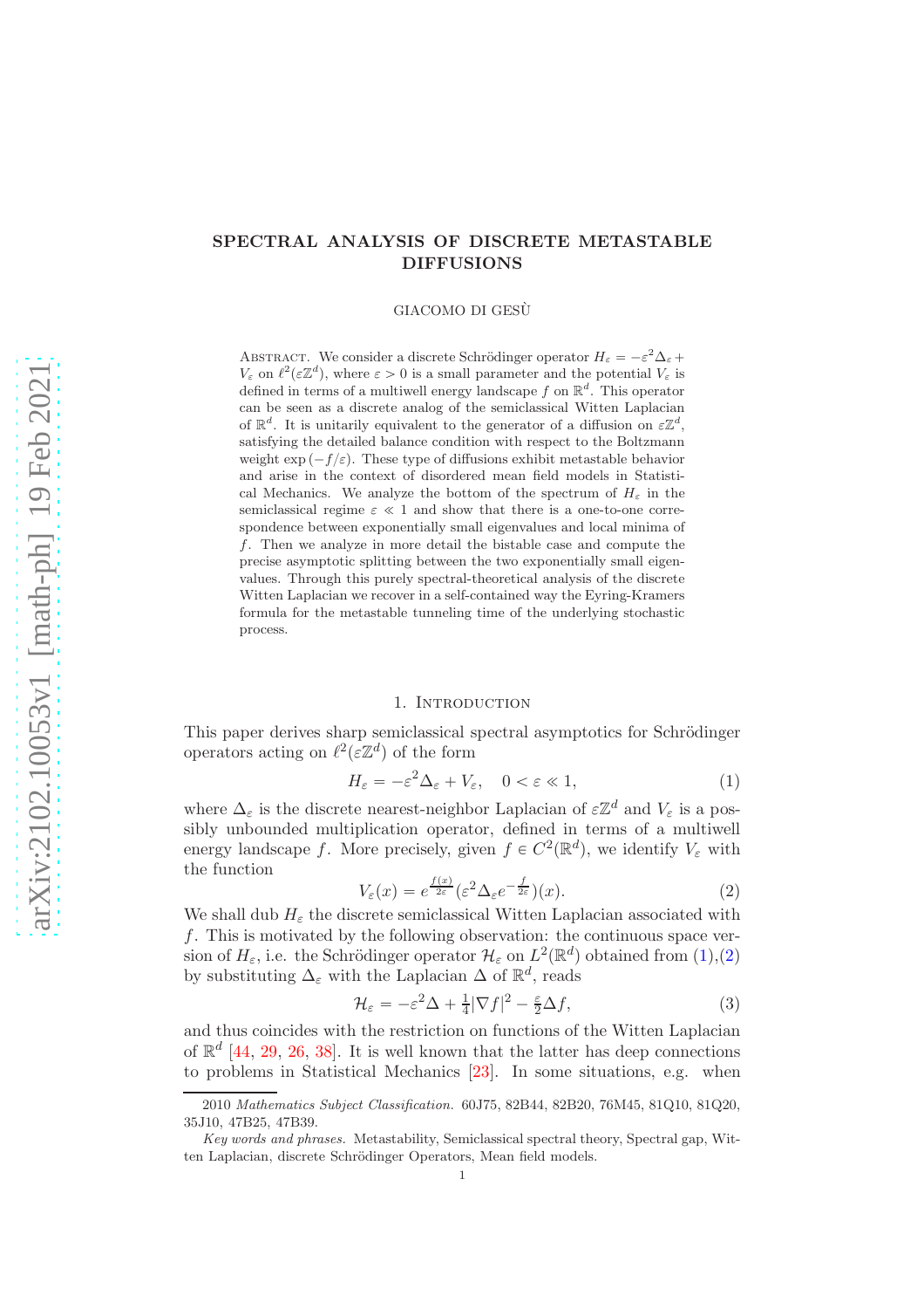# SPECTRAL ANALYSIS OF DISCRETE METASTABLE DIFFUSIONS

GIACOMO DI GESÙ

Abstract. We consider a discrete Schrödinger operator $H_\varepsilon = -\varepsilon^2\Delta_\varepsilon + V_\varepsilon$ on $\ell^2(\varepsilon\mathbb{Z}^d)$, where $\varepsilon > 0$ is a small parameter and the potential $V_\varepsilon$ is defined in terms of a multiwell energy landscape $f$ on $\mathbb{R}^d$. This operator can be seen as a discrete analog of the semiclassical Witten Laplacian of $\mathbb{R}^d$. It is unitarily equivalent to the generator of a diffusion on $\varepsilon\mathbb{Z}^d$, satisfying the detailed balance condition with respect to the Boltzmann weight $\exp(-f/\varepsilon)$. These type of diffusions exhibit metastable behavior and arise in the context of disordered mean field models in Statistical Mechanics. We analyze the bottom of the spectrum of $H_\varepsilon$ in the semiclassical regime $\varepsilon \ll 1$ and show that there is a one-to-one correspondence between exponentially small eigenvalues and local minima of $f$. Then we analyze in more detail the bistable case and compute the precise asymptotic splitting between the two exponentially small eigenvalues. Through this purely spectral-theoretical analysis of the discrete Witten Laplacian we recover in a self-contained way the Eyring-Kramers formula for the metastable tunneling time of the underlying stochastic process.

## 1. Introduction

This paper derives sharp semiclassical spectral asymptotics for Schrödinger operators acting on $\ell^2(\varepsilon\mathbb{Z}^d)$ of the form

$$H_\varepsilon = -\varepsilon^2\Delta_\varepsilon + V_\varepsilon, \quad 0 < \varepsilon \ll 1, \tag{1}$$

where $\Delta_\varepsilon$ is the discrete nearest-neighbor Laplacian of $\varepsilon\mathbb{Z}^d$ and $V_\varepsilon$ is a possibly unbounded multiplication operator, defined in terms of a multiwell energy landscape $f$. More precisely, given $f \in C^2(\mathbb{R}^d)$, we identify $V_\varepsilon$ with the function

$$V_\varepsilon(x) = e^{\frac{f(x)}{2\varepsilon}}(\varepsilon^2\Delta_\varepsilon e^{-\frac{f}{2\varepsilon}})(x). \tag{2}$$

We shall dub $H_\varepsilon$ the discrete semiclassical Witten Laplacian associated with $f$. This is motivated by the following observation: the continuous space version of $H_\varepsilon$, i.e. the Schrödinger operator $\mathcal{H}_\varepsilon$ on $L^2(\mathbb{R}^d)$ obtained from (1),(2) by substituting $\Delta_\varepsilon$ with the Laplacian $\Delta$ of $\mathbb{R}^d$, reads

$$\mathcal{H}_\varepsilon = -\varepsilon^2\Delta + \tfrac{1}{4}|\nabla f|^2 - \tfrac{\varepsilon}{2}\Delta f, \tag{3}$$

and thus coincides with the restriction on functions of the Witten Laplacian of $\mathbb{R}^d$ [44, 29, 26, 38]. It is well known that the latter has deep connections to problems in Statistical Mechanics [23]. In some situations, e.g. when

2010 *Mathematics Subject Classification.* 60J75, 82B44, 82B20, 76M45, 81Q10, 81Q20, 35J10, 47B25, 47B39.

*Key words and phrases.* Metastability, Semiclassical spectral theory, Spectral gap, Witten Laplacian, discrete Schrödinger Operators, Mean field models.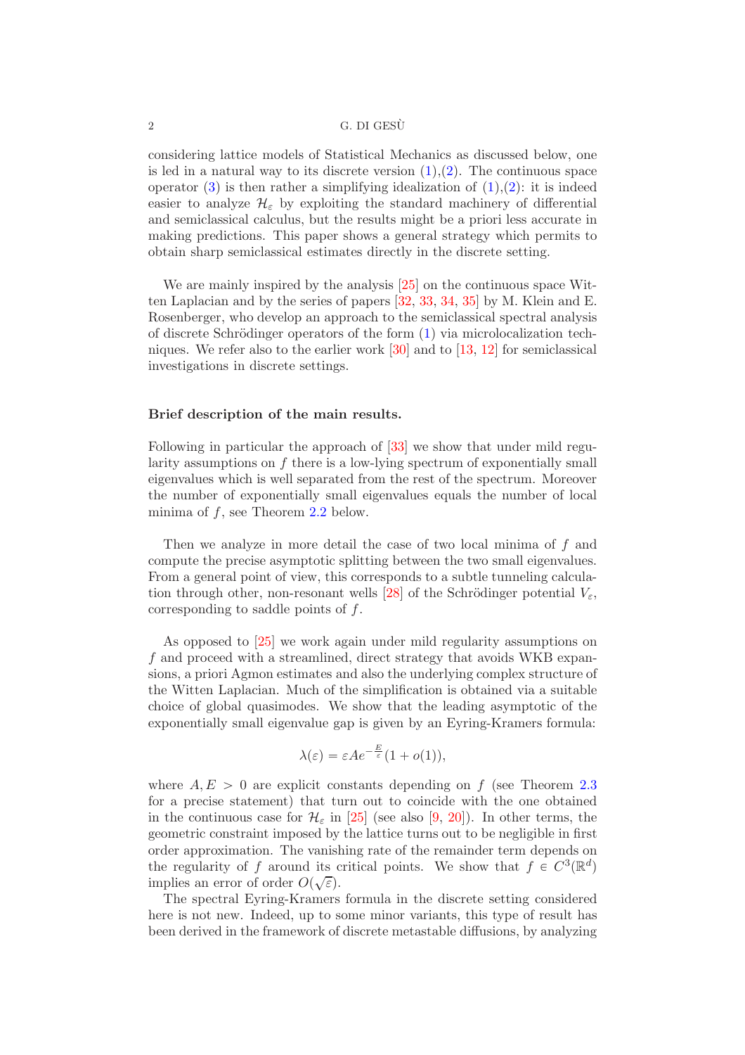considering lattice models of Statistical Mechanics as discussed below, one is led in a natural way to its discrete version (1),(2). The continuous space operator (3) is then rather a simplifying idealization of (1),(2): it is indeed easier to analyze $\mathcal{H}_\varepsilon$ by exploiting the standard machinery of differential and semiclassical calculus, but the results might be a priori less accurate in making predictions. This paper shows a general strategy which permits to obtain sharp semiclassical estimates directly in the discrete setting.

We are mainly inspired by the analysis [25] on the continuous space Witten Laplacian and by the series of papers [32, 33, 34, 35] by M. Klein and E. Rosenberger, who develop an approach to the semiclassical spectral analysis of discrete Schrödinger operators of the form (1) via microlocalization techniques. We refer also to the earlier work [30] and to [13, 12] for semiclassical investigations in discrete settings.

**Brief description of the main results.**

Following in particular the approach of [33] we show that under mild regularity assumptions on $f$ there is a low-lying spectrum of exponentially small eigenvalues which is well separated from the rest of the spectrum. Moreover the number of exponentially small eigenvalues equals the number of local minima of $f$, see Theorem 2.2 below.

Then we analyze in more detail the case of two local minima of $f$ and compute the precise asymptotic splitting between the two small eigenvalues. From a general point of view, this corresponds to a subtle tunneling calculation through other, non-resonant wells [28] of the Schrödinger potential $V_\varepsilon$, corresponding to saddle points of $f$.

As opposed to [25] we work again under mild regularity assumptions on $f$ and proceed with a streamlined, direct strategy that avoids WKB expansions, a priori Agmon estimates and also the underlying complex structure of the Witten Laplacian. Much of the simplification is obtained via a suitable choice of global quasimodes. We show that the leading asymptotic of the exponentially small eigenvalue gap is given by an Eyring-Kramers formula:

$$\lambda(\varepsilon) = \varepsilon A e^{-\frac{E}{\varepsilon}}(1 + o(1)),$$

where $A, E > 0$ are explicit constants depending on $f$ (see Theorem 2.3 for a precise statement) that turn out to coincide with the one obtained in the continuous case for $\mathcal{H}_\varepsilon$ in [25] (see also [9, 20]). In other terms, the geometric constraint imposed by the lattice turns out to be negligible in first order approximation. The vanishing rate of the remainder term depends on the regularity of $f$ around its critical points. We show that $f \in C^3(\mathbb{R}^d)$ implies an error of order $O(\sqrt{\varepsilon})$.

The spectral Eyring-Kramers formula in the discrete setting considered here is not new. Indeed, up to some minor variants, this type of result has been derived in the framework of discrete metastable diffusions, by analyzing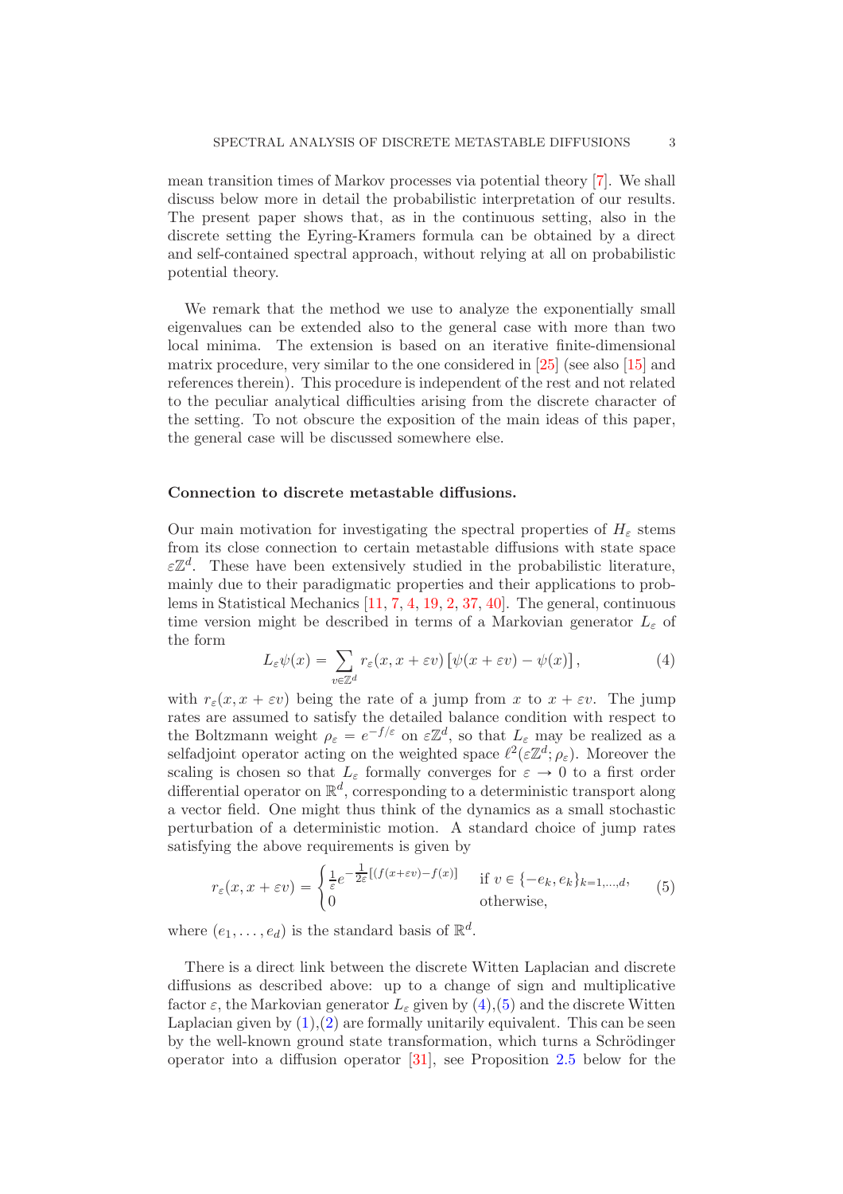mean transition times of Markov processes via potential theory [7]. We shall discuss below more in detail the probabilistic interpretation of our results. The present paper shows that, as in the continuous setting, also in the discrete setting the Eyring-Kramers formula can be obtained by a direct and self-contained spectral approach, without relying at all on probabilistic potential theory.

We remark that the method we use to analyze the exponentially small eigenvalues can be extended also to the general case with more than two local minima. The extension is based on an iterative finite-dimensional matrix procedure, very similar to the one considered in [25] (see also [15] and references therein). This procedure is independent of the rest and not related to the peculiar analytical difficulties arising from the discrete character of the setting. To not obscure the exposition of the main ideas of this paper, the general case will be discussed somewhere else.

**Connection to discrete metastable diffusions.**

Our main motivation for investigating the spectral properties of $H_\varepsilon$ stems from its close connection to certain metastable diffusions with state space $\varepsilon\mathbb{Z}^d$. These have been extensively studied in the probabilistic literature, mainly due to their paradigmatic properties and their applications to problems in Statistical Mechanics [11, 7, 4, 19, 2, 37, 40]. The general, continuous time version might be described in terms of a Markovian generator $L_\varepsilon$ of the form

$$L_\varepsilon \psi(x) = \sum_{v\in\mathbb{Z}^d} r_\varepsilon(x, x+\varepsilon v)\left[\psi(x+\varepsilon v) - \psi(x)\right], \tag{4}$$

with $r_\varepsilon(x, x+\varepsilon v)$ being the rate of a jump from $x$ to $x+\varepsilon v$. The jump rates are assumed to satisfy the detailed balance condition with respect to the Boltzmann weight $\rho_\varepsilon = e^{-f/\varepsilon}$ on $\varepsilon\mathbb{Z}^d$, so that $L_\varepsilon$ may be realized as a selfadjoint operator acting on the weighted space $\ell^2(\varepsilon\mathbb{Z}^d; \rho_\varepsilon)$. Moreover the scaling is chosen so that $L_\varepsilon$ formally converges for $\varepsilon \to 0$ to a first order differential operator on $\mathbb{R}^d$, corresponding to a deterministic transport along a vector field. One might thus think of the dynamics as a small stochastic perturbation of a deterministic motion. A standard choice of jump rates satisfying the above requirements is given by

$$r_\varepsilon(x, x+\varepsilon v) = \begin{cases} \frac{1}{\varepsilon} e^{-\frac{1}{2\varepsilon}[(f(x+\varepsilon v) - f(x)]} & \text{if } v \in \{-e_k, e_k\}_{k=1,\dots,d}, \\ 0 & \text{otherwise,} \end{cases} \tag{5}$$

where $(e_1, \dots, e_d)$ is the standard basis of $\mathbb{R}^d$.

There is a direct link between the discrete Witten Laplacian and discrete diffusions as described above: up to a change of sign and multiplicative factor $\varepsilon$, the Markovian generator $L_\varepsilon$ given by (4),(5) and the discrete Witten Laplacian given by (1),(2) are formally unitarily equivalent. This can be seen by the well-known ground state transformation, which turns a Schrödinger operator into a diffusion operator [31], see Proposition 2.5 below for the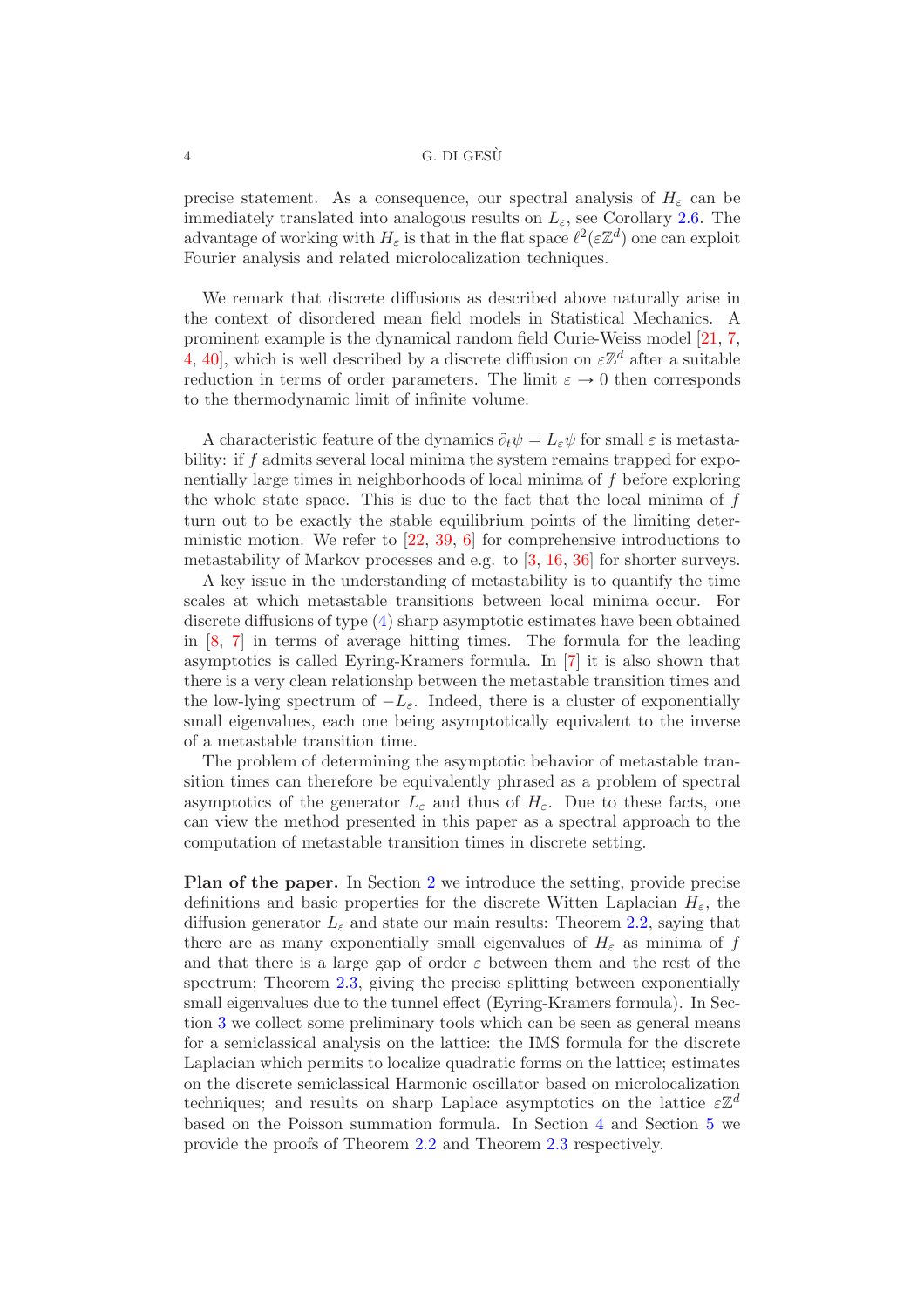precise statement. As a consequence, our spectral analysis of $H_\varepsilon$ can be immediately translated into analogous results on $L_\varepsilon$, see Corollary 2.6. The advantage of working with $H_\varepsilon$ is that in the flat space $\ell^2(\varepsilon\mathbb{Z}^d)$ one can exploit Fourier analysis and related microlocalization techniques.

We remark that discrete diffusions as described above naturally arise in the context of disordered mean field models in Statistical Mechanics. A prominent example is the dynamical random field Curie-Weiss model [21, 7, 4, 40], which is well described by a discrete diffusion on $\varepsilon\mathbb{Z}^d$ after a suitable reduction in terms of order parameters. The limit $\varepsilon \to 0$ then corresponds to the thermodynamic limit of infinite volume.

A characteristic feature of the dynamics $\partial_t \psi = L_\varepsilon \psi$ for small $\varepsilon$ is metastability: if $f$ admits several local minima the system remains trapped for exponentially large times in neighborhoods of local minima of $f$ before exploring the whole state space. This is due to the fact that the local minima of $f$ turn out to be exactly the stable equilibrium points of the limiting deterministic motion. We refer to [22, 39, 6] for comprehensive introductions to metastability of Markov processes and e.g. to [3, 16, 36] for shorter surveys.

A key issue in the understanding of metastability is to quantify the time scales at which metastable transitions between local minima occur. For discrete diffusions of type (4) sharp asymptotic estimates have been obtained in [8, 7] in terms of average hitting times. The formula for the leading asymptotics is called Eyring-Kramers formula. In [7] it is also shown that there is a very clean relationshp between the metastable transition times and the low-lying spectrum of $-L_\varepsilon$. Indeed, there is a cluster of exponentially small eigenvalues, each one being asymptotically equivalent to the inverse of a metastable transition time.

The problem of determining the asymptotic behavior of metastable transition times can therefore be equivalently phrased as a problem of spectral asymptotics of the generator $L_\varepsilon$ and thus of $H_\varepsilon$. Due to these facts, one can view the method presented in this paper as a spectral approach to the computation of metastable transition times in discrete setting.

**Plan of the paper.** In Section 2 we introduce the setting, provide precise definitions and basic properties for the discrete Witten Laplacian $H_\varepsilon$, the diffusion generator $L_\varepsilon$ and state our main results: Theorem 2.2, saying that there are as many exponentially small eigenvalues of $H_\varepsilon$ as minima of $f$ and that there is a large gap of order $\varepsilon$ between them and the rest of the spectrum; Theorem 2.3, giving the precise splitting between exponentially small eigenvalues due to the tunnel effect (Eyring-Kramers formula). In Section 3 we collect some preliminary tools which can be seen as general means for a semiclassical analysis on the lattice: the IMS formula for the discrete Laplacian which permits to localize quadratic forms on the lattice; estimates on the discrete semiclassical Harmonic oscillator based on microlocalization techniques; and results on sharp Laplace asymptotics on the lattice $\varepsilon\mathbb{Z}^d$ based on the Poisson summation formula. In Section 4 and Section 5 we provide the proofs of Theorem 2.2 and Theorem 2.3 respectively.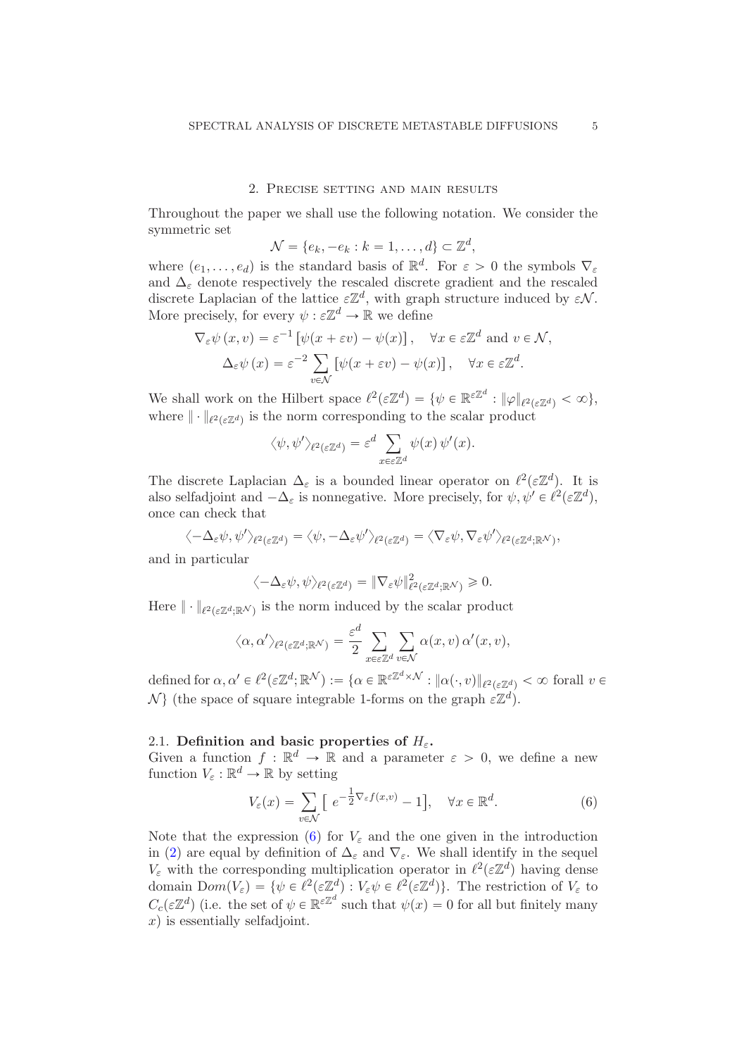## 2. Precise setting and main results

Throughout the paper we shall use the following notation. We consider the symmetric set

$$\mathcal{N} = \{e_k, -e_k : k = 1, \dots, d\} \subset \mathbb{Z}^d,$$

where $(e_1, \dots, e_d)$ is the standard basis of $\mathbb{R}^d$. For $\varepsilon > 0$ the symbols $\nabla_\varepsilon$ and $\Delta_\varepsilon$ denote respectively the rescaled discrete gradient and the rescaled discrete Laplacian of the lattice $\varepsilon\mathbb{Z}^d$, with graph structure induced by $\varepsilon\mathcal{N}$. More precisely, for every $\psi : \varepsilon\mathbb{Z}^d \to \mathbb{R}$ we define

$$\nabla_\varepsilon \psi\,(x, v) = \varepsilon^{-1}\left[\psi(x + \varepsilon v) - \psi(x)\right], \quad \forall x \in \varepsilon\mathbb{Z}^d \text{ and } v \in \mathcal{N},$$

$$\Delta_\varepsilon \psi\,(x) = \varepsilon^{-2} \sum_{v \in \mathcal{N}} \left[\psi(x + \varepsilon v) - \psi(x)\right], \quad \forall x \in \varepsilon\mathbb{Z}^d.$$

We shall work on the Hilbert space $\ell^2(\varepsilon\mathbb{Z}^d) = \{\psi \in \mathbb{R}^{\varepsilon\mathbb{Z}^d} : \|\varphi\|_{\ell^2(\varepsilon\mathbb{Z}^d)} < \infty\}$, where $\|\cdot\|_{\ell^2(\varepsilon\mathbb{Z}^d)}$ is the norm corresponding to the scalar product

$$\langle \psi, \psi' \rangle_{\ell^2(\varepsilon\mathbb{Z}^d)} = \varepsilon^d \sum_{x \in \varepsilon\mathbb{Z}^d} \psi(x)\,\psi'(x).$$

The discrete Laplacian $\Delta_\varepsilon$ is a bounded linear operator on $\ell^2(\varepsilon\mathbb{Z}^d)$. It is also selfadjoint and $-\Delta_\varepsilon$ is nonnegative. More precisely, for $\psi, \psi' \in \ell^2(\varepsilon\mathbb{Z}^d)$, once can check that

$$\langle -\Delta_\varepsilon \psi, \psi' \rangle_{\ell^2(\varepsilon\mathbb{Z}^d)} = \langle \psi, -\Delta_\varepsilon \psi' \rangle_{\ell^2(\varepsilon\mathbb{Z}^d)} = \langle \nabla_\varepsilon \psi, \nabla_\varepsilon \psi' \rangle_{\ell^2(\varepsilon\mathbb{Z}^d;\mathbb{R}^\mathcal{N})},$$

and in particular

$$\langle -\Delta_\varepsilon \psi, \psi \rangle_{\ell^2(\varepsilon\mathbb{Z}^d)} = \|\nabla_\varepsilon \psi\|^2_{\ell^2(\varepsilon\mathbb{Z}^d;\mathbb{R}^\mathcal{N})} \geqslant 0.$$

Here $\|\cdot\|_{\ell^2(\varepsilon\mathbb{Z}^d;\mathbb{R}^\mathcal{N})}$ is the norm induced by the scalar product

$$\langle \alpha, \alpha' \rangle_{\ell^2(\varepsilon\mathbb{Z}^d;\mathbb{R}^\mathcal{N})} = \frac{\varepsilon^d}{2} \sum_{x \in \varepsilon\mathbb{Z}^d} \sum_{v \in \mathcal{N}} \alpha(x, v)\,\alpha'(x, v),$$

defined for $\alpha, \alpha' \in \ell^2(\varepsilon\mathbb{Z}^d; \mathbb{R}^\mathcal{N}) := \{\alpha \in \mathbb{R}^{\varepsilon\mathbb{Z}^d \times \mathcal{N}} : \|\alpha(\cdot, v)\|_{\ell^2(\varepsilon\mathbb{Z}^d)} < \infty \text{ forall } v \in \mathcal{N}\}$ (the space of square integrable 1-forms on the graph $\varepsilon\mathbb{Z}^d$).

### 2.1. Definition and basic properties of $H_\varepsilon$.

Given a function $f : \mathbb{R}^d \to \mathbb{R}$ and a parameter $\varepsilon > 0$, we define a new function $V_\varepsilon : \mathbb{R}^d \to \mathbb{R}$ by setting

$$V_\varepsilon(x) = \sum_{v \in \mathcal{N}} \left[\, e^{-\frac{1}{2}\nabla_\varepsilon f(x,v)} - 1\right], \quad \forall x \in \mathbb{R}^d. \tag{6}$$

Note that the expression (6) for $V_\varepsilon$ and the one given in the introduction in (2) are equal by definition of $\Delta_\varepsilon$ and $\nabla_\varepsilon$. We shall identify in the sequel $V_\varepsilon$ with the corresponding multiplication operator in $\ell^2(\varepsilon\mathbb{Z}^d)$ having dense domain $\mathrm{Dom}(V_\varepsilon) = \{\psi \in \ell^2(\varepsilon\mathbb{Z}^d) : V_\varepsilon \psi \in \ell^2(\varepsilon\mathbb{Z}^d)\}$. The restriction of $V_\varepsilon$ to $C_c(\varepsilon\mathbb{Z}^d)$ (i.e. the set of $\psi \in \mathbb{R}^{\varepsilon\mathbb{Z}^d}$ such that $\psi(x) = 0$ for all but finitely many $x$) is essentially selfadjoint.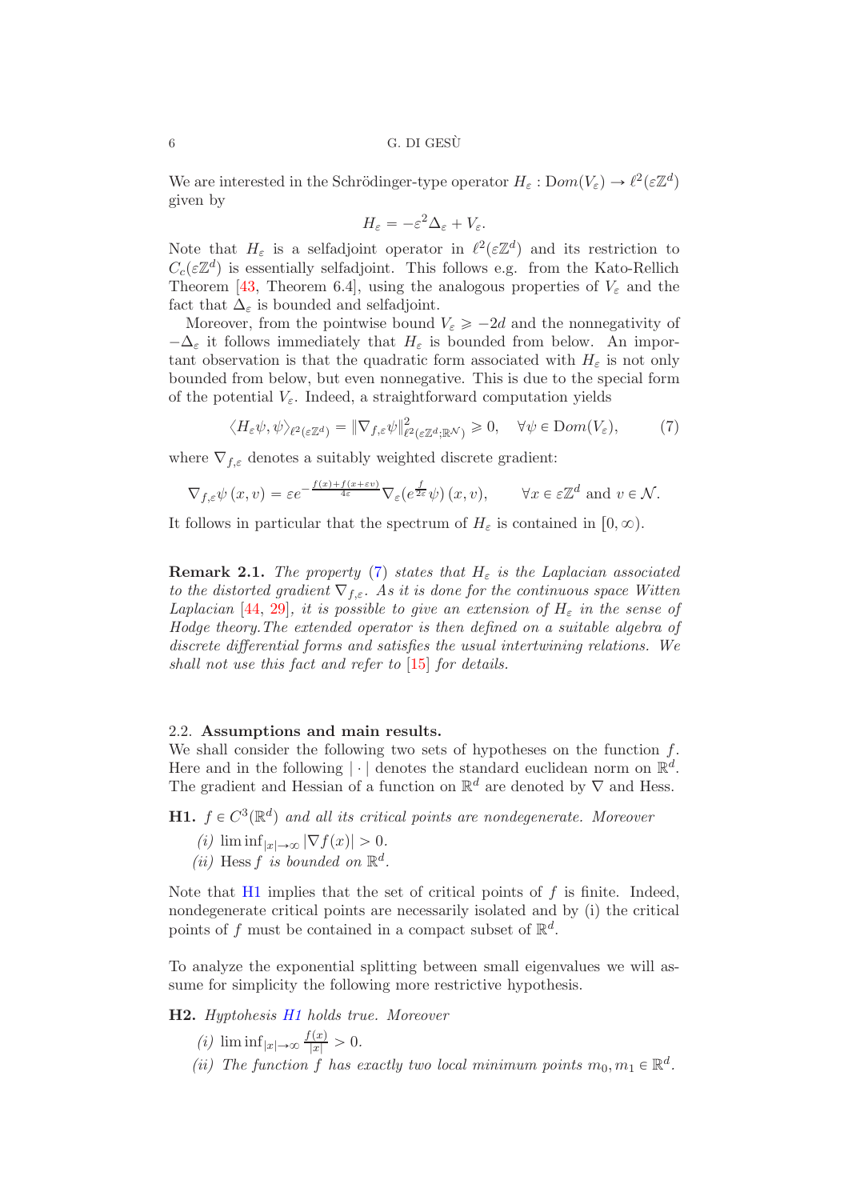We are interested in the Schrödinger-type operator $H_\varepsilon : \mathrm{Dom}(V_\varepsilon) \to \ell^2(\varepsilon\mathbb{Z}^d)$ given by

$$H_\varepsilon = -\varepsilon^2 \Delta_\varepsilon + V_\varepsilon.$$

Note that $H_\varepsilon$ is a selfadjoint operator in $\ell^2(\varepsilon\mathbb{Z}^d)$ and its restriction to $C_c(\varepsilon\mathbb{Z}^d)$ is essentially selfadjoint. This follows e.g. from the Kato-Rellich Theorem [43, Theorem 6.4], using the analogous properties of $V_\varepsilon$ and the fact that $\Delta_\varepsilon$ is bounded and selfadjoint.

Moreover, from the pointwise bound $V_\varepsilon \geqslant -2d$ and the nonnegativity of $-\Delta_\varepsilon$ it follows immediately that $H_\varepsilon$ is bounded from below. An important observation is that the quadratic form associated with $H_\varepsilon$ is not only bounded from below, but even nonnegative. This is due to the special form of the potential $V_\varepsilon$. Indeed, a straightforward computation yields

$$\langle H_\varepsilon \psi, \psi \rangle_{\ell^2(\varepsilon\mathbb{Z}^d)} = \|\nabla_{f,\varepsilon}\psi\|^2_{\ell^2(\varepsilon\mathbb{Z}^d;\mathbb{R}^{\mathcal{N}})} \geqslant 0, \quad \forall \psi \in \mathrm{Dom}(V_\varepsilon), \tag{7}$$

where $\nabla_{f,\varepsilon}$ denotes a suitably weighted discrete gradient:

$$\nabla_{f,\varepsilon}\psi\,(x,v) = \varepsilon e^{-\frac{f(x)+f(x+\varepsilon v)}{4\varepsilon}} \nabla_\varepsilon (e^{\frac{f}{2\varepsilon}}\psi)\,(x,v), \qquad \forall x \in \varepsilon\mathbb{Z}^d \text{ and } v \in \mathcal{N}.$$

It follows in particular that the spectrum of $H_\varepsilon$ is contained in $[0,\infty)$.

**Remark 2.1.** *The property (7) states that $H_\varepsilon$ is the Laplacian associated to the distorted gradient $\nabla_{f,\varepsilon}$. As it is done for the continuous space Witten Laplacian [44, 29], it is possible to give an extension of $H_\varepsilon$ in the sense of Hodge theory.The extended operator is then defined on a suitable algebra of discrete differential forms and satisfies the usual intertwining relations. We shall not use this fact and refer to [15] for details.*

### 2.2. Assumptions and main results.

We shall consider the following two sets of hypotheses on the function $f$. Here and in the following $|\cdot|$ denotes the standard euclidean norm on $\mathbb{R}^d$. The gradient and Hessian of a function on $\mathbb{R}^d$ are denoted by $\nabla$ and Hess.

**H1.** *$f \in C^3(\mathbb{R}^d)$ and all its critical points are nondegenerate. Moreover*

*(i)* $\liminf_{|x|\to\infty} |\nabla f(x)| > 0$.

*(ii)* $\mathrm{Hess}\, f$ *is bounded on* $\mathbb{R}^d$.

Note that H1 implies that the set of critical points of $f$ is finite. Indeed, nondegenerate critical points are necessarily isolated and by (i) the critical points of $f$ must be contained in a compact subset of $\mathbb{R}^d$.

To analyze the exponential splitting between small eigenvalues we will assume for simplicity the following more restrictive hypothesis.

**H2.** *Hyptohesis H1 holds true. Moreover*

*(i)* $\liminf_{|x|\to\infty} \frac{f(x)}{|x|} > 0$.

*(ii) The function $f$ has exactly two local minimum points $m_0, m_1 \in \mathbb{R}^d$.*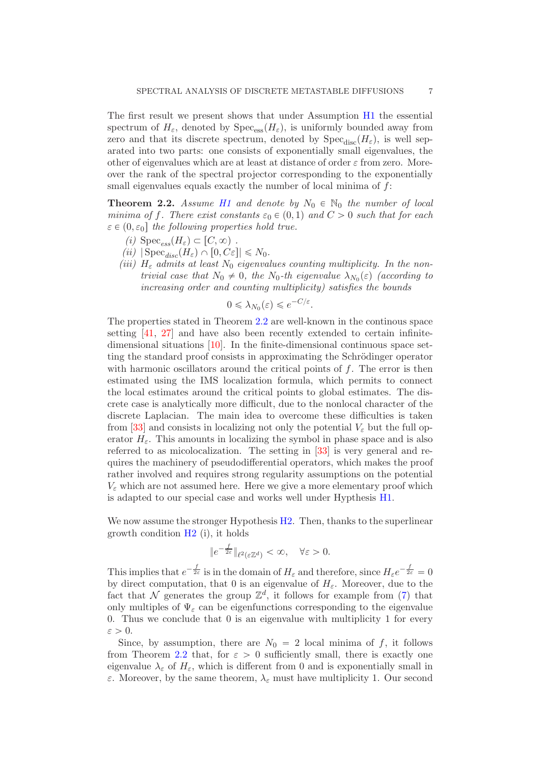The first result we present shows that under Assumption H1 the essential spectrum of $H_\varepsilon$, denoted by $\mathrm{Spec}_{\mathrm{ess}}(H_\varepsilon)$, is uniformly bounded away from zero and that its discrete spectrum, denoted by $\mathrm{Spec}_{\mathrm{disc}}(H_\varepsilon)$, is well separated into two parts: one consists of exponentially small eigenvalues, the other of eigenvalues which are at least at distance of order $\varepsilon$ from zero. Moreover the rank of the spectral projector corresponding to the exponentially small eigenvalues equals exactly the number of local minima of $f$:

**Theorem 2.2.** *Assume H1 and denote by $N_0 \in \mathbb{N}_0$ the number of local minima of $f$. There exist constants $\varepsilon_0 \in (0,1)$ and $C > 0$ such that for each $\varepsilon \in (0, \varepsilon_0]$ the following properties hold true.*

- *(i)* $\mathrm{Spec}_{ess}(H_\varepsilon) \subset [C, \infty)$ .
- *(ii)* $|\mathrm{Spec}_{disc}(H_\varepsilon) \cap [0, C\varepsilon]| \leqslant N_0$.
- *(iii)* *$H_\varepsilon$ admits at least $N_0$ eigenvalues counting multiplicity. In the nontrivial case that $N_0 \neq 0$, the $N_0$-th eigenvalue $\lambda_{N_0}(\varepsilon)$ (according to increasing order and counting multiplicity) satisfies the bounds*
$$0 \leqslant \lambda_{N_0}(\varepsilon) \leqslant e^{-C/\varepsilon}.$$

The properties stated in Theorem 2.2 are well-known in the continous space setting [41, 27] and have also been recently extended to certain infinite-dimensional situations [10]. In the finite-dimensional continuous space setting the standard proof consists in approximating the Schrödinger operator with harmonic oscillators around the critical points of $f$. The error is then estimated using the IMS localization formula, which permits to connect the local estimates around the critical points to global estimates. The discrete case is analytically more difficult, due to the nonlocal character of the discrete Laplacian. The main idea to overcome these difficulties is taken from [33] and consists in localizing not only the potential $V_\varepsilon$ but the full operator $H_\varepsilon$. This amounts in localizing the symbol in phase space and is also referred to as micolocalization. The setting in [33] is very general and requires the machinery of pseudodifferential operators, which makes the proof rather involved and requires strong regularity assumptions on the potential $V_\varepsilon$ which are not assumed here. Here we give a more elementary proof which is adapted to our special case and works well under Hypthesis H1.

We now assume the stronger Hypothesis H2. Then, thanks to the superlinear growth condition H2 (i), it holds

$$\|e^{-\frac{f}{2\varepsilon}}\|_{\ell^2(\varepsilon\mathbb{Z}^d)} < \infty, \quad \forall \varepsilon > 0.$$

This implies that $e^{-\frac{f}{2\varepsilon}}$ is in the domain of $H_\varepsilon$ and therefore, since $H_\varepsilon e^{-\frac{f}{2\varepsilon}} = 0$ by direct computation, that 0 is an eigenvalue of $H_\varepsilon$. Moreover, due to the fact that $\mathcal{N}$ generates the group $\mathbb{Z}^d$, it follows for example from (7) that only multiples of $\Psi_\varepsilon$ can be eigenfunctions corresponding to the eigenvalue 0. Thus we conclude that 0 is an eigenvalue with multiplicity 1 for every $\varepsilon > 0$.

Since, by assumption, there are $N_0 = 2$ local minima of $f$, it follows from Theorem 2.2 that, for $\varepsilon > 0$ sufficiently small, there is exactly one eigenvalue $\lambda_\varepsilon$ of $H_\varepsilon$, which is different from 0 and is exponentially small in $\varepsilon$. Moreover, by the same theorem, $\lambda_\varepsilon$ must have multiplicity 1. Our second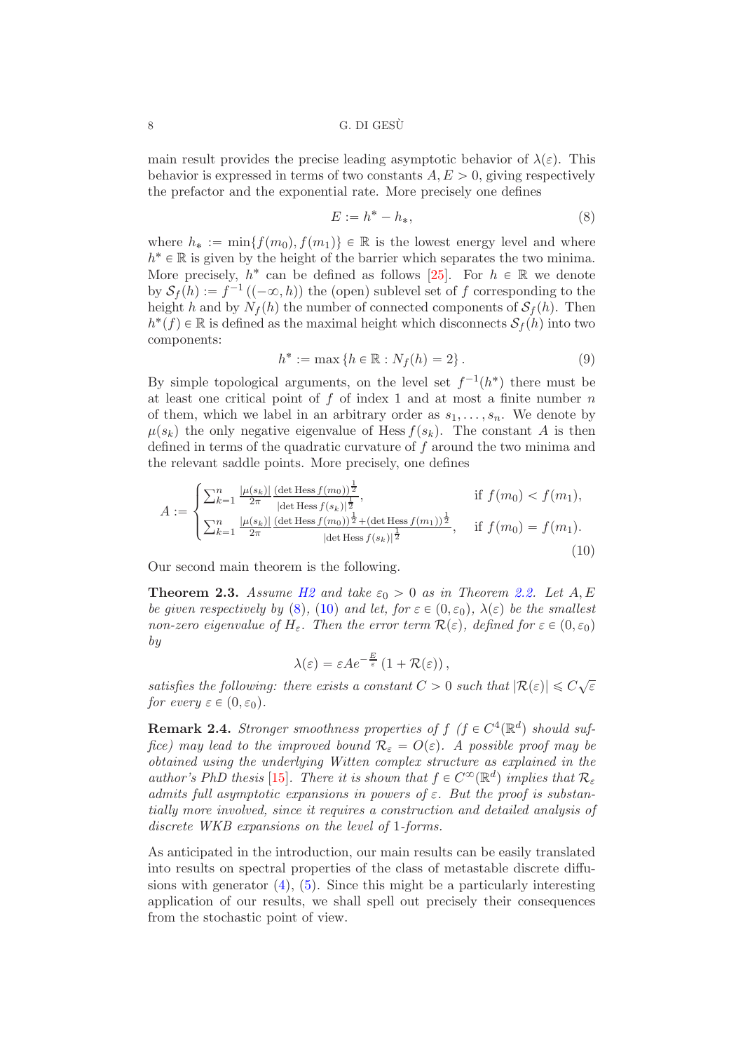main result provides the precise leading asymptotic behavior of $\lambda(\varepsilon)$. This behavior is expressed in terms of two constants $A, E > 0$, giving respectively the prefactor and the exponential rate. More precisely one defines

$$E := h^* - h_*, \tag{8}$$

where $h_* := \min\{f(m_0), f(m_1)\} \in \mathbb{R}$ is the lowest energy level and where $h^* \in \mathbb{R}$ is given by the height of the barrier which separates the two minima. More precisely, $h^*$ can be defined as follows [25]. For $h \in \mathbb{R}$ we denote by $\mathcal{S}_f(h) := f^{-1}((-\infty, h))$ the (open) sublevel set of $f$ corresponding to the height $h$ and by $N_f(h)$ the number of connected components of $\mathcal{S}_f(h)$. Then $h^*(f) \in \mathbb{R}$ is defined as the maximal height which disconnects $\mathcal{S}_f(h)$ into two components:

$$h^* := \max\{h \in \mathbb{R} : N_f(h) = 2\}. \tag{9}$$

By simple topological arguments, on the level set $f^{-1}(h^*)$ there must be at least one critical point of $f$ of index 1 and at most a finite number $n$ of them, which we label in an arbitrary order as $s_1, \dots, s_n$. We denote by $\mu(s_k)$ the only negative eigenvalue of $\operatorname{Hess} f(s_k)$. The constant $A$ is then defined in terms of the quadratic curvature of $f$ around the two minima and the relevant saddle points. More precisely, one defines

$$A := \begin{cases} \sum_{k=1}^n \frac{|\mu(s_k)|}{2\pi} \frac{(\det \operatorname{Hess} f(m_0))^{\frac{1}{2}}}{|\det \operatorname{Hess} f(s_k)|^{\frac{1}{2}}}, & \text{if } f(m_0) < f(m_1), \\ \sum_{k=1}^n \frac{|\mu(s_k)|}{2\pi} \frac{(\det \operatorname{Hess} f(m_0))^{\frac{1}{2}} + (\det \operatorname{Hess} f(m_1))^{\frac{1}{2}}}{|\det \operatorname{Hess} f(s_k)|^{\frac{1}{2}}}, & \text{if } f(m_0) = f(m_1). \end{cases} \tag{10}$$

Our second main theorem is the following.

**Theorem 2.3.** *Assume H2 and take $\varepsilon_0 > 0$ as in Theorem 2.2. Let $A, E$ be given respectively by (8), (10) and let, for $\varepsilon \in (0, \varepsilon_0)$, $\lambda(\varepsilon)$ be the smallest non-zero eigenvalue of $H_\varepsilon$. Then the error term $\mathcal{R}(\varepsilon)$, defined for $\varepsilon \in (0, \varepsilon_0)$ by*

$$\lambda(\varepsilon) = \varepsilon A e^{-\frac{E}{\varepsilon}} \left(1 + \mathcal{R}(\varepsilon)\right),$$

*satisfies the following: there exists a constant $C > 0$ such that $|\mathcal{R}(\varepsilon)| \leqslant C\sqrt{\varepsilon}$ for every $\varepsilon \in (0, \varepsilon_0)$.*

**Remark 2.4.** *Stronger smoothness properties of $f$ ($f \in C^4(\mathbb{R}^d)$ should suffice) may lead to the improved bound $\mathcal{R}_\varepsilon = O(\varepsilon)$. A possible proof may be obtained using the underlying Witten complex structure as explained in the author's PhD thesis [15]. There it is shown that $f \in C^\infty(\mathbb{R}^d)$ implies that $\mathcal{R}_\varepsilon$ admits full asymptotic expansions in powers of $\varepsilon$. But the proof is substantially more involved, since it requires a construction and detailed analysis of discrete WKB expansions on the level of 1-forms.*

As anticipated in the introduction, our main results can be easily translated into results on spectral properties of the class of metastable discrete diffusions with generator (4), (5). Since this might be a particularly interesting application of our results, we shall spell out precisely their consequences from the stochastic point of view.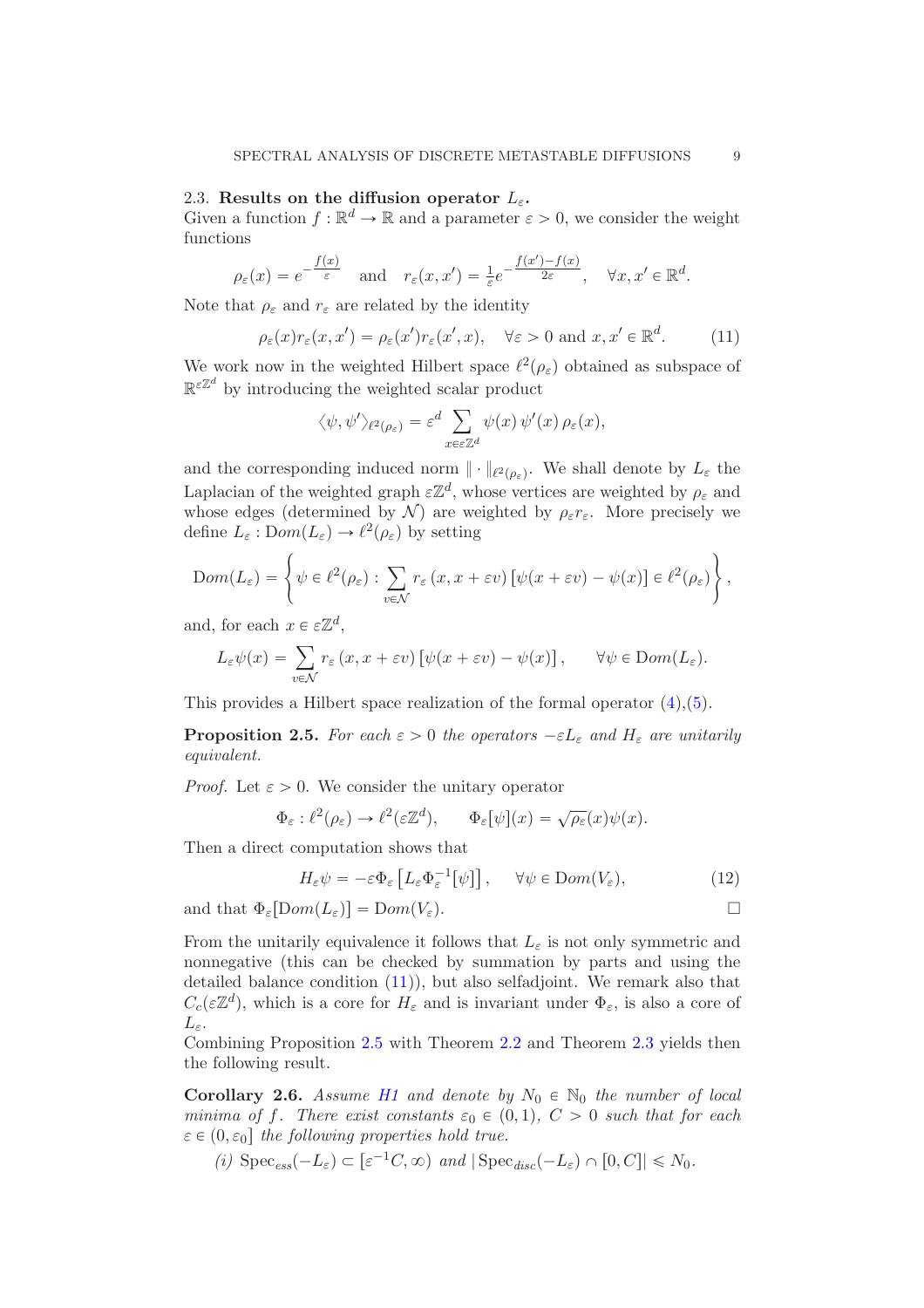### 2.3. **Results on the diffusion operator $L_\varepsilon$.**

Given a function $f : \mathbb{R}^d \to \mathbb{R}$ and a parameter $\varepsilon > 0$, we consider the weight functions

$$\rho_\varepsilon(x) = e^{-\frac{f(x)}{\varepsilon}} \quad \text{and} \quad r_\varepsilon(x, x') = \tfrac{1}{\varepsilon} e^{-\frac{f(x')-f(x)}{2\varepsilon}}, \quad \forall x, x' \in \mathbb{R}^d.$$

Note that $\rho_\varepsilon$ and $r_\varepsilon$ are related by the identity

$$\rho_\varepsilon(x) r_\varepsilon(x, x') = \rho_\varepsilon(x') r_\varepsilon(x', x), \quad \forall \varepsilon > 0 \text{ and } x, x' \in \mathbb{R}^d. \tag{11}$$

We work now in the weighted Hilbert space $\ell^2(\rho_\varepsilon)$ obtained as subspace of $\mathbb{R}^{\varepsilon\mathbb{Z}^d}$ by introducing the weighted scalar product

$$\langle \psi, \psi' \rangle_{\ell^2(\rho_\varepsilon)} = \varepsilon^d \sum_{x \in \varepsilon\mathbb{Z}^d} \psi(x)\, \psi'(x)\, \rho_\varepsilon(x),$$

and the corresponding induced norm $\| \cdot \|_{\ell^2(\rho_\varepsilon)}$. We shall denote by $L_\varepsilon$ the Laplacian of the weighted graph $\varepsilon\mathbb{Z}^d$, whose vertices are weighted by $\rho_\varepsilon$ and whose edges (determined by $\mathcal{N}$) are weighted by $\rho_\varepsilon r_\varepsilon$. More precisely we define $L_\varepsilon : \mathrm{D}om(L_\varepsilon) \to \ell^2(\rho_\varepsilon)$ by setting

$$\mathrm{D}om(L_\varepsilon) = \left\{ \psi \in \ell^2(\rho_\varepsilon) : \sum_{v \in \mathcal{N}} r_\varepsilon\,(x, x + \varepsilon v)\,[\psi(x + \varepsilon v) - \psi(x)] \in \ell^2(\rho_\varepsilon) \right\},$$

and, for each $x \in \varepsilon\mathbb{Z}^d$,

$$L_\varepsilon \psi(x) = \sum_{v \in \mathcal{N}} r_\varepsilon\,(x, x + \varepsilon v)\,[\psi(x + \varepsilon v) - \psi(x)]\,, \qquad \forall \psi \in \mathrm{D}om(L_\varepsilon).$$

This provides a Hilbert space realization of the formal operator (4),(5).

**Proposition 2.5.** *For each $\varepsilon > 0$ the operators $-\varepsilon L_\varepsilon$ and $H_\varepsilon$ are unitarily equivalent.*

*Proof.* Let $\varepsilon > 0$. We consider the unitary operator

$$\Phi_\varepsilon : \ell^2(\rho_\varepsilon) \to \ell^2(\varepsilon\mathbb{Z}^d), \qquad \Phi_\varepsilon[\psi](x) = \sqrt{\rho_\varepsilon}(x)\psi(x).$$

Then a direct computation shows that

$$H_\varepsilon \psi = -\varepsilon \Phi_\varepsilon \left[ L_\varepsilon \Phi_\varepsilon^{-1}[\psi] \right], \quad \forall \psi \in \mathrm{D}om(V_\varepsilon), \tag{12}$$

and that $\Phi_\varepsilon[\mathrm{D}om(L_\varepsilon)] = \mathrm{D}om(V_\varepsilon)$. □

From the unitarily equivalence it follows that $L_\varepsilon$ is not only symmetric and nonnegative (this can be checked by summation by parts and using the detailed balance condition (11)), but also selfadjoint. We remark also that $C_c(\varepsilon\mathbb{Z}^d)$, which is a core for $H_\varepsilon$ and is invariant under $\Phi_\varepsilon$, is also a core of $L_\varepsilon$.

Combining Proposition 2.5 with Theorem 2.2 and Theorem 2.3 yields then the following result.

**Corollary 2.6.** *Assume H1 and denote by $N_0 \in \mathbb{N}_0$ the number of local minima of $f$. There exist constants $\varepsilon_0 \in (0, 1)$, $C > 0$ such that for each $\varepsilon \in (0, \varepsilon_0]$ the following properties hold true.*

(i) $\mathrm{Spec}_{ess}(-L_\varepsilon) \subset [\varepsilon^{-1}C, \infty)$ *and* $|\mathrm{Spec}_{disc}(-L_\varepsilon) \cap [0, C]| \leqslant N_0$.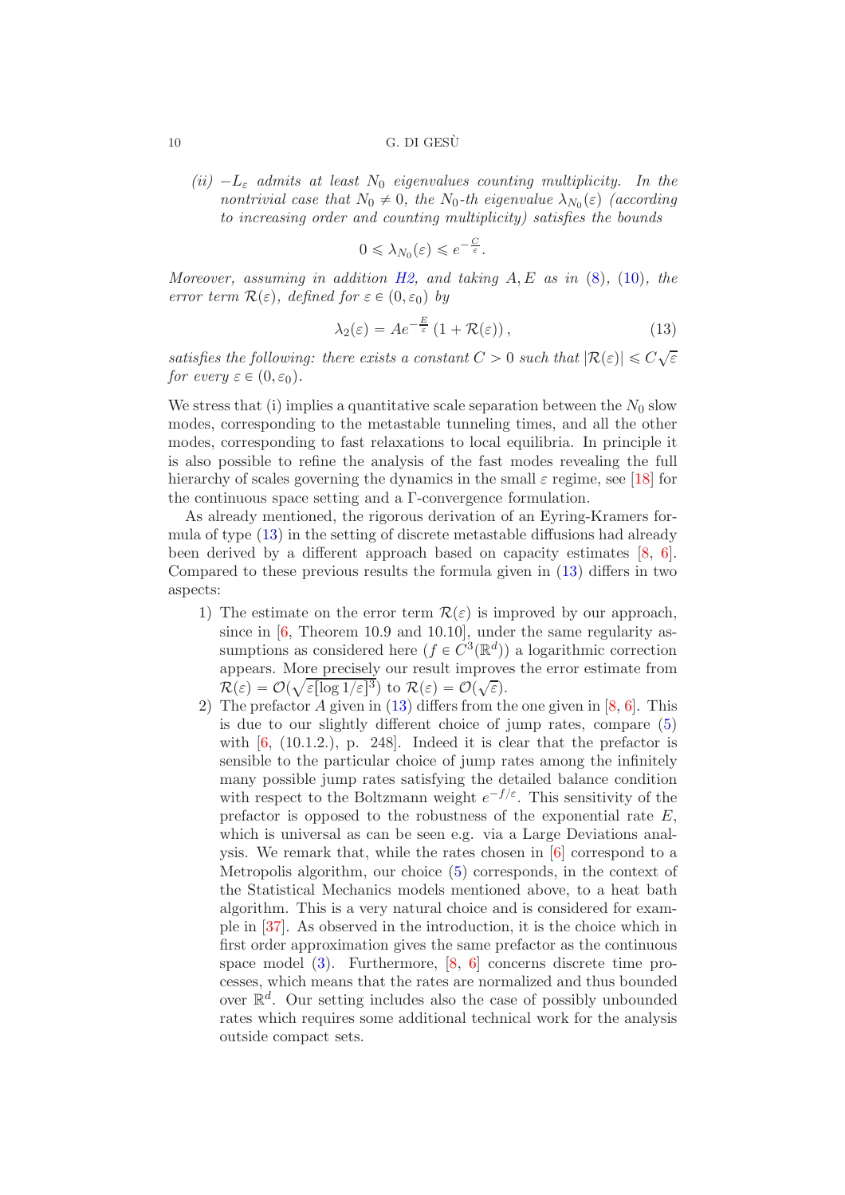*(ii) $-L_\varepsilon$ admits at least $N_0$ eigenvalues counting multiplicity. In the nontrivial case that $N_0 \neq 0$, the $N_0$-th eigenvalue $\lambda_{N_0}(\varepsilon)$ (according to increasing order and counting multiplicity) satisfies the bounds*

$$0 \leqslant \lambda_{N_0}(\varepsilon) \leqslant e^{-\frac{C}{\varepsilon}}.$$

*Moreover, assuming in addition H2, and taking $A, E$ as in (8), (10), the error term $\mathcal{R}(\varepsilon)$, defined for $\varepsilon \in (0, \varepsilon_0)$ by*

$$\lambda_2(\varepsilon) = A e^{-\frac{E}{\varepsilon}} \left(1 + \mathcal{R}(\varepsilon)\right), \tag{13}$$

*satisfies the following: there exists a constant $C > 0$ such that $|\mathcal{R}(\varepsilon)| \leqslant C\sqrt{\varepsilon}$ for every $\varepsilon \in (0, \varepsilon_0)$.*

We stress that (i) implies a quantitative scale separation between the $N_0$ slow modes, corresponding to the metastable tunneling times, and all the other modes, corresponding to fast relaxations to local equilibria. In principle it is also possible to refine the analysis of the fast modes revealing the full hierarchy of scales governing the dynamics in the small $\varepsilon$ regime, see [18] for the continuous space setting and a Γ-convergence formulation.

As already mentioned, the rigorous derivation of an Eyring-Kramers formula of type (13) in the setting of discrete metastable diffusions had already been derived by a different approach based on capacity estimates [8, 6]. Compared to these previous results the formula given in (13) differs in two aspects:

1) The estimate on the error term $\mathcal{R}(\varepsilon)$ is improved by our approach, since in [6, Theorem 10.9 and 10.10], under the same regularity assumptions as considered here ($f \in C^3(\mathbb{R}^d)$) a logarithmic correction appears. More precisely our result improves the error estimate from $\mathcal{R}(\varepsilon) = \mathcal{O}(\sqrt{\varepsilon[\log 1/\varepsilon]^3})$ to $\mathcal{R}(\varepsilon) = \mathcal{O}(\sqrt{\varepsilon})$.
2) The prefactor $A$ given in (13) differs from the one given in [8, 6]. This is due to our slightly different choice of jump rates, compare (5) with [6, (10.1.2.), p. 248]. Indeed it is clear that the prefactor is sensible to the particular choice of jump rates among the infinitely many possible jump rates satisfying the detailed balance condition with respect to the Boltzmann weight $e^{-f/\varepsilon}$. This sensitivity of the prefactor is opposed to the robustness of the exponential rate $E$, which is universal as can be seen e.g. via a Large Deviations analysis. We remark that, while the rates chosen in [6] correspond to a Metropolis algorithm, our choice (5) corresponds, in the context of the Statistical Mechanics models mentioned above, to a heat bath algorithm. This is a very natural choice and is considered for example in [37]. As observed in the introduction, it is the choice which in first order approximation gives the same prefactor as the continuous space model (3). Furthermore, [8, 6] concerns discrete time processes, which means that the rates are normalized and thus bounded over $\mathbb{R}^d$. Our setting includes also the case of possibly unbounded rates which requires some additional technical work for the analysis outside compact sets.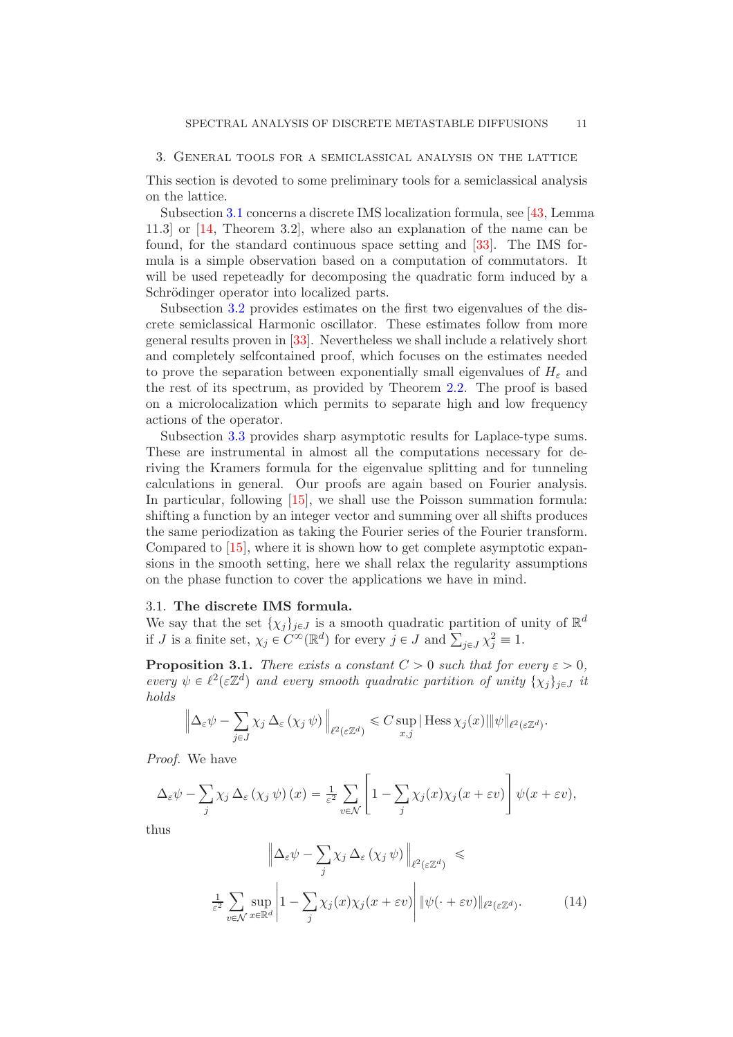## 3. General tools for a semiclassical analysis on the lattice

This section is devoted to some preliminary tools for a semiclassical analysis on the lattice.

Subsection 3.1 concerns a discrete IMS localization formula, see [43, Lemma 11.3] or [14, Theorem 3.2], where also an explanation of the name can be found, for the standard continuous space setting and [33]. The IMS formula is a simple observation based on a computation of commutators. It will be used repeteadly for decomposing the quadratic form induced by a Schrödinger operator into localized parts.

Subsection 3.2 provides estimates on the first two eigenvalues of the discrete semiclassical Harmonic oscillator. These estimates follow from more general results proven in [33]. Nevertheless we shall include a relatively short and completely selfcontained proof, which focuses on the estimates needed to prove the separation between exponentially small eigenvalues of $H_\varepsilon$ and the rest of its spectrum, as provided by Theorem 2.2. The proof is based on a microlocalization which permits to separate high and low frequency actions of the operator.

Subsection 3.3 provides sharp asymptotic results for Laplace-type sums. These are instrumental in almost all the computations necessary for deriving the Kramers formula for the eigenvalue splitting and for tunneling calculations in general. Our proofs are again based on Fourier analysis. In particular, following [15], we shall use the Poisson summation formula: shifting a function by an integer vector and summing over all shifts produces the same periodization as taking the Fourier series of the Fourier transform. Compared to [15], where it is shown how to get complete asymptotic expansions in the smooth setting, here we shall relax the regularity assumptions on the phase function to cover the applications we have in mind.

### 3.1. The discrete IMS formula.

We say that the set $\{\chi_j\}_{j\in J}$ is a smooth quadratic partition of unity of $\mathbb{R}^d$ if $J$ is a finite set, $\chi_j \in C^\infty(\mathbb{R}^d)$ for every $j \in J$ and $\sum_{j\in J}\chi_j^2 \equiv 1$.

**Proposition 3.1.** *There exists a constant $C > 0$ such that for every $\varepsilon > 0$, every $\psi \in \ell^2(\varepsilon\mathbb{Z}^d)$ and every smooth quadratic partition of unity $\{\chi_j\}_{j\in J}$ it holds*

$$\Big\| \Delta_\varepsilon \psi - \sum_{j\in J} \chi_j \, \Delta_\varepsilon \left(\chi_j \, \psi\right) \Big\|_{\ell^2(\varepsilon\mathbb{Z}^d)} \leqslant C \sup_{x,j} |\operatorname{Hess} \chi_j(x)| \|\psi\|_{\ell^2(\varepsilon\mathbb{Z}^d)}.$$

*Proof.* We have

$$\Delta_\varepsilon \psi - \sum_j \chi_j \, \Delta_\varepsilon \left(\chi_j \, \psi\right)(x) = \tfrac{1}{\varepsilon^2} \sum_{v\in\mathcal{N}} \left[1 - \sum_j \chi_j(x)\chi_j(x+\varepsilon v)\right] \psi(x+\varepsilon v),$$

thus

$$\Big\| \Delta_\varepsilon \psi - \sum_j \chi_j \, \Delta_\varepsilon \left(\chi_j \, \psi\right) \Big\|_{\ell^2(\varepsilon\mathbb{Z}^d)} \leqslant$$

$$\tfrac{1}{\varepsilon^2} \sum_{v\in\mathcal{N}} \sup_{x\in\mathbb{R}^d} \left|1 - \sum_j \chi_j(x)\chi_j(x+\varepsilon v)\right| \|\psi(\cdot + \varepsilon v)\|_{\ell^2(\varepsilon\mathbb{Z}^d)}. \tag{14}$$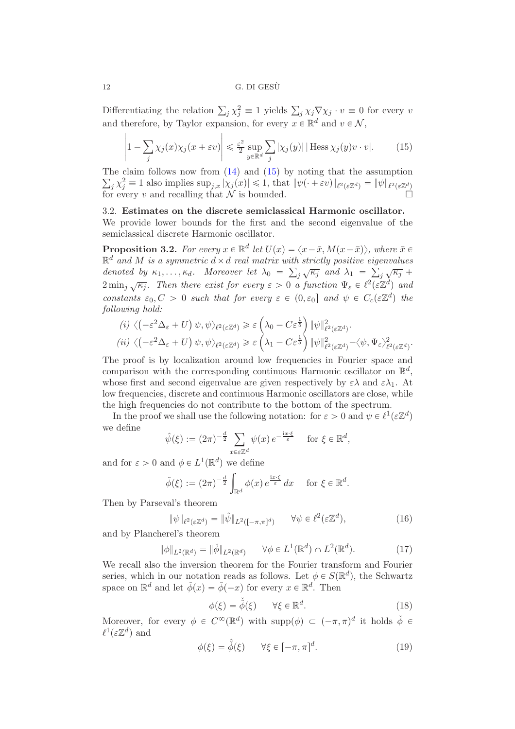Differentiating the relation $\sum_j \chi_j^2 \equiv 1$ yields $\sum_j \chi_j \nabla\chi_j \cdot v \equiv 0$ for every $v$ and therefore, by Taylor expansion, for every $x \in \mathbb{R}^d$ and $v \in \mathcal{N}$,

$$\left|1 - \sum_j \chi_j(x)\chi_j(x+\varepsilon v)\right| \leqslant \tfrac{\varepsilon^2}{2} \sup_{y\in\mathbb{R}^d} \sum_j |\chi_j(y)|\,|\operatorname{Hess}\chi_j(y)v \cdot v|. \tag{15}$$

The claim follows now from (14) and (15) by noting that the assumption $\sum_j \chi_j^2 \equiv 1$ also implies $\sup_{j,x}|\chi_j(x)| \leqslant 1$, that $\|\psi(\cdot+\varepsilon v)\|_{\ell^2(\varepsilon\mathbb{Z}^d)} = \|\psi\|_{\ell^2(\varepsilon\mathbb{Z}^d)}$ for every $v$ and recalling that $\mathcal{N}$ is bounded. □

### 3.2. Estimates on the discrete semiclassical Harmonic oscillator.

We provide lower bounds for the first and the second eigenvalue of the semiclassical discrete Harmonic oscillator.

**Proposition 3.2.** *For every $x \in \mathbb{R}^d$ let $U(x) = \langle x-\bar{x}, M(x-\bar{x})\rangle$, where $\bar{x} \in \mathbb{R}^d$ and $M$ is a symmetric $d\times d$ real matrix with strictly positive eigenvalues denoted by $\kappa_1,\ldots,\kappa_d$. Moreover let $\lambda_0 = \sum_j \sqrt{\kappa_j}$ and $\lambda_1 = \sum_j\sqrt{\kappa_j} + 2\min_j\sqrt{\kappa_j}$. Then there exist for every $\varepsilon > 0$ a function $\Psi_\varepsilon \in \ell^2(\varepsilon\mathbb{Z}^d)$ and constants $\varepsilon_0, C > 0$ such that for every $\varepsilon \in (0,\varepsilon_0]$ and $\psi \in C_c(\varepsilon\mathbb{Z}^d)$ the following hold:*

*(i) $\langle\left(-\varepsilon^2\Delta_\varepsilon + U\right)\psi,\psi\rangle_{\ell^2(\varepsilon\mathbb{Z}^d)} \geqslant \varepsilon\left(\lambda_0 - C\varepsilon^{\frac{1}{5}}\right)\|\psi\|^2_{\ell^2(\varepsilon\mathbb{Z}^d)}$.*

*(ii) $\langle\left(-\varepsilon^2\Delta_\varepsilon + U\right)\psi,\psi\rangle_{\ell^2(\varepsilon\mathbb{Z}^d)} \geqslant \varepsilon\left(\lambda_1 - C\varepsilon^{\frac{1}{5}}\right)\|\psi\|^2_{\ell^2(\varepsilon\mathbb{Z}^d)} - \langle\psi,\Psi_\varepsilon\rangle^2_{\ell^2(\varepsilon\mathbb{Z}^d)}$.*

The proof is by localization around low frequencies in Fourier space and comparison with the corresponding continuous Harmonic oscillator on $\mathbb{R}^d$, whose first and second eigenvalue are given respectively by $\varepsilon\lambda$ and $\varepsilon\lambda_1$. At low frequencies, discrete and continuous Harmonic oscillators are close, while the high frequencies do not contribute to the bottom of the spectrum.

In the proof we shall use the following notation: for $\varepsilon > 0$ and $\psi \in \ell^1(\varepsilon\mathbb{Z}^d)$ we define

$$\hat{\psi}(\xi) := (2\pi)^{-\frac{d}{2}} \sum_{x\in\varepsilon\mathbb{Z}^d} \psi(x)\, e^{-\frac{\mathrm{i}x\cdot\xi}{\varepsilon}} \quad \text{ for } \xi \in \mathbb{R}^d,$$

and for $\varepsilon > 0$ and $\phi \in L^1(\mathbb{R}^d)$ we define

$$\check{\phi}(\xi) := (2\pi)^{-\frac{d}{2}} \int_{\mathbb{R}^d} \phi(x)\, e^{\frac{\mathrm{i}x\cdot\xi}{\varepsilon}}\, dx \quad \text{ for } \xi \in \mathbb{R}^d.$$

Then by Parseval's theorem

$$\|\psi\|_{\ell^2(\varepsilon\mathbb{Z}^d)} = \|\hat{\psi}\|_{L^2([-\pi,\pi]^d)} \qquad \forall\psi \in \ell^2(\varepsilon\mathbb{Z}^d), \tag{16}$$

and by Plancherel's theorem

$$\|\phi\|_{L^2(\mathbb{R}^d)} = \|\check{\phi}\|_{L^2(\mathbb{R}^d)} \qquad \forall\phi \in L^1(\mathbb{R}^d)\cap L^2(\mathbb{R}^d). \tag{17}$$

We recall also the inversion theorem for the Fourier transform and Fourier series, which in our notation reads as follows. Let $\phi \in S(\mathbb{R}^d)$, the Schwartz space on $\mathbb{R}^d$ and let $\tilde{\phi}(x) = \check{\phi}(-x)$ for every $x \in \mathbb{R}^d$. Then

$$\phi(\xi) = \check{\tilde{\phi}}(\xi) \qquad \forall\xi \in \mathbb{R}^d. \tag{18}$$

Moreover, for every $\phi \in C^\infty(\mathbb{R}^d)$ with $\operatorname{supp}(\phi) \subset (-\pi,\pi)^d$ it holds $\check{\phi} \in \ell^1(\varepsilon\mathbb{Z}^d)$ and

$$\phi(\xi) = \hat{\check{\phi}}(\xi) \qquad \forall\xi \in [-\pi,\pi]^d. \tag{19}$$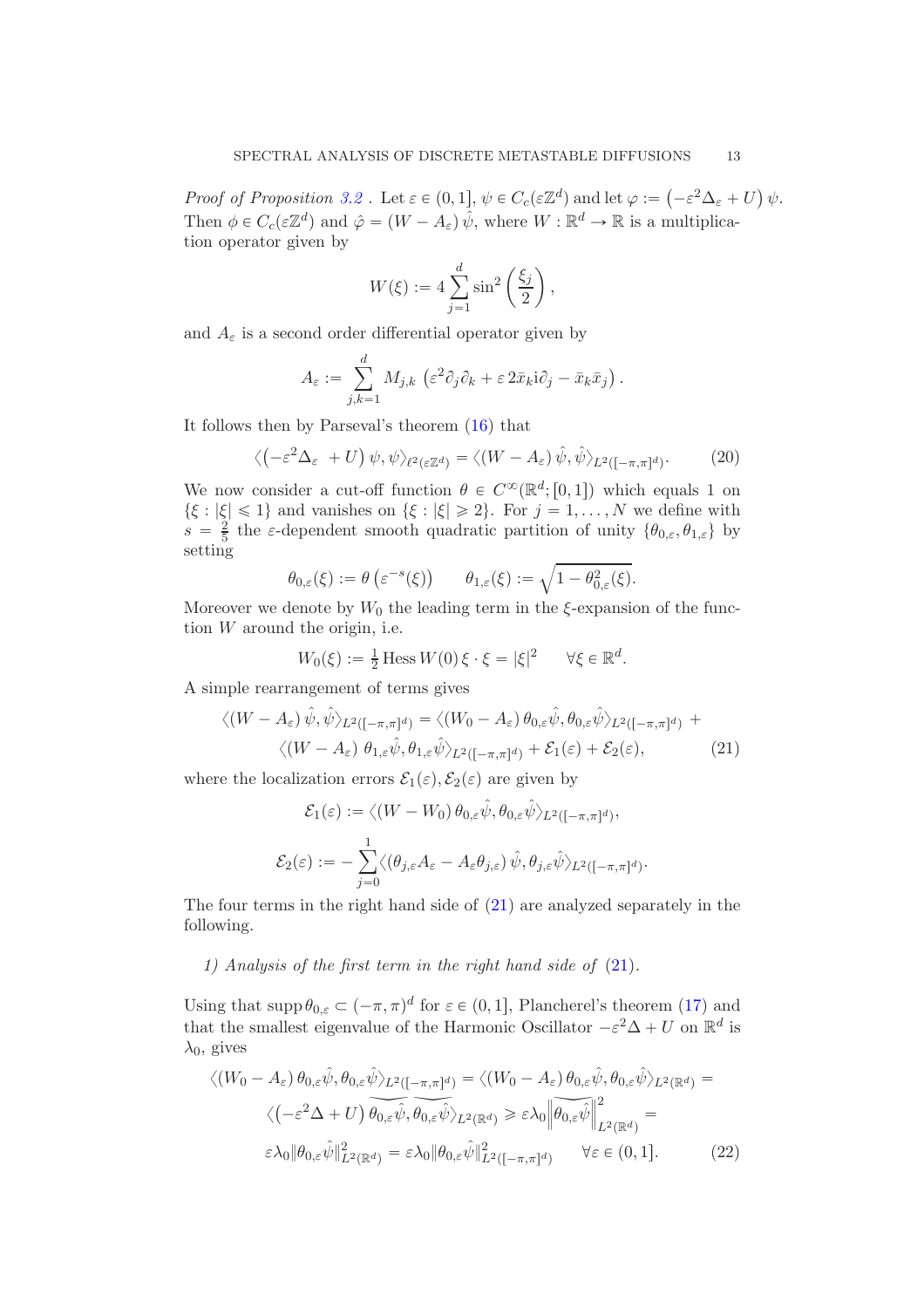*Proof of Proposition 3.2 .* Let $\varepsilon \in (0,1]$, $\psi \in C_c(\varepsilon\mathbb{Z}^d)$ and let $\varphi := \left(-\varepsilon^2\Delta_\varepsilon + U\right)\psi$. Then $\phi \in C_c(\varepsilon\mathbb{Z}^d)$ and $\hat{\varphi} = (W - A_\varepsilon)\,\hat{\psi}$, where $W : \mathbb{R}^d \to \mathbb{R}$ is a multiplication operator given by

$$W(\xi) := 4\sum_{j=1}^{d} \sin^2\left(\frac{\xi_j}{2}\right),$$

and $A_\varepsilon$ is a second order differential operator given by

$$A_\varepsilon := \sum_{j,k=1}^{d} M_{j,k}\,\left(\varepsilon^2\partial_j\partial_k + \varepsilon\, 2\bar{x}_k \mathrm{i}\partial_j - \bar{x}_k\bar{x}_j\right).$$

It follows then by Parseval's theorem (16) that

$$\langle\left(-\varepsilon^2\Delta_\varepsilon\; + U\right)\psi, \psi\rangle_{\ell^2(\varepsilon\mathbb{Z}^d)} = \langle(W - A_\varepsilon)\,\hat{\psi}, \hat{\psi}\rangle_{L^2([-\pi,\pi]^d)}. \tag{20}$$

We now consider a cut-off function $\theta \in C^\infty(\mathbb{R}^d;[0,1])$ which equals 1 on $\{\xi : |\xi| \leqslant 1\}$ and vanishes on $\{\xi : |\xi| \geqslant 2\}$. For $j = 1, \ldots, N$ we define with $s = \frac{2}{5}$ the $\varepsilon$-dependent smooth quadratic partition of unity $\{\theta_{0,\varepsilon}, \theta_{1,\varepsilon}\}$ by setting

$$\theta_{0,\varepsilon}(\xi) := \theta\left(\varepsilon^{-s}(\xi)\right) \qquad \theta_{1,\varepsilon}(\xi) := \sqrt{1 - \theta_{0,\varepsilon}^2(\xi)}.$$

Moreover we denote by $W_0$ the leading term in the $\xi$-expansion of the function $W$ around the origin, i.e.

$$W_0(\xi) := \tfrac{1}{2}\,\mathrm{Hess}\,W(0)\,\xi\cdot\xi = |\xi|^2 \qquad \forall \xi \in \mathbb{R}^d.$$

A simple rearrangement of terms gives

$$\begin{aligned}\langle(W - A_\varepsilon)\,\hat{\psi}, \hat{\psi}\rangle_{L^2([-\pi,\pi]^d)} = \langle(W_0 - A_\varepsilon)\,\theta_{0,\varepsilon}\hat{\psi}, \theta_{0,\varepsilon}\hat{\psi}\rangle_{L^2([-\pi,\pi]^d)} \;+ \\ \langle(W - A_\varepsilon)\;\theta_{1,\varepsilon}\hat{\psi}, \theta_{1,\varepsilon}\hat{\psi}\rangle_{L^2([-\pi,\pi]^d)} + \mathcal{E}_1(\varepsilon) + \mathcal{E}_2(\varepsilon),\end{aligned} \tag{21}$$

where the localization errors $\mathcal{E}_1(\varepsilon), \mathcal{E}_2(\varepsilon)$ are given by

$$\mathcal{E}_1(\varepsilon) := \langle(W - W_0)\,\theta_{0,\varepsilon}\hat{\psi}, \theta_{0,\varepsilon}\hat{\psi}\rangle_{L^2([-\pi,\pi]^d)},$$

$$\mathcal{E}_2(\varepsilon) := -\sum_{j=0}^{1}\langle(\theta_{j,\varepsilon}A_\varepsilon - A_\varepsilon\theta_{j,\varepsilon})\,\hat{\psi}, \theta_{j,\varepsilon}\hat{\psi}\rangle_{L^2([-\pi,\pi]^d)}.$$

The four terms in the right hand side of (21) are analyzed separately in the following.

*1) Analysis of the first term in the right hand side of* (21).

Using that $\operatorname{supp}\theta_{0,\varepsilon} \subset (-\pi,\pi)^d$ for $\varepsilon \in (0,1]$, Plancherel's theorem (17) and that the smallest eigenvalue of the Harmonic Oscillator $-\varepsilon^2\Delta + U$ on $\mathbb{R}^d$ is $\lambda_0$, gives

$$\begin{aligned}\langle(W_0 - A_\varepsilon)\,\theta_{0,\varepsilon}\hat{\psi}, \theta_{0,\varepsilon}\hat{\psi}\rangle_{L^2([-\pi,\pi]^d)} = \langle(W_0 - A_\varepsilon)\,\theta_{0,\varepsilon}\hat{\psi}, \theta_{0,\varepsilon}\hat{\psi}\rangle_{L^2(\mathbb{R}^d)} = \\ \langle\left(-\varepsilon^2\Delta + U\right)\widetilde{\theta_{0,\varepsilon}\hat{\psi}}, \widetilde{\theta_{0,\varepsilon}\hat{\psi}}\rangle_{L^2(\mathbb{R}^d)} \geqslant \varepsilon\lambda_0\left\|\widetilde{\theta_{0,\varepsilon}\hat{\psi}}\right\|^2_{L^2(\mathbb{R}^d)} = \\ \varepsilon\lambda_0\|\theta_{0,\varepsilon}\hat{\psi}\|^2_{L^2(\mathbb{R}^d)} = \varepsilon\lambda_0\|\theta_{0,\varepsilon}\hat{\psi}\|^2_{L^2([-\pi,\pi]^d)} \qquad \forall\varepsilon \in (0,1].\end{aligned} \tag{22}$$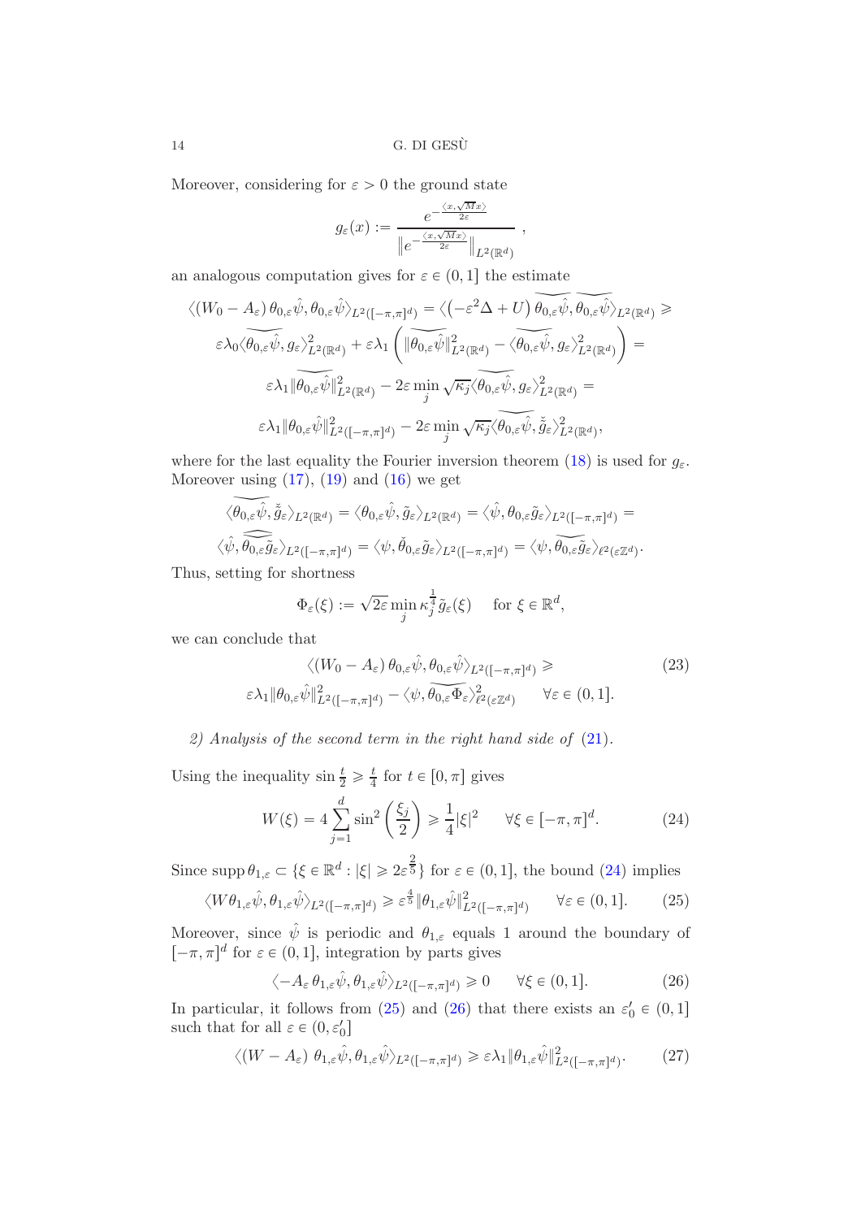Moreover, considering for $\varepsilon > 0$ the ground state

$$g_\varepsilon(x) := \frac{e^{-\frac{\langle x, \sqrt{M}x\rangle}{2\varepsilon}}}{\big\| e^{-\frac{\langle x, \sqrt{M}x\rangle}{2\varepsilon}} \big\|_{L^2(\mathbb{R}^d)}}\ ,$$

an analogous computation gives for $\varepsilon \in (0,1]$ the estimate

$$\begin{gathered}
\langle (W_0 - A_\varepsilon)\, \theta_{0,\varepsilon}\hat{\psi}, \theta_{0,\varepsilon}\hat{\psi}\rangle_{L^2([-\pi,\pi]^d)} = \langle \big(-\varepsilon^2\Delta + U\big)\, \widetilde{\theta_{0,\varepsilon}\hat{\psi}}, \widetilde{\theta_{0,\varepsilon}\hat{\psi}}\rangle_{L^2(\mathbb{R}^d)} \geqslant \\
\varepsilon\lambda_0 \langle \widetilde{\theta_{0,\varepsilon}\hat{\psi}}, g_\varepsilon\rangle^2_{L^2(\mathbb{R}^d)} + \varepsilon\lambda_1 \left( \|\widetilde{\theta_{0,\varepsilon}\hat{\psi}}\|^2_{L^2(\mathbb{R}^d)} - \langle \widetilde{\theta_{0,\varepsilon}\hat{\psi}}, g_\varepsilon\rangle^2_{L^2(\mathbb{R}^d)}\right) = \\
\varepsilon\lambda_1 \|\widetilde{\theta_{0,\varepsilon}\hat{\psi}}\|^2_{L^2(\mathbb{R}^d)} - 2\varepsilon \min_j \sqrt{\kappa_j} \langle \widetilde{\theta_{0,\varepsilon}\hat{\psi}}, g_\varepsilon\rangle^2_{L^2(\mathbb{R}^d)} = \\
\varepsilon\lambda_1 \|\theta_{0,\varepsilon}\hat{\psi}\|^2_{L^2([-\pi,\pi]^d)} - 2\varepsilon \min_j \sqrt{\kappa_j} \langle \widetilde{\theta_{0,\varepsilon}\hat{\psi}}, \check{\tilde{g}}_\varepsilon\rangle^2_{L^2(\mathbb{R}^d)},
\end{gathered}$$

where for the last equality the Fourier inversion theorem (18) is used for $g_\varepsilon$. Moreover using (17), (19) and (16) we get

$$\begin{gathered}
\langle \widetilde{\theta_{0,\varepsilon}\hat{\psi}}, \check{\tilde{g}}_\varepsilon\rangle_{L^2(\mathbb{R}^d)} = \langle \theta_{0,\varepsilon}\hat{\psi}, \tilde{g}_\varepsilon\rangle_{L^2(\mathbb{R}^d)} = \langle \hat{\psi}, \theta_{0,\varepsilon}\tilde{g}_\varepsilon\rangle_{L^2([-\pi,\pi]^d)} = \\
\langle \hat{\psi}, \widehat{\widetilde{\theta_{0,\varepsilon}\tilde{g}_\varepsilon}}\rangle_{L^2([-\pi,\pi]^d)} = \langle \psi, \check{\theta}_{0,\varepsilon}\tilde{g}_\varepsilon\rangle_{L^2([-\pi,\pi]^d)} = \langle \psi, \widetilde{\theta_{0,\varepsilon}\tilde{g}_\varepsilon}\rangle_{\ell^2(\varepsilon\mathbb{Z}^d)}.
\end{gathered}$$

Thus, setting for shortness

$$\Phi_\varepsilon(\xi) := \sqrt{2\varepsilon}\min_j \kappa_j^{\frac{1}{4}}\tilde{g}_\varepsilon(\xi) \quad \text{ for } \xi \in \mathbb{R}^d,$$

we can conclude that

$$\begin{gathered}
\langle (W_0 - A_\varepsilon)\, \theta_{0,\varepsilon}\hat{\psi}, \theta_{0,\varepsilon}\hat{\psi}\rangle_{L^2([-\pi,\pi]^d)} \geqslant \\
\varepsilon\lambda_1 \|\theta_{0,\varepsilon}\hat{\psi}\|^2_{L^2([-\pi,\pi]^d)} - \langle \psi, \widetilde{\theta_{0,\varepsilon}\Phi_\varepsilon}\rangle^2_{\ell^2(\varepsilon\mathbb{Z}^d)} \qquad \forall \varepsilon \in (0,1].
\end{gathered} \tag{23}$$

*2) Analysis of the second term in the right hand side of* (21).

Using the inequality $\sin\frac{t}{2} \geqslant \frac{t}{4}$ for $t \in [0,\pi]$ gives

$$W(\xi) = 4\sum_{j=1}^d \sin^2\left(\frac{\xi_j}{2}\right) \geqslant \frac{1}{4}|\xi|^2 \qquad \forall \xi \in [-\pi,\pi]^d. \tag{24}$$

Since $\operatorname{supp}\theta_{1,\varepsilon} \subset \{\xi \in \mathbb{R}^d : |\xi| \geqslant 2\varepsilon^{\frac{2}{5}}\}$ for $\varepsilon \in (0,1]$, the bound (24) implies

$$\langle W\theta_{1,\varepsilon}\hat{\psi}, \theta_{1,\varepsilon}\hat{\psi}\rangle_{L^2([-\pi,\pi]^d)} \geqslant \varepsilon^{\frac{4}{5}} \|\theta_{1,\varepsilon}\hat{\psi}\|^2_{L^2([-\pi,\pi]^d)} \qquad \forall \varepsilon \in (0,1]. \tag{25}$$

Moreover, since $\hat{\psi}$ is periodic and $\theta_{1,\varepsilon}$ equals 1 around the boundary of $[-\pi,\pi]^d$ for $\varepsilon \in (0,1]$, integration by parts gives

$$\langle -A_\varepsilon\, \theta_{1,\varepsilon}\hat{\psi}, \theta_{1,\varepsilon}\hat{\psi}\rangle_{L^2([-\pi,\pi]^d)} \geqslant 0 \qquad \forall \xi \in (0,1]. \tag{26}$$

In particular, it follows from (25) and (26) that there exists an $\varepsilon_0' \in (0,1]$ such that for all $\varepsilon \in (0,\varepsilon_0']$

$$\langle (W - A_\varepsilon)\ \theta_{1,\varepsilon}\hat{\psi}, \theta_{1,\varepsilon}\hat{\psi}\rangle_{L^2([-\pi,\pi]^d)} \geqslant \varepsilon\lambda_1 \|\theta_{1,\varepsilon}\hat{\psi}\|^2_{L^2([-\pi,\pi]^d)}. \tag{27}$$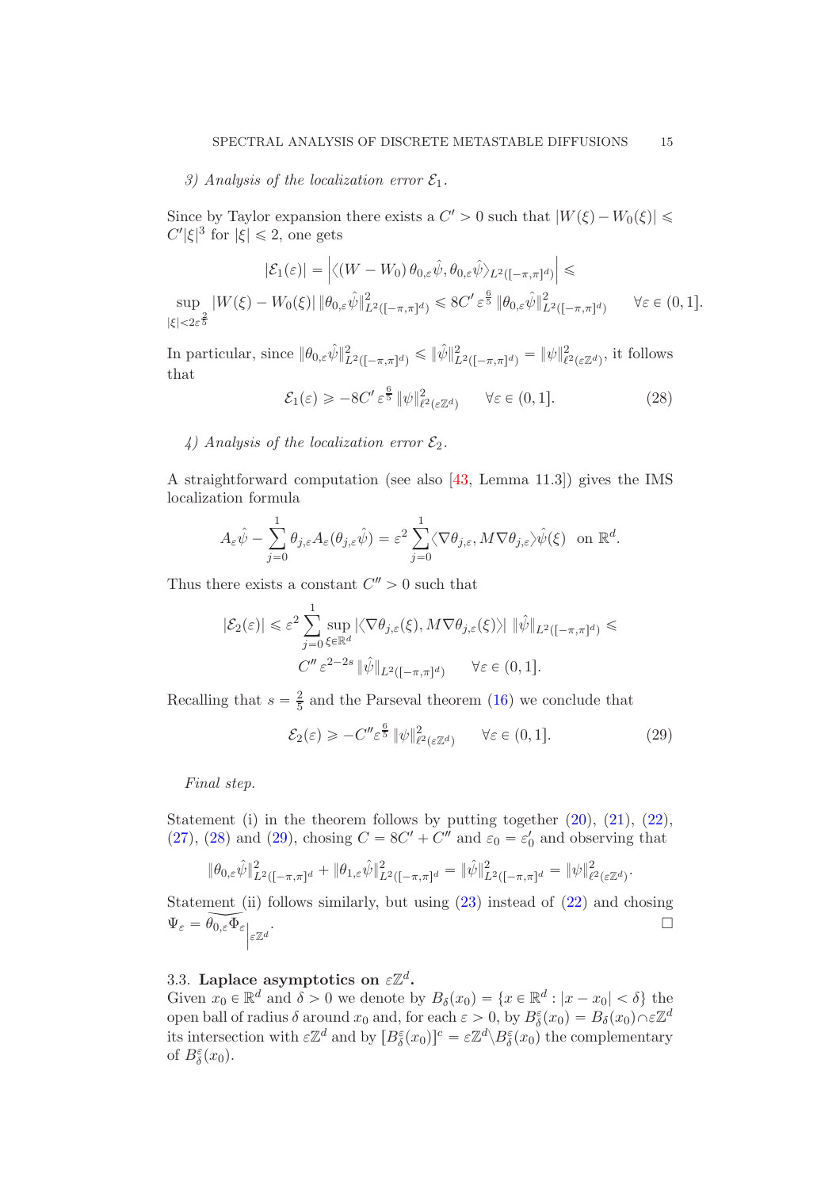*3) Analysis of the localization error $\mathcal{E}_1$.*

Since by Taylor expansion there exists a $C' > 0$ such that $|W(\xi) - W_0(\xi)| \leqslant C'|\xi|^3$ for $|\xi| \leqslant 2$, one gets

$$|\mathcal{E}_1(\varepsilon)| = \left|\langle (W - W_0)\, \theta_{0,\varepsilon}\hat{\psi}, \theta_{0,\varepsilon}\hat{\psi}\rangle_{L^2([-\pi,\pi]^d)}\right| \leqslant$$

$$\sup_{|\xi|<2\varepsilon^{\frac{2}{5}}} |W(\xi) - W_0(\xi)|\, \|\theta_{0,\varepsilon}\hat{\psi}\|^2_{L^2([-\pi,\pi]^d)} \leqslant 8C'\,\varepsilon^{\frac{6}{5}}\, \|\theta_{0,\varepsilon}\hat{\psi}\|^2_{L^2([-\pi,\pi]^d)} \qquad \forall \varepsilon \in (0,1].$$

In particular, since $\|\theta_{0,\varepsilon}\hat{\psi}\|^2_{L^2([-\pi,\pi]^d)} \leqslant \|\hat{\psi}\|^2_{L^2([-\pi,\pi]^d)} = \|\psi\|^2_{\ell^2(\varepsilon\mathbb{Z}^d)}$, it follows that

$$\mathcal{E}_1(\varepsilon) \geqslant -8C'\,\varepsilon^{\frac{6}{5}}\, \|\psi\|^2_{\ell^2(\varepsilon\mathbb{Z}^d)} \qquad \forall \varepsilon \in (0,1]. \tag{28}$$

*4) Analysis of the localization error $\mathcal{E}_2$.*

A straightforward computation (see also [43, Lemma 11.3]) gives the IMS localization formula

$$A_\varepsilon\hat{\psi} - \sum_{j=0}^{1} \theta_{j,\varepsilon} A_\varepsilon(\theta_{j,\varepsilon}\hat{\psi}) = \varepsilon^2 \sum_{j=0}^{1} \langle \nabla\theta_{j,\varepsilon}, M\nabla\theta_{j,\varepsilon}\rangle \hat{\psi}(\xi) \;\text{ on } \mathbb{R}^d.$$

Thus there exists a constant $C'' > 0$ such that

$$|\mathcal{E}_2(\varepsilon)| \leqslant \varepsilon^2 \sum_{j=0}^{1} \sup_{\xi\in\mathbb{R}^d} |\langle \nabla\theta_{j,\varepsilon}(\xi), M\nabla\theta_{j,\varepsilon}(\xi)\rangle|\; \|\hat{\psi}\|_{L^2([-\pi,\pi]^d)} \leqslant$$
$$C''\,\varepsilon^{2-2s}\, \|\hat{\psi}\|_{L^2([-\pi,\pi]^d)} \qquad \forall \varepsilon \in (0,1].$$

Recalling that $s = \frac{2}{5}$ and the Parseval theorem (16) we conclude that

$$\mathcal{E}_2(\varepsilon) \geqslant -C''\varepsilon^{\frac{6}{5}}\, \|\psi\|^2_{\ell^2(\varepsilon\mathbb{Z}^d)} \qquad \forall \varepsilon \in (0,1]. \tag{29}$$

*Final step.*

Statement (i) in the theorem follows by putting together (20), (21), (22), (27), (28) and (29), chosing $C = 8C' + C''$ and $\varepsilon_0 = \varepsilon_0'$ and observing that

$$\|\theta_{0,\varepsilon}\hat{\psi}\|^2_{L^2([-\pi,\pi]^d} + \|\theta_{1,\varepsilon}\hat{\psi}\|^2_{L^2([-\pi,\pi]^d} = \|\hat{\psi}\|^2_{L^2([-\pi,\pi]^d} = \|\psi\|^2_{\ell^2(\varepsilon\mathbb{Z}^d)}.$$

Statement (ii) follows similarly, but using (23) instead of (22) and chosing $\Psi_\varepsilon = \widecheck{\theta_{0,\varepsilon}\Phi_\varepsilon}\Big|_{\varepsilon\mathbb{Z}^d}$. $\square$

### 3.3. Laplace asymptotics on $\varepsilon\mathbb{Z}^d$.

Given $x_0 \in \mathbb{R}^d$ and $\delta > 0$ we denote by $B_\delta(x_0) = \{x \in \mathbb{R}^d : |x - x_0| < \delta\}$ the open ball of radius $\delta$ around $x_0$ and, for each $\varepsilon > 0$, by $B^\varepsilon_\delta(x_0) = B_\delta(x_0) \cap \varepsilon\mathbb{Z}^d$ its intersection with $\varepsilon\mathbb{Z}^d$ and by $[B^\varepsilon_\delta(x_0)]^c = \varepsilon\mathbb{Z}^d \backslash B^\varepsilon_\delta(x_0)$ the complementary of $B^\varepsilon_\delta(x_0)$.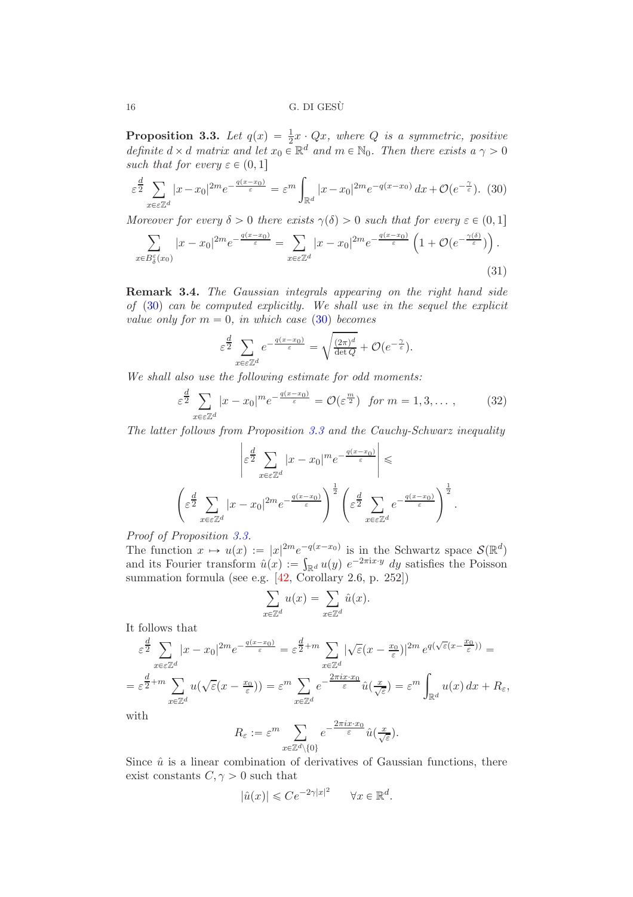**Proposition 3.3.** *Let $q(x) = \frac{1}{2}x \cdot Qx$, where $Q$ is a symmetric, positive definite $d \times d$ matrix and let $x_0 \in \mathbb{R}^d$ and $m \in \mathbb{N}_0$. Then there exists a $\gamma > 0$ such that for every $\varepsilon \in (0, 1]$*

$$\varepsilon^{\frac{d}{2}} \sum_{x \in \varepsilon\mathbb{Z}^d} |x - x_0|^{2m} e^{-\frac{q(x-x_0)}{\varepsilon}} = \varepsilon^m \int_{\mathbb{R}^d} |x - x_0|^{2m} e^{-q(x-x_0)}\, dx + \mathcal{O}(e^{-\frac{\gamma}{\varepsilon}}). \quad (30)$$

*Moreover for every $\delta > 0$ there exists $\gamma(\delta) > 0$ such that for every $\varepsilon \in (0, 1]$*

$$\sum_{x \in B_\delta^\varepsilon(x_0)} |x - x_0|^{2m} e^{-\frac{q(x-x_0)}{\varepsilon}} = \sum_{x \in \varepsilon\mathbb{Z}^d} |x - x_0|^{2m} e^{-\frac{q(x-x_0)}{\varepsilon}} \left(1 + \mathcal{O}(e^{-\frac{\gamma(\delta)}{\varepsilon}})\right). \quad (31)$$

**Remark 3.4.** *The Gaussian integrals appearing on the right hand side of (30) can be computed explicitly. We shall use in the sequel the explicit value only for $m = 0$, in which case (30) becomes*

$$\varepsilon^{\frac{d}{2}} \sum_{x \in \varepsilon\mathbb{Z}^d} e^{-\frac{q(x-x_0)}{\varepsilon}} = \sqrt{\tfrac{(2\pi)^d}{\det Q}} + \mathcal{O}(e^{-\frac{\gamma}{\varepsilon}}).$$

*We shall also use the following estimate for odd moments:*

$$\varepsilon^{\frac{d}{2}} \sum_{x \in \varepsilon\mathbb{Z}^d} |x - x_0|^m e^{-\frac{q(x-x_0)}{\varepsilon}} = \mathcal{O}(\varepsilon^{\frac{m}{2}}) \quad \text{for } m = 1, 3, \dots, \quad (32)$$

*The latter follows from Proposition 3.3 and the Cauchy-Schwarz inequality*

$$\left| \varepsilon^{\frac{d}{2}} \sum_{x \in \varepsilon\mathbb{Z}^d} |x - x_0|^m e^{-\frac{q(x-x_0)}{\varepsilon}} \right| \leqslant$$

$$\left( \varepsilon^{\frac{d}{2}} \sum_{x \in \varepsilon\mathbb{Z}^d} |x - x_0|^{2m} e^{-\frac{q(x-x_0)}{\varepsilon}} \right)^{\frac{1}{2}} \left( \varepsilon^{\frac{d}{2}} \sum_{x \in \varepsilon\mathbb{Z}^d} e^{-\frac{q(x-x_0)}{\varepsilon}} \right)^{\frac{1}{2}}.$$

*Proof of Proposition 3.3.*
The function $x \mapsto u(x) := |x|^{2m} e^{-q(x-x_0)}$ is in the Schwartz space $\mathcal{S}(\mathbb{R}^d)$ and its Fourier transform $\hat{u}(x) := \int_{\mathbb{R}^d} u(y)\, e^{-2\pi i x \cdot y}\, dy$ satisfies the Poisson summation formula (see e.g. [42, Corollary 2.6, p. 252])

$$\sum_{x \in \mathbb{Z}^d} u(x) = \sum_{x \in \mathbb{Z}^d} \hat{u}(x).$$

It follows that

$$\varepsilon^{\frac{d}{2}} \sum_{x \in \varepsilon\mathbb{Z}^d} |x - x_0|^{2m} e^{-\frac{q(x-x_0)}{\varepsilon}} = \varepsilon^{\frac{d}{2}+m} \sum_{x \in \mathbb{Z}^d} |\sqrt{\varepsilon}(x - \tfrac{x_0}{\varepsilon})|^{2m}\, e^{q(\sqrt{\varepsilon}(x - \frac{x_0}{\varepsilon}))} =$$

$$= \varepsilon^{\frac{d}{2}+m} \sum_{x \in \mathbb{Z}^d} u(\sqrt{\varepsilon}(x - \tfrac{x_0}{\varepsilon})) = \varepsilon^m \sum_{x \in \mathbb{Z}^d} e^{-\frac{2\pi i x \cdot x_0}{\varepsilon}} \hat{u}(\tfrac{x}{\sqrt{\varepsilon}}) = \varepsilon^m \int_{\mathbb{R}^d} u(x)\, dx + R_\varepsilon,$$

with

$$R_\varepsilon := \varepsilon^m \sum_{x \in \mathbb{Z}^d \setminus \{0\}} e^{-\frac{2\pi i x \cdot x_0}{\varepsilon}} \hat{u}(\tfrac{x}{\sqrt{\varepsilon}}).$$

Since $\hat{u}$ is a linear combination of derivatives of Gaussian functions, there exist constants $C, \gamma > 0$ such that

$$|\hat{u}(x)| \leqslant C e^{-2\gamma|x|^2} \qquad \forall x \in \mathbb{R}^d.$$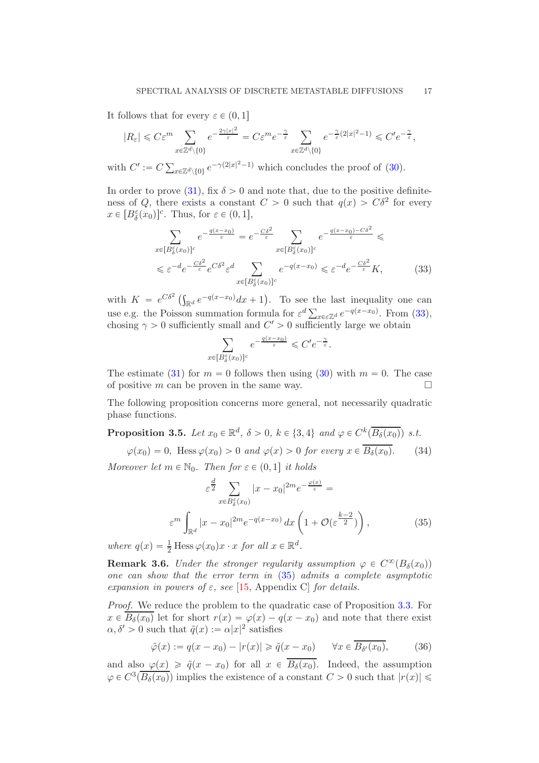It follows that for every $\varepsilon \in (0,1]$

$$|R_\varepsilon| \leqslant C\varepsilon^m \sum_{x\in\mathbb{Z}^d\setminus\{0\}} e^{-\frac{2\gamma|x|^2}{\varepsilon}} = C\varepsilon^m e^{-\frac{\gamma}{\varepsilon}} \sum_{x\in\mathbb{Z}^d\setminus\{0\}} e^{-\frac{\gamma}{\varepsilon}(2|x|^2-1)} \leqslant C' e^{-\frac{\gamma}{\varepsilon}},$$

with $C' := C\sum_{x\in\mathbb{Z}^d\setminus\{0\}} e^{-\gamma(2|x|^2-1)}$ which concludes the proof of (30).

In order to prove (31), fix $\delta > 0$ and note that, due to the positive definiteness of $Q$, there exists a constant $C > 0$ such that $q(x) > C\delta^2$ for every $x \in [B_\delta^\varepsilon(x_0)]^c$. Thus, for $\varepsilon \in (0,1]$,

$$\begin{aligned}
\sum_{x\in[B_\delta^\varepsilon(x_0)]^c} e^{-\frac{q(x-x_0)}{\varepsilon}} &= e^{-\frac{C\delta^2}{\varepsilon}} \sum_{x\in[B_\delta^\varepsilon(x_0)]^c} e^{-\frac{q(x-x_0)-C\delta^2}{\varepsilon}} \leqslant \\
&\leqslant \varepsilon^{-d} e^{-\frac{C\delta^2}{\varepsilon}} e^{C\delta^2} \varepsilon^d \sum_{x\in[B_\delta^\varepsilon(x_0)]^c} e^{-q(x-x_0)} \leqslant \varepsilon^{-d} e^{-\frac{C\delta^2}{\varepsilon}} K, \qquad (33)
\end{aligned}$$

with $K = e^{C\delta^2}\left(\int_{\mathbb{R}^d} e^{-q(x-x_0)}dx + 1\right)$. To see the last inequality one can use e.g. the Poisson summation formula for $\varepsilon^d \sum_{x\in\varepsilon\mathbb{Z}^d} e^{-q(x-x_0)}$. From (33), chosing $\gamma > 0$ sufficiently small and $C' > 0$ sufficiently large we obtain

$$\sum_{x\in[B_\delta^\varepsilon(x_0)]^c} e^{-\frac{q(x-x_0)}{\varepsilon}} \leqslant C' e^{-\frac{\gamma}{\varepsilon}}.$$

The estimate (31) for $m = 0$ follows then using (30) with $m = 0$. The case of positive $m$ can be proven in the same way. $\square$

The following proposition concerns more general, not necessarily quadratic phase functions.

**Proposition 3.5.** *Let $x_0 \in \mathbb{R}^d$, $\delta > 0$, $k \in \{3,4\}$ and $\varphi \in C^k(\overline{B_\delta(x_0)})$ s.t.*

$$\varphi(x_0) = 0, \ \operatorname{Hess}\varphi(x_0) > 0 \ \text{and} \ \varphi(x) > 0 \ \text{for every} \ x \in \overline{B_\delta(x_0)}. \qquad (34)$$

*Moreover let $m \in \mathbb{N}_0$. Then for $\varepsilon \in (0,1]$ it holds*

$$\begin{aligned}
&\varepsilon^{\frac{d}{2}} \sum_{x\in B_\delta^\varepsilon(x_0)} |x-x_0|^{2m} e^{-\frac{\varphi(x)}{\varepsilon}} = \\
&\varepsilon^m \int_{\mathbb{R}^d} |x-x_0|^{2m} e^{-q(x-x_0)}\, dx \left(1 + \mathcal{O}(\varepsilon^{\frac{k-2}{2}})\right), \qquad (35)
\end{aligned}$$

*where $q(x) = \frac{1}{2}\operatorname{Hess}\varphi(x_0)x\cdot x$ for all $x \in \mathbb{R}^d$.*

**Remark 3.6.** *Under the stronger regularity assumption $\varphi \in C^\infty(B_\delta(x_0))$ one can show that the error term in (35) admits a complete asymptotic expansion in powers of $\varepsilon$, see [15, Appendix C] for details.*

*Proof.* We reduce the problem to the quadratic case of Proposition 3.3. For $x \in \overline{B_\delta(x_0)}$ let for short $r(x) = \varphi(x) - q(x-x_0)$ and note that there exist $\alpha, \delta' > 0$ such that $\tilde{q}(x) := \alpha|x|^2$ satisfies

$$\tilde{\varphi}(x) := q(x-x_0) - |r(x)| \geqslant \tilde{q}(x-x_0) \qquad \forall x \in \overline{B_{\delta'}(x_0)}, \qquad (36)$$

and also $\varphi(x) \geqslant \tilde{q}(x-x_0)$ for all $x \in \overline{B_\delta(x_0)}$. Indeed, the assumption $\varphi \in C^3(\overline{B_\delta(x_0)})$ implies the existence of a constant $C > 0$ such that $|r(x)| \leqslant$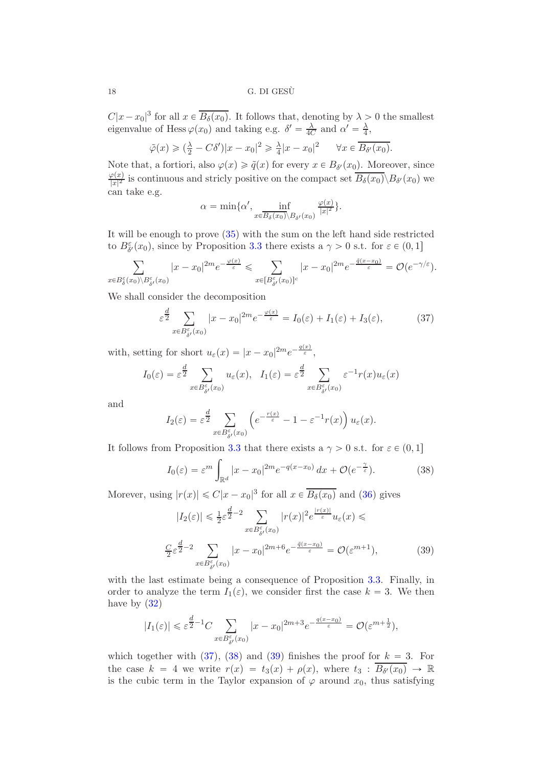$C|x-x_0|^3$ for all $x \in \overline{B_\delta(x_0)}$. It follows that, denoting by $\lambda > 0$ the smallest eigenvalue of $\operatorname{Hess}\varphi(x_0)$ and taking e.g. $\delta' = \frac{\lambda}{4C}$ and $\alpha' = \frac{\lambda}{4}$,

$$\tilde{\varphi}(x) \geqslant (\tfrac{\lambda}{2} - C\delta')|x-x_0|^2 \geqslant \tfrac{\lambda}{4}|x-x_0|^2 \qquad \forall x \in \overline{B_{\delta'}(x_0)}.$$

Note that, a fortiori, also $\varphi(x) \geqslant \tilde{q}(x)$ for every $x \in B_{\delta'}(x_0)$. Moreover, since $\frac{\varphi(x)}{|x|^2}$ is continuous and stricly positive on the compact set $\overline{B_\delta(x_0)}\backslash B_{\delta'}(x_0)$ we can take e.g.

$$\alpha = \min\{\alpha', \inf_{x \in \overline{B_\delta(x_0)}\backslash B_{\delta'}(x_0)} \tfrac{\varphi(x)}{|x|^2}\}.$$

It will be enough to prove (35) with the sum on the left hand side restricted to $B^\varepsilon_{\delta'}(x_0)$, since by Proposition 3.3 there exists a $\gamma > 0$ s.t. for $\varepsilon \in (0,1]$

$$\sum_{x \in B^\varepsilon_\delta(x_0)\backslash B^\varepsilon_{\delta'}(x_0)} |x-x_0|^{2m} e^{-\frac{\varphi(x)}{\varepsilon}} \leqslant \sum_{x \in [B^\varepsilon_{\delta'}(x_0)]^c} |x-x_0|^{2m} e^{-\frac{\tilde{q}(x-x_0)}{\varepsilon}} = \mathcal{O}(e^{-\gamma/\varepsilon}).$$

We shall consider the decomposition

$$\varepsilon^{\frac{d}{2}} \sum_{x \in B^\varepsilon_{\delta'}(x_0)} |x-x_0|^{2m} e^{-\frac{\varphi(x)}{\varepsilon}} = I_0(\varepsilon) + I_1(\varepsilon) + I_3(\varepsilon), \tag{37}$$

with, setting for short $u_\varepsilon(x) = |x-x_0|^{2m} e^{-\frac{q(x)}{\varepsilon}}$,

$$I_0(\varepsilon) = \varepsilon^{\frac{d}{2}} \sum_{x \in B^\varepsilon_{\delta'}(x_0)} u_\varepsilon(x), \quad I_1(\varepsilon) = \varepsilon^{\frac{d}{2}} \sum_{x \in B^\varepsilon_{\delta'}(x_0)} \varepsilon^{-1} r(x) u_\varepsilon(x)$$

and

$$I_2(\varepsilon) = \varepsilon^{\frac{d}{2}} \sum_{x \in B^\varepsilon_{\delta'}(x_0)} \left( e^{-\frac{r(x)}{\varepsilon}} - 1 - \varepsilon^{-1} r(x) \right) u_\varepsilon(x).$$

It follows from Proposition 3.3 that there exists a $\gamma > 0$ s.t. for $\varepsilon \in (0,1]$

$$I_0(\varepsilon) = \varepsilon^m \int_{\mathbb{R}^d} |x-x_0|^{2m} e^{-q(x-x_0)}\, dx + \mathcal{O}(e^{-\frac{\gamma}{\varepsilon}}). \tag{38}$$

Morever, using $|r(x)| \leqslant C|x-x_0|^3$ for all $x \in \overline{B_\delta(x_0)}$ and (36) gives

$$\begin{aligned} |I_2(\varepsilon)| &\leqslant \tfrac{1}{2} \varepsilon^{\frac{d}{2}-2} \sum_{x \in B^\varepsilon_{\delta'}(x_0)} |r(x)|^2 e^{\frac{|r(x)|}{\varepsilon}} u_\varepsilon(x) \leqslant \\ &\tfrac{C}{2} \varepsilon^{\frac{d}{2}-2} \sum_{x \in B^\varepsilon_{\delta'}(x_0)} |x-x_0|^{2m+6} e^{-\frac{\tilde{q}(x-x_0)}{\varepsilon}} = \mathcal{O}(\varepsilon^{m+1}), \end{aligned} \tag{39}$$

with the last estimate being a consequence of Proposition 3.3. Finally, in order to analyze the term $I_1(\varepsilon)$, we consider first the case $k = 3$. We then have by (32)

$$|I_1(\varepsilon)| \leqslant \varepsilon^{\frac{d}{2}-1} C \sum_{x \in B^\varepsilon_{\delta'}(x_0)} |x-x_0|^{2m+3} e^{-\frac{q(x-x_0)}{\varepsilon}} = \mathcal{O}(\varepsilon^{m+\frac{1}{2}}),$$

which together with (37), (38) and (39) finishes the proof for $k = 3$. For the case $k = 4$ we write $r(x) = t_3(x) + \rho(x)$, where $t_3 : \overline{B_{\delta'}(x_0)} \to \mathbb{R}$ is the cubic term in the Taylor expansion of $\varphi$ around $x_0$, thus satisfying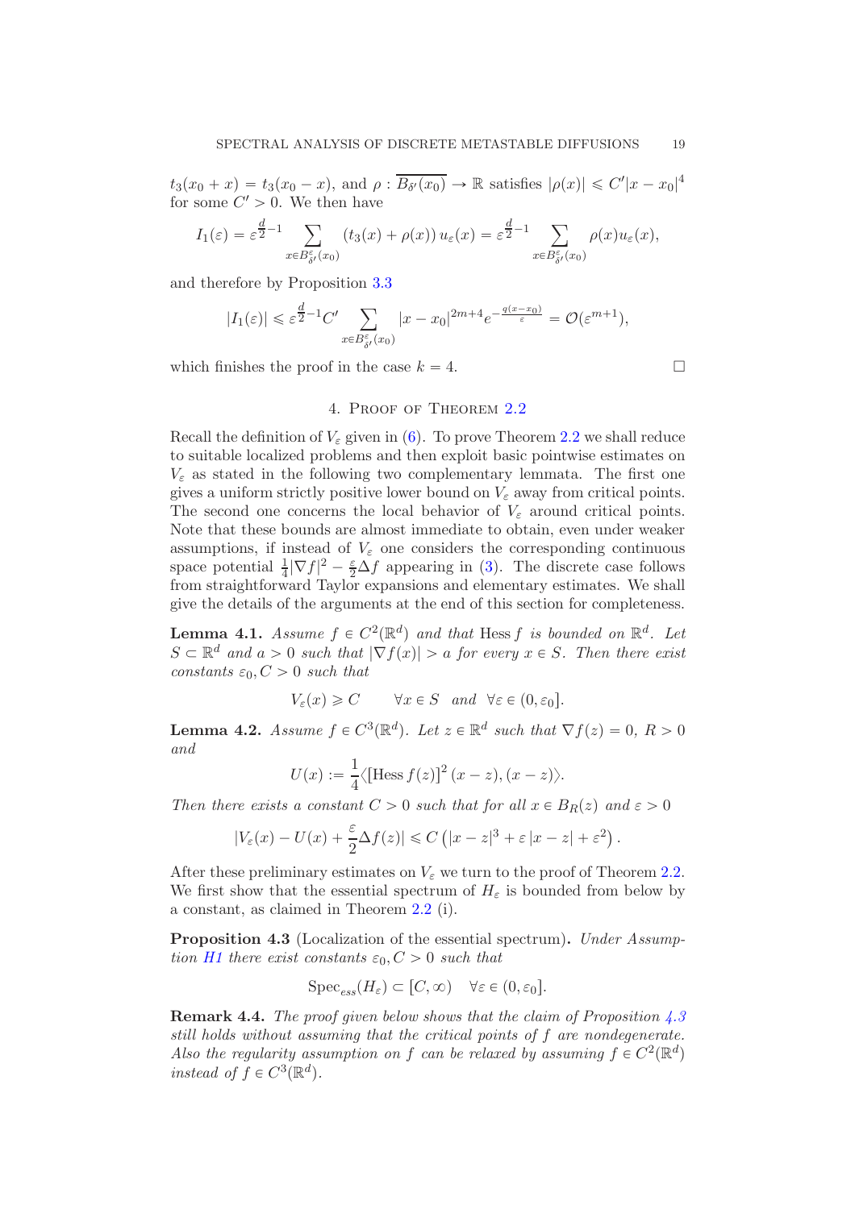$t_3(x_0 + x) = t_3(x_0 - x)$, and $\rho : \overline{B_{\delta'}(x_0)} \to \mathbb{R}$ satisfies $|\rho(x)| \leqslant C'|x - x_0|^4$ for some $C' > 0$. We then have

$$I_1(\varepsilon) = \varepsilon^{\frac{d}{2}-1} \sum_{x \in B^{\varepsilon}_{\delta'}(x_0)} (t_3(x) + \rho(x))\, u_\varepsilon(x) = \varepsilon^{\frac{d}{2}-1} \sum_{x \in B^{\varepsilon}_{\delta'}(x_0)} \rho(x) u_\varepsilon(x),$$

and therefore by Proposition 3.3

$$|I_1(\varepsilon)| \leqslant \varepsilon^{\frac{d}{2}-1} C' \sum_{x \in B^{\varepsilon}_{\delta'}(x_0)} |x - x_0|^{2m+4} e^{-\frac{q(x-x_0)}{\varepsilon}} = \mathcal{O}(\varepsilon^{m+1}),$$

which finishes the proof in the case $k = 4$. □

## 4. Proof of Theorem 2.2

Recall the definition of $V_\varepsilon$ given in (6). To prove Theorem 2.2 we shall reduce to suitable localized problems and then exploit basic pointwise estimates on $V_\varepsilon$ as stated in the following two complementary lemmata. The first one gives a uniform strictly positive lower bound on $V_\varepsilon$ away from critical points. The second one concerns the local behavior of $V_\varepsilon$ around critical points. Note that these bounds are almost immediate to obtain, even under weaker assumptions, if instead of $V_\varepsilon$ one considers the corresponding continuous space potential $\frac{1}{4}|\nabla f|^2 - \frac{\varepsilon}{2}\Delta f$ appearing in (3). The discrete case follows from straightforward Taylor expansions and elementary estimates. We shall give the details of the arguments at the end of this section for completeness.

**Lemma 4.1.** *Assume $f \in C^2(\mathbb{R}^d)$ and that* Hess $f$ *is bounded on $\mathbb{R}^d$. Let $S \subset \mathbb{R}^d$ and $a > 0$ such that $|\nabla f(x)| > a$ for every $x \in S$. Then there exist constants $\varepsilon_0, C > 0$ such that*

$$V_\varepsilon(x) \geqslant C \qquad \forall x \in S \quad \text{and} \quad \forall \varepsilon \in (0, \varepsilon_0].$$

**Lemma 4.2.** *Assume $f \in C^3(\mathbb{R}^d)$. Let $z \in \mathbb{R}^d$ such that $\nabla f(z) = 0$, $R > 0$ and*

$$U(x) := \frac{1}{4}\langle [\mathrm{Hess}\, f(z)]^2\,(x - z), (x - z)\rangle.$$

*Then there exists a constant $C > 0$ such that for all $x \in B_R(z)$ and $\varepsilon > 0$*

$$|V_\varepsilon(x) - U(x) + \frac{\varepsilon}{2}\Delta f(z)| \leqslant C\left(|x - z|^3 + \varepsilon\,|x - z| + \varepsilon^2\right).$$

After these preliminary estimates on $V_\varepsilon$ we turn to the proof of Theorem 2.2. We first show that the essential spectrum of $H_\varepsilon$ is bounded from below by a constant, as claimed in Theorem 2.2 (i).

**Proposition 4.3** (Localization of the essential spectrum)**.** *Under Assumption H1 there exist constants $\varepsilon_0, C > 0$ such that*

$$\mathrm{Spec}_{ess}(H_\varepsilon) \subset [C, \infty) \quad \forall \varepsilon \in (0, \varepsilon_0].$$

**Remark 4.4.** *The proof given below shows that the claim of Proposition 4.3 still holds without assuming that the critical points of $f$ are nondegenerate. Also the regularity assumption on $f$ can be relaxed by assuming $f \in C^2(\mathbb{R}^d)$ instead of $f \in C^3(\mathbb{R}^d)$.*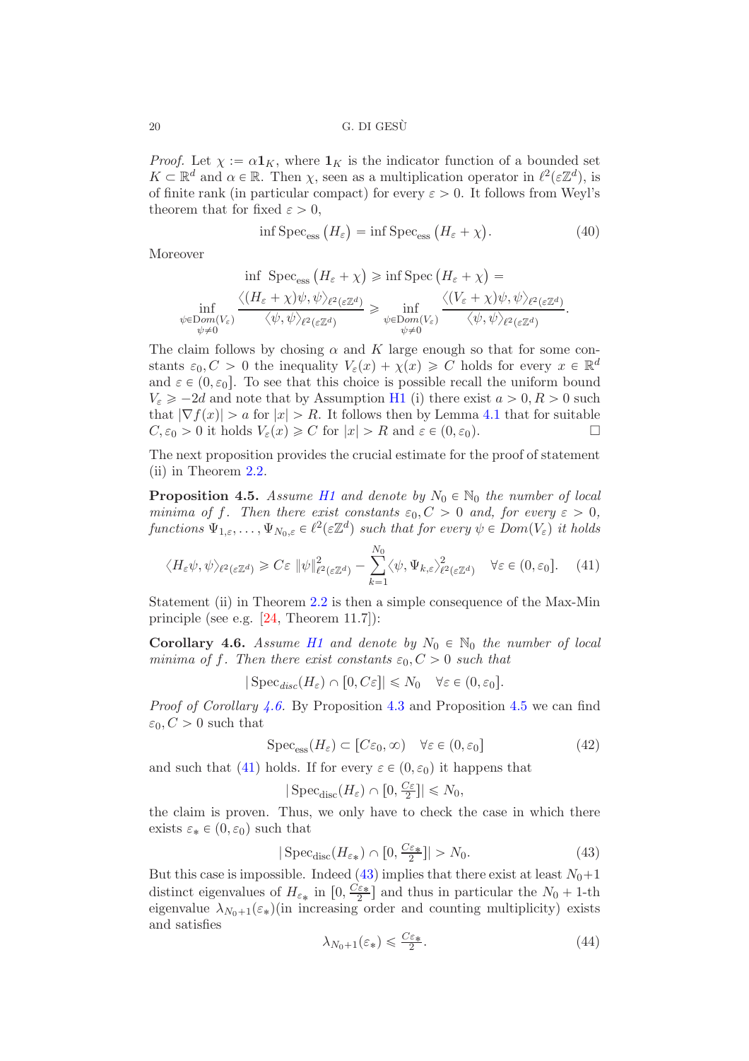*Proof.* Let $\chi := \alpha \mathbf{1}_K$, where $\mathbf{1}_K$ is the indicator function of a bounded set $K \subset \mathbb{R}^d$ and $\alpha \in \mathbb{R}$. Then $\chi$, seen as a multiplication operator in $\ell^2(\varepsilon\mathbb{Z}^d)$, is of finite rank (in particular compact) for every $\varepsilon > 0$. It follows from Weyl's theorem that for fixed $\varepsilon > 0$,

$$\inf \operatorname{Spec}_{\text{ess}}(H_\varepsilon) = \inf \operatorname{Spec}_{\text{ess}}(H_\varepsilon + \chi). \tag{40}$$

Moreover

$$\inf \operatorname{Spec}_{\text{ess}}(H_\varepsilon + \chi) \geqslant \inf \operatorname{Spec}(H_\varepsilon + \chi) = \inf_{\substack{\psi \in \operatorname{Dom}(V_\varepsilon) \\ \psi \neq 0}} \frac{\langle (H_\varepsilon + \chi)\psi, \psi\rangle_{\ell^2(\varepsilon\mathbb{Z}^d)}}{\langle \psi, \psi\rangle_{\ell^2(\varepsilon\mathbb{Z}^d)}} \geqslant \inf_{\substack{\psi \in \operatorname{Dom}(V_\varepsilon) \\ \psi \neq 0}} \frac{\langle (V_\varepsilon + \chi)\psi, \psi\rangle_{\ell^2(\varepsilon\mathbb{Z}^d)}}{\langle \psi, \psi\rangle_{\ell^2(\varepsilon\mathbb{Z}^d)}}.$$

The claim follows by chosing $\alpha$ and $K$ large enough so that for some constants $\varepsilon_0, C > 0$ the inequality $V_\varepsilon(x) + \chi(x) \geqslant C$ holds for every $x \in \mathbb{R}^d$ and $\varepsilon \in (0, \varepsilon_0]$. To see that this choice is possible recall the uniform bound $V_\varepsilon \geqslant -2d$ and note that by Assumption H1 (i) there exist $a > 0, R > 0$ such that $|\nabla f(x)| > a$ for $|x| > R$. It follows then by Lemma 4.1 that for suitable $C, \varepsilon_0 > 0$ it holds $V_\varepsilon(x) \geqslant C$ for $|x| > R$ and $\varepsilon \in (0, \varepsilon_0)$. □

The next proposition provides the crucial estimate for the proof of statement (ii) in Theorem 2.2.

**Proposition 4.5.** *Assume H1 and denote by $N_0 \in \mathbb{N}_0$ the number of local minima of $f$. Then there exist constants $\varepsilon_0, C > 0$ and, for every $\varepsilon > 0$, functions $\Psi_{1,\varepsilon}, \ldots, \Psi_{N_0,\varepsilon} \in \ell^2(\varepsilon\mathbb{Z}^d)$ such that for every $\psi \in Dom(V_\varepsilon)$ it holds*

$$\langle H_\varepsilon \psi, \psi\rangle_{\ell^2(\varepsilon\mathbb{Z}^d)} \geqslant C\varepsilon \, \|\psi\|^2_{\ell^2(\varepsilon\mathbb{Z}^d)} - \sum_{k=1}^{N_0} \langle \psi, \Psi_{k,\varepsilon}\rangle^2_{\ell^2(\varepsilon\mathbb{Z}^d)} \quad \forall \varepsilon \in (0, \varepsilon_0]. \tag{41}$$

Statement (ii) in Theorem 2.2 is then a simple consequence of the Max-Min principle (see e.g. [24, Theorem 11.7]):

**Corollary 4.6.** *Assume H1 and denote by $N_0 \in \mathbb{N}_0$ the number of local minima of $f$. Then there exist constants $\varepsilon_0, C > 0$ such that*

$$|\operatorname{Spec}_{disc}(H_\varepsilon) \cap [0, C\varepsilon]| \leqslant N_0 \quad \forall \varepsilon \in (0, \varepsilon_0].$$

*Proof of Corollary 4.6.* By Proposition 4.3 and Proposition 4.5 we can find $\varepsilon_0, C > 0$ such that

$$\operatorname{Spec}_{\text{ess}}(H_\varepsilon) \subset [C\varepsilon_0, \infty) \quad \forall \varepsilon \in (0, \varepsilon_0] \tag{42}$$

and such that (41) holds. If for every $\varepsilon \in (0, \varepsilon_0)$ it happens that

$$|\operatorname{Spec}_{\text{disc}}(H_\varepsilon) \cap [0, \tfrac{C\varepsilon}{2}]| \leqslant N_0,$$

the claim is proven. Thus, we only have to check the case in which there exists $\varepsilon_* \in (0, \varepsilon_0)$ such that

$$|\operatorname{Spec}_{\text{disc}}(H_{\varepsilon_*}) \cap [0, \tfrac{C\varepsilon_*}{2}]| > N_0. \tag{43}$$

But this case is impossible. Indeed (43) implies that there exist at least $N_0+1$ distinct eigenvalues of $H_{\varepsilon_*}$ in $[0, \frac{C\varepsilon_*}{2}]$ and thus in particular the $N_0 + 1$-th eigenvalue $\lambda_{N_0+1}(\varepsilon_*)$(in increasing order and counting multiplicity) exists and satisfies

$$\lambda_{N_0+1}(\varepsilon_*) \leqslant \tfrac{C\varepsilon_*}{2}. \tag{44}$$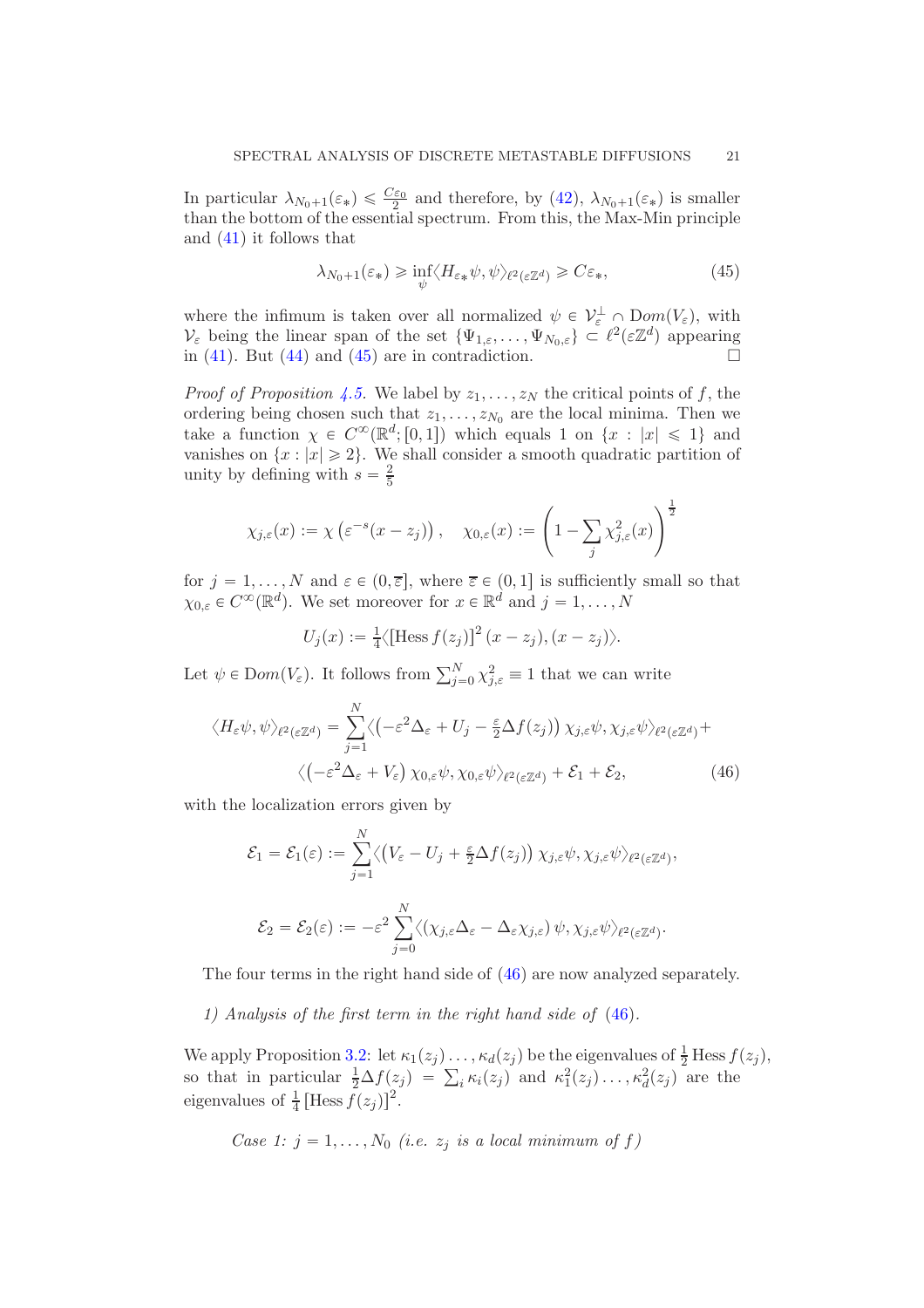In particular $\lambda_{N_0+1}(\varepsilon_*) \leqslant \frac{C\varepsilon_0}{2}$ and therefore, by (42), $\lambda_{N_0+1}(\varepsilon_*)$ is smaller than the bottom of the essential spectrum. From this, the Max-Min principle and (41) it follows that

$$\lambda_{N_0+1}(\varepsilon_*) \geqslant \inf_{\psi} \langle H_{\varepsilon_*}\psi, \psi\rangle_{\ell^2(\varepsilon\mathbb{Z}^d)} \geqslant C\varepsilon_*, \tag{45}$$

where the infimum is taken over all normalized $\psi \in \mathcal{V}_\varepsilon^\perp \cap \mathrm{D}om(V_\varepsilon)$, with $\mathcal{V}_\varepsilon$ being the linear span of the set $\{\Psi_{1,\varepsilon}, \ldots, \Psi_{N_0,\varepsilon}\} \subset \ell^2(\varepsilon\mathbb{Z}^d)$ appearing in (41). But (44) and (45) are in contradiction. □

*Proof of Proposition 4.5.* We label by $z_1, \ldots, z_N$ the critical points of $f$, the ordering being chosen such that $z_1, \ldots, z_{N_0}$ are the local minima. Then we take a function $\chi \in C^\infty(\mathbb{R}^d; [0,1])$ which equals 1 on $\{x : |x| \leqslant 1\}$ and vanishes on $\{x : |x| \geqslant 2\}$. We shall consider a smooth quadratic partition of unity by defining with $s = \frac{2}{5}$

$$\chi_{j,\varepsilon}(x) := \chi\left(\varepsilon^{-s}(x - z_j)\right), \quad \chi_{0,\varepsilon}(x) := \left(1 - \sum_j \chi_{j,\varepsilon}^2(x)\right)^{\frac{1}{2}}$$

for $j = 1, \ldots, N$ and $\varepsilon \in (0, \overline{\varepsilon}]$, where $\overline{\varepsilon} \in (0,1]$ is sufficiently small so that $\chi_{0,\varepsilon} \in C^\infty(\mathbb{R}^d)$. We set moreover for $x \in \mathbb{R}^d$ and $j = 1, \ldots, N$

$$U_j(x) := \tfrac{1}{4}\langle [\mathrm{Hess}\, f(z_j)]^2 \,(x - z_j), (x - z_j)\rangle.$$

Let $\psi \in \mathrm{D}om(V_\varepsilon)$. It follows from $\sum_{j=0}^N \chi_{j,\varepsilon}^2 \equiv 1$ that we can write

$$\begin{aligned}\langle H_\varepsilon \psi, \psi\rangle_{\ell^2(\varepsilon\mathbb{Z}^d)} = \sum_{j=1}^N &\big\langle\big(-\varepsilon^2\Delta_\varepsilon + U_j - \tfrac{\varepsilon}{2}\Delta f(z_j)\big)\,\chi_{j,\varepsilon}\psi, \chi_{j,\varepsilon}\psi\big\rangle_{\ell^2(\varepsilon\mathbb{Z}^d)} + \\ &\big\langle\big(-\varepsilon^2\Delta_\varepsilon + V_\varepsilon\big)\,\chi_{0,\varepsilon}\psi, \chi_{0,\varepsilon}\psi\big\rangle_{\ell^2(\varepsilon\mathbb{Z}^d)} + \mathcal{E}_1 + \mathcal{E}_2,\end{aligned} \tag{46}$$

with the localization errors given by

$$\mathcal{E}_1 = \mathcal{E}_1(\varepsilon) := \sum_{j=1}^N \big\langle\big(V_\varepsilon - U_j + \tfrac{\varepsilon}{2}\Delta f(z_j)\big)\,\chi_{j,\varepsilon}\psi, \chi_{j,\varepsilon}\psi\big\rangle_{\ell^2(\varepsilon\mathbb{Z}^d)},$$

$$\mathcal{E}_2 = \mathcal{E}_2(\varepsilon) := -\varepsilon^2 \sum_{j=0}^N \big\langle\left(\chi_{j,\varepsilon}\Delta_\varepsilon - \Delta_\varepsilon \chi_{j,\varepsilon}\right)\psi, \chi_{j,\varepsilon}\psi\big\rangle_{\ell^2(\varepsilon\mathbb{Z}^d)}.$$

The four terms in the right hand side of (46) are now analyzed separately.

*1) Analysis of the first term in the right hand side of* (46).

We apply Proposition 3.2: let $\kappa_1(z_j) \ldots, \kappa_d(z_j)$ be the eigenvalues of $\frac{1}{2}\,\mathrm{Hess}\, f(z_j)$, so that in particular $\frac{1}{2}\Delta f(z_j) = \sum_i \kappa_i(z_j)$ and $\kappa_1^2(z_j) \ldots, \kappa_d^2(z_j)$ are the eigenvalues of $\frac{1}{4}\,[\mathrm{Hess}\, f(z_j)]^2$.

*Case 1: $j = 1, \ldots, N_0$ (i.e. $z_j$ is a local minimum of $f$)*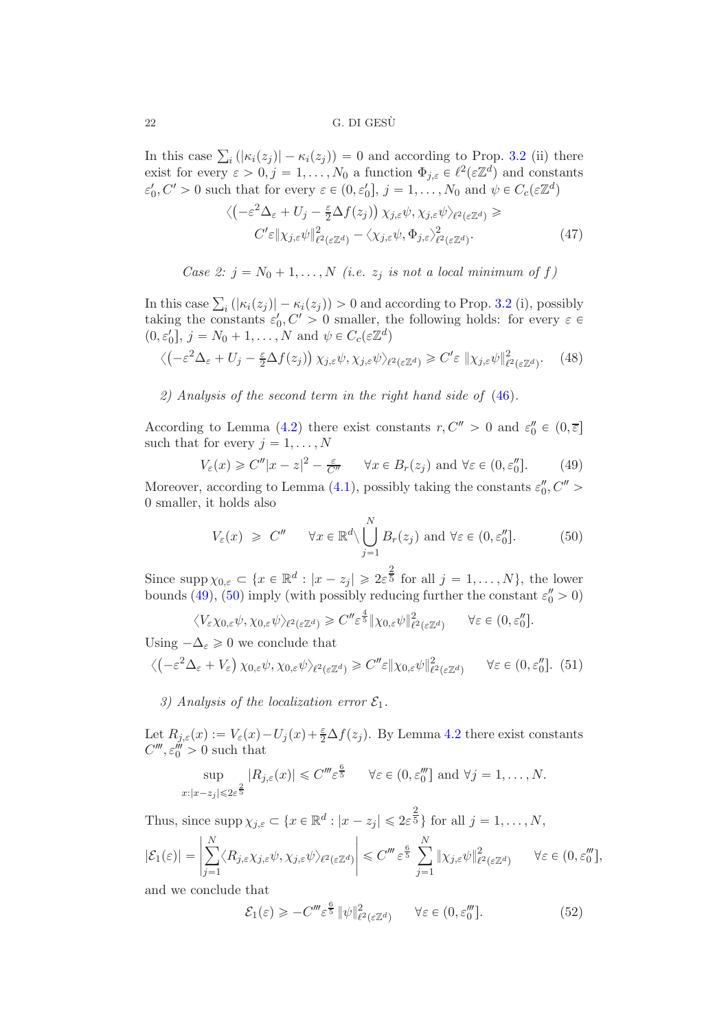In this case $\sum_i (|\kappa_i(z_j)| - \kappa_i(z_j)) = 0$ and according to Prop. 3.2 (ii) there exist for every $\varepsilon > 0, j = 1, \ldots, N_0$ a function $\Phi_{j,\varepsilon} \in \ell^2(\varepsilon\mathbb{Z}^d)$ and constants $\varepsilon_0', C' > 0$ such that for every $\varepsilon \in (0, \varepsilon_0']$, $j = 1, \ldots, N_0$ and $\psi \in C_c(\varepsilon\mathbb{Z}^d)$

$$
\begin{aligned}
\left\langle \left(-\varepsilon^2 \Delta_\varepsilon + U_j - \tfrac{\varepsilon}{2}\Delta f(z_j)\right) \chi_{j,\varepsilon}\psi, \chi_{j,\varepsilon}\psi \right\rangle_{\ell^2(\varepsilon\mathbb{Z}^d)} \geqslant \\
C'\varepsilon \|\chi_{j,\varepsilon}\psi\|^2_{\ell^2(\varepsilon\mathbb{Z}^d)} - \langle \chi_{j,\varepsilon}\psi, \Phi_{j,\varepsilon}\rangle^2_{\ell^2(\varepsilon\mathbb{Z}^d)}.
\end{aligned} \tag{47}
$$

*Case 2: $j = N_0 + 1, \ldots, N$ (i.e. $z_j$ is not a local minimum of $f$)*

In this case $\sum_i (|\kappa_i(z_j)| - \kappa_i(z_j)) > 0$ and according to Prop. 3.2 (i), possibly taking the constants $\varepsilon_0', C' > 0$ smaller, the following holds: for every $\varepsilon \in (0, \varepsilon_0']$, $j = N_0 + 1, \ldots, N$ and $\psi \in C_c(\varepsilon\mathbb{Z}^d)$

$$
\left\langle \left(-\varepsilon^2 \Delta_\varepsilon + U_j - \tfrac{\varepsilon}{2}\Delta f(z_j)\right) \chi_{j,\varepsilon}\psi, \chi_{j,\varepsilon}\psi \right\rangle_{\ell^2(\varepsilon\mathbb{Z}^d)} \geqslant C'\varepsilon \, \|\chi_{j,\varepsilon}\psi\|^2_{\ell^2(\varepsilon\mathbb{Z}^d)}. \tag{48}
$$

*2) Analysis of the second term in the right hand side of (46).*

According to Lemma (4.2) there exist constants $r, C'' > 0$ and $\varepsilon_0'' \in (0, \overline{\varepsilon}]$ such that for every $j = 1, \ldots, N$

$$
V_\varepsilon(x) \geqslant C''|x - z|^2 - \tfrac{\varepsilon}{C''} \qquad \forall x \in B_r(z_j) \text{ and } \forall \varepsilon \in (0, \varepsilon_0'']. \tag{49}
$$

Moreover, according to Lemma (4.1), possibly taking the constants $\varepsilon_0'', C'' > 0$ smaller, it holds also

$$
V_\varepsilon(x) \;\geqslant\; C'' \qquad \forall x \in \mathbb{R}^d \setminus \bigcup_{j=1}^N B_r(z_j) \text{ and } \forall \varepsilon \in (0, \varepsilon_0'']. \tag{50}
$$

Since $\operatorname{supp} \chi_{0,\varepsilon} \subset \{x \in \mathbb{R}^d : |x - z_j| \geqslant 2\varepsilon^{\frac{2}{5}} \text{ for all } j = 1, \ldots, N\}$, the lower bounds (49), (50) imply (with possibly reducing further the constant $\varepsilon_0'' > 0$)

$$
\langle V_\varepsilon \chi_{0,\varepsilon}\psi, \chi_{0,\varepsilon}\psi\rangle_{\ell^2(\varepsilon\mathbb{Z}^d)} \geqslant C''\varepsilon^{\frac{4}{5}} \|\chi_{0,\varepsilon}\psi\|^2_{\ell^2(\varepsilon\mathbb{Z}^d)} \qquad \forall \varepsilon \in (0, \varepsilon_0''].
$$

Using $-\Delta_\varepsilon \geqslant 0$ we conclude that

$$
\left\langle \left(-\varepsilon^2 \Delta_\varepsilon + V_\varepsilon\right) \chi_{0,\varepsilon}\psi, \chi_{0,\varepsilon}\psi \right\rangle_{\ell^2(\varepsilon\mathbb{Z}^d)} \geqslant C''\varepsilon \|\chi_{0,\varepsilon}\psi\|^2_{\ell^2(\varepsilon\mathbb{Z}^d)} \qquad \forall \varepsilon \in (0, \varepsilon_0'']. \tag{51}
$$

*3) Analysis of the localization error $\mathcal{E}_1$.*

Let $R_{j,\varepsilon}(x) := V_\varepsilon(x) - U_j(x) + \frac{\varepsilon}{2}\Delta f(z_j)$. By Lemma 4.2 there exist constants $C''', \varepsilon_0''' > 0$ such that

$$
\sup_{x : |x - z_j| \leqslant 2\varepsilon^{\frac{2}{5}}} |R_{j,\varepsilon}(x)| \leqslant C''' \varepsilon^{\frac{6}{5}} \qquad \forall \varepsilon \in (0, \varepsilon_0'''] \text{ and } \forall j = 1, \ldots, N.
$$

Thus, since $\operatorname{supp} \chi_{j,\varepsilon} \subset \{x \in \mathbb{R}^d : |x - z_j| \leqslant 2\varepsilon^{\frac{2}{5}}\}$ for all $j = 1, \ldots, N$,

$$
|\mathcal{E}_1(\varepsilon)| = \left| \sum_{j=1}^N \langle R_{j,\varepsilon}\chi_{j,\varepsilon}\psi, \chi_{j,\varepsilon}\psi\rangle_{\ell^2(\varepsilon\mathbb{Z}^d)} \right| \leqslant C''' \varepsilon^{\frac{6}{5}} \sum_{j=1}^N \|\chi_{j,\varepsilon}\psi\|^2_{\ell^2(\varepsilon\mathbb{Z}^d)} \qquad \forall \varepsilon \in (0, \varepsilon_0'''],
$$

and we conclude that

$$
\mathcal{E}_1(\varepsilon) \geqslant -C'''\varepsilon^{\frac{6}{5}} \|\psi\|^2_{\ell^2(\varepsilon\mathbb{Z}^d)} \qquad \forall \varepsilon \in (0, \varepsilon_0''']. \tag{52}
$$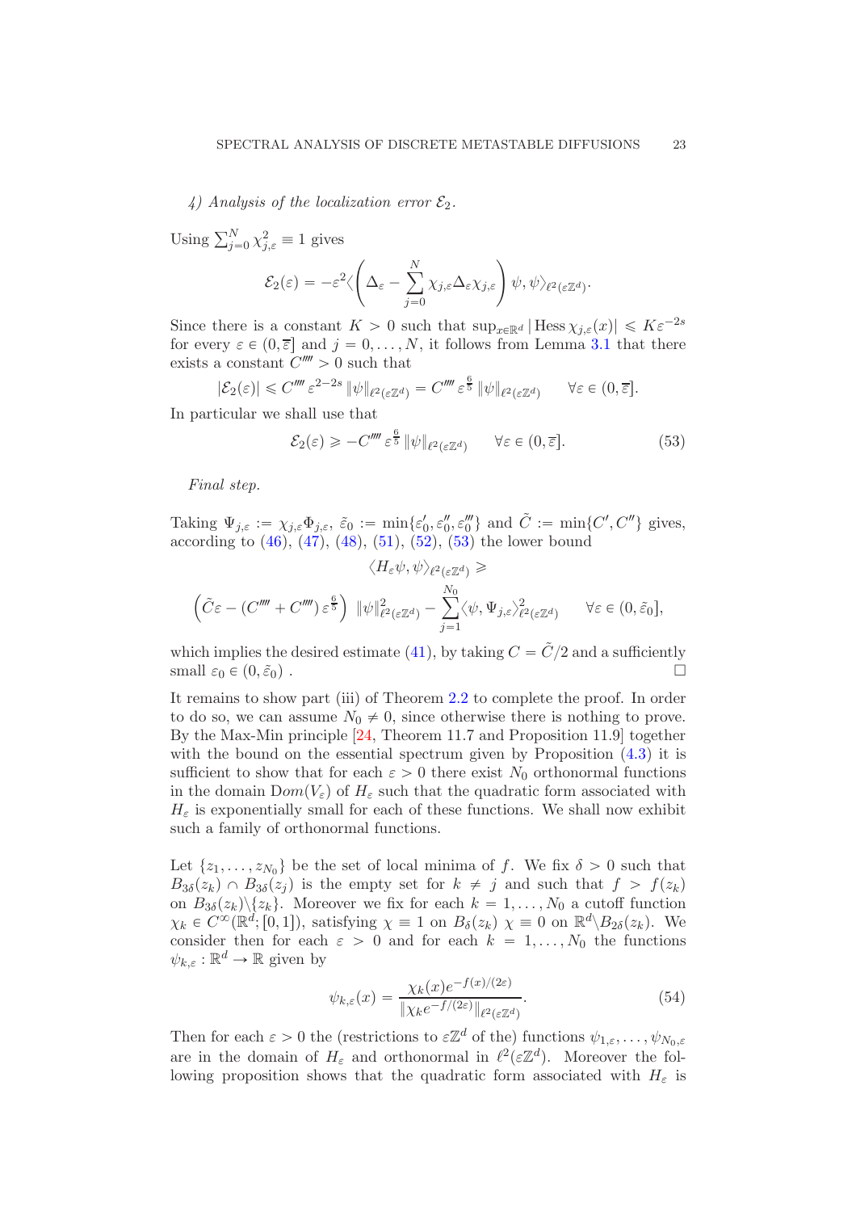*4) Analysis of the localization error $\mathcal{E}_2$.*

Using $\sum_{j=0}^{N} \chi_{j,\varepsilon}^2 \equiv 1$ gives

$$\mathcal{E}_2(\varepsilon) = -\varepsilon^2 \Big\langle \Bigg( \Delta_\varepsilon - \sum_{j=0}^{N} \chi_{j,\varepsilon} \Delta_\varepsilon \chi_{j,\varepsilon} \Bigg) \psi, \psi \Big\rangle_{\ell^2(\varepsilon\mathbb{Z}^d)}.$$

Since there is a constant $K > 0$ such that $\sup_{x \in \mathbb{R}^d} |\operatorname{Hess} \chi_{j,\varepsilon}(x)| \leqslant K \varepsilon^{-2s}$ for every $\varepsilon \in (0, \overline{\varepsilon}]$ and $j = 0, \ldots, N$, it follows from Lemma 3.1 that there exists a constant $C'''' > 0$ such that

$$|\mathcal{E}_2(\varepsilon)| \leqslant C''''\, \varepsilon^{2-2s}\, \|\psi\|_{\ell^2(\varepsilon\mathbb{Z}^d)} = C''''\, \varepsilon^{\frac{6}{5}}\, \|\psi\|_{\ell^2(\varepsilon\mathbb{Z}^d)} \qquad \forall \varepsilon \in (0, \overline{\varepsilon}].$$

In particular we shall use that

$$\mathcal{E}_2(\varepsilon) \geqslant -C''''\, \varepsilon^{\frac{6}{5}}\, \|\psi\|_{\ell^2(\varepsilon\mathbb{Z}^d)} \qquad \forall \varepsilon \in (0, \overline{\varepsilon}]. \tag{53}$$

*Final step.*

Taking $\Psi_{j,\varepsilon} := \chi_{j,\varepsilon} \Phi_{j,\varepsilon}$, $\tilde{\varepsilon}_0 := \min\{\varepsilon_0', \varepsilon_0'', \varepsilon_0'''\}$ and $\tilde{C} := \min\{C', C''\}$ gives, according to (46), (47), (48), (51), (52), (53) the lower bound

$$\langle H_\varepsilon \psi, \psi \rangle_{\ell^2(\varepsilon\mathbb{Z}^d)} \geqslant$$

$$\Big( \tilde{C}\varepsilon - (C'''' + C'''')\, \varepsilon^{\frac{6}{5}} \Big)\, \|\psi\|^2_{\ell^2(\varepsilon\mathbb{Z}^d)} - \sum_{j=1}^{N_0} \langle \psi, \Psi_{j,\varepsilon} \rangle^2_{\ell^2(\varepsilon\mathbb{Z}^d)} \qquad \forall \varepsilon \in (0, \tilde{\varepsilon}_0],$$

which implies the desired estimate (41), by taking $C = \tilde{C}/2$ and a sufficiently small $\varepsilon_0 \in (0, \tilde{\varepsilon}_0)$ . □

It remains to show part (iii) of Theorem 2.2 to complete the proof. In order to do so, we can assume $N_0 \neq 0$, since otherwise there is nothing to prove. By the Max-Min principle [24, Theorem 11.7 and Proposition 11.9] together with the bound on the essential spectrum given by Proposition (4.3) it is sufficient to show that for each $\varepsilon > 0$ there exist $N_0$ orthonormal functions in the domain $\mathrm{D}om(V_\varepsilon)$ of $H_\varepsilon$ such that the quadratic form associated with $H_\varepsilon$ is exponentially small for each of these functions. We shall now exhibit such a family of orthonormal functions.

Let $\{z_1, \ldots, z_{N_0}\}$ be the set of local minima of $f$. We fix $\delta > 0$ such that $B_{3\delta}(z_k) \cap B_{3\delta}(z_j)$ is the empty set for $k \neq j$ and such that $f > f(z_k)$ on $B_{3\delta}(z_k) \backslash \{z_k\}$. Moreover we fix for each $k = 1, \ldots, N_0$ a cutoff function $\chi_k \in C^\infty(\mathbb{R}^d; [0,1])$, satisfying $\chi \equiv 1$ on $B_\delta(z_k)$ $\chi \equiv 0$ on $\mathbb{R}^d \backslash B_{2\delta}(z_k)$. We consider then for each $\varepsilon > 0$ and for each $k = 1, \ldots, N_0$ the functions $\psi_{k,\varepsilon} : \mathbb{R}^d \to \mathbb{R}$ given by

$$\psi_{k,\varepsilon}(x) = \frac{\chi_k(x) e^{-f(x)/(2\varepsilon)}}{\|\chi_k e^{-f/(2\varepsilon)}\|_{\ell^2(\varepsilon\mathbb{Z}^d)}}. \tag{54}$$

Then for each $\varepsilon > 0$ the (restrictions to $\varepsilon\mathbb{Z}^d$ of the) functions $\psi_{1,\varepsilon}, \ldots, \psi_{N_0,\varepsilon}$ are in the domain of $H_\varepsilon$ and orthonormal in $\ell^2(\varepsilon\mathbb{Z}^d)$. Moreover the following proposition shows that the quadratic form associated with $H_\varepsilon$ is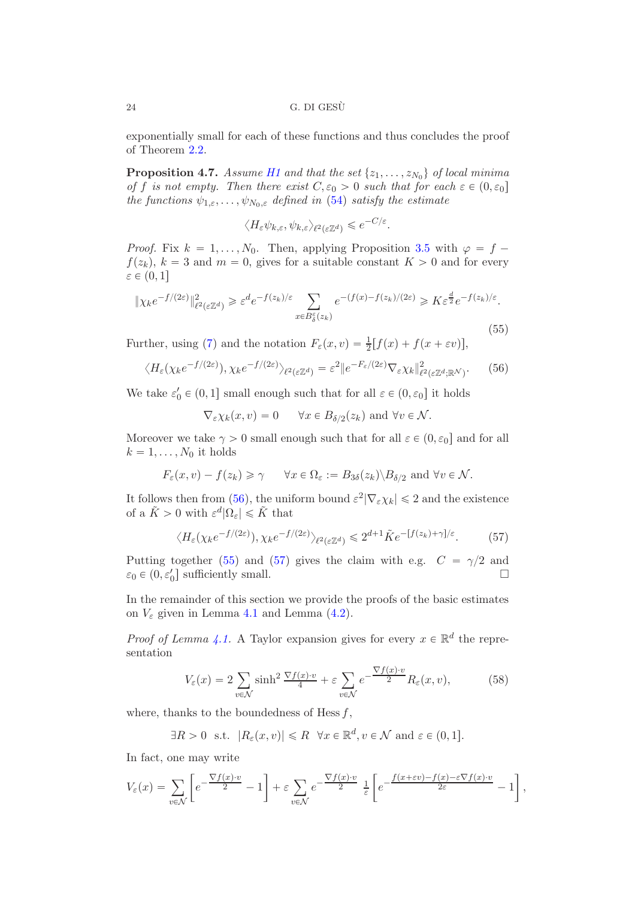exponentially small for each of these functions and thus concludes the proof of Theorem 2.2.

**Proposition 4.7.** *Assume H1 and that the set $\{z_1, \ldots, z_{N_0}\}$ of local minima of $f$ is not empty. Then there exist $C, \varepsilon_0 > 0$ such that for each $\varepsilon \in (0, \varepsilon_0]$ the functions $\psi_{1,\varepsilon}, \ldots, \psi_{N_0,\varepsilon}$ defined in (54) satisfy the estimate*

$$\langle H_\varepsilon \psi_{k,\varepsilon}, \psi_{k,\varepsilon} \rangle_{\ell^2(\varepsilon\mathbb{Z}^d)} \leqslant e^{-C/\varepsilon}.$$

*Proof.* Fix $k = 1, \ldots, N_0$. Then, applying Proposition 3.5 with $\varphi = f - f(z_k)$, $k = 3$ and $m = 0$, gives for a suitable constant $K > 0$ and for every $\varepsilon \in (0, 1]$

$$\|\chi_k e^{-f/(2\varepsilon)}\|^2_{\ell^2(\varepsilon\mathbb{Z}^d)} \geqslant \varepsilon^d e^{-f(z_k)/\varepsilon} \sum_{x \in B^\varepsilon_\delta(z_k)} e^{-(f(x)-f(z_k)/(2\varepsilon)} \geqslant K \varepsilon^{\frac{d}{2}} e^{-f(z_k)/\varepsilon}. \tag{55}$$

Further, using (7) and the notation $F_\varepsilon(x, v) = \frac{1}{2}[f(x) + f(x + \varepsilon v)]$,

$$\langle H_\varepsilon(\chi_k e^{-f/(2\varepsilon)}), \chi_k e^{-f/(2\varepsilon)} \rangle_{\ell^2(\varepsilon\mathbb{Z}^d)} = \varepsilon^2 \|e^{-F_\varepsilon/(2\varepsilon)} \nabla_\varepsilon \chi_k\|^2_{\ell^2(\varepsilon\mathbb{Z}^d;\mathbb{R}^\mathcal{N})}. \tag{56}$$

We take $\varepsilon_0' \in (0, 1]$ small enough such that for all $\varepsilon \in (0, \varepsilon_0]$ it holds

$$\nabla_\varepsilon \chi_k(x, v) = 0 \qquad \forall x \in B_{\delta/2}(z_k) \text{ and } \forall v \in \mathcal{N}.$$

Moreover we take $\gamma > 0$ small enough such that for all $\varepsilon \in (0, \varepsilon_0]$ and for all $k = 1, \ldots, N_0$ it holds

$$F_\varepsilon(x, v) - f(z_k) \geqslant \gamma \qquad \forall x \in \Omega_\varepsilon := B_{3\delta}(z_k) \backslash B_{\delta/2} \text{ and } \forall v \in \mathcal{N}.$$

It follows then from (56), the uniform bound $\varepsilon^2 |\nabla_\varepsilon \chi_k| \leqslant 2$ and the existence of a $\tilde{K} > 0$ with $\varepsilon^d |\Omega_\varepsilon| \leqslant \tilde{K}$ that

$$\langle H_\varepsilon(\chi_k e^{-f/(2\varepsilon)}), \chi_k e^{-f/(2\varepsilon)} \rangle_{\ell^2(\varepsilon\mathbb{Z}^d)} \leqslant 2^{d+1} \tilde{K} e^{-[f(z_k)+\gamma]/\varepsilon}. \tag{57}$$

Putting together (55) and (57) gives the claim with e.g. $C = \gamma/2$ and $\varepsilon_0 \in (0, \varepsilon_0']$ sufficiently small. $\square$

In the remainder of this section we provide the proofs of the basic estimates on $V_\varepsilon$ given in Lemma 4.1 and Lemma (4.2).

*Proof of Lemma 4.1.* A Taylor expansion gives for every $x \in \mathbb{R}^d$ the representation

$$V_\varepsilon(x) = 2 \sum_{v \in \mathcal{N}} \sinh^2 \tfrac{\nabla f(x) \cdot v}{4} + \varepsilon \sum_{v \in \mathcal{N}} e^{-\frac{\nabla f(x) \cdot v}{2}} R_\varepsilon(x, v), \tag{58}$$

where, thanks to the boundedness of Hess $f$,

$$\exists R > 0 \;\text{ s.t. }\; |R_\varepsilon(x, v)| \leqslant R \;\; \forall x \in \mathbb{R}^d, v \in \mathcal{N} \text{ and } \varepsilon \in (0, 1].$$

In fact, one may write

$$V_\varepsilon(x) = \sum_{v \in \mathcal{N}} \left[ e^{-\frac{\nabla f(x) \cdot v}{2}} - 1 \right] + \varepsilon \sum_{v \in \mathcal{N}} e^{-\frac{\nabla f(x) \cdot v}{2}} \; \tfrac{1}{\varepsilon} \left[ e^{-\frac{f(x+\varepsilon v) - f(x) - \varepsilon \nabla f(x) \cdot v}{2\varepsilon}} - 1 \right],$$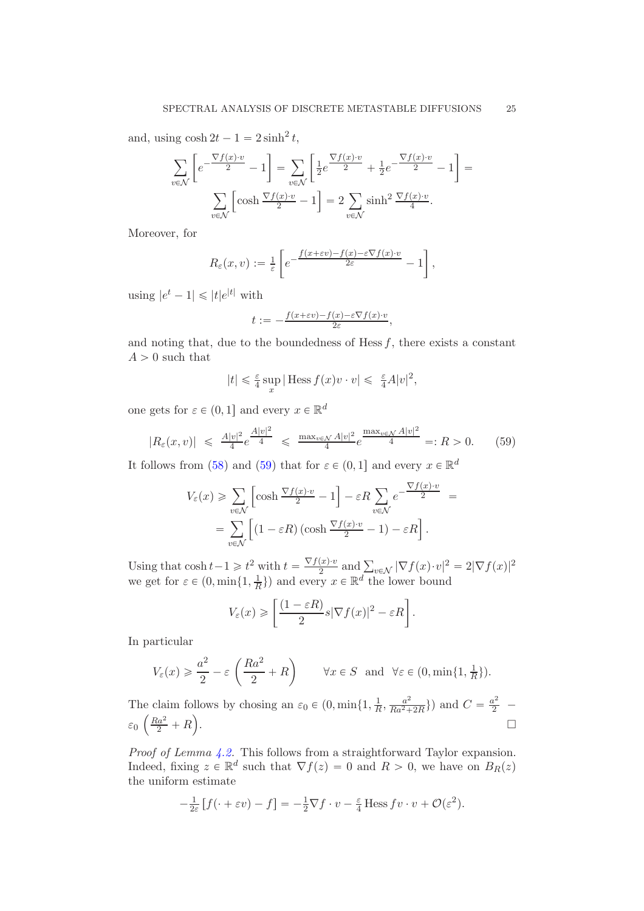and, using $\cosh 2t - 1 = 2\sinh^2 t$,

$$\sum_{v\in\mathcal{N}} \left[ e^{-\frac{\nabla f(x)\cdot v}{2}} - 1 \right] = \sum_{v\in\mathcal{N}} \left[ \tfrac{1}{2} e^{\frac{\nabla f(x)\cdot v}{2}} + \tfrac{1}{2} e^{-\frac{\nabla f(x)\cdot v}{2}} - 1 \right] =$$

$$\sum_{v\in\mathcal{N}} \left[ \cosh \tfrac{\nabla f(x)\cdot v}{2} - 1 \right] = 2 \sum_{v\in\mathcal{N}} \sinh^2 \tfrac{\nabla f(x)\cdot v}{4}.$$

Moreover, for

$$R_\varepsilon(x,v) := \tfrac{1}{\varepsilon} \left[ e^{-\frac{f(x+\varepsilon v) - f(x) - \varepsilon \nabla f(x)\cdot v}{2\varepsilon}} - 1 \right],$$

using $|e^t - 1| \leqslant |t| e^{|t|}$ with

$$t := -\tfrac{f(x+\varepsilon v) - f(x) - \varepsilon \nabla f(x)\cdot v}{2\varepsilon},$$

and noting that, due to the boundedness of $\operatorname{Hess} f$, there exists a constant $A > 0$ such that

$$|t| \leqslant \tfrac{\varepsilon}{4} \sup_x |\operatorname{Hess} f(x) v \cdot v| \leqslant \tfrac{\varepsilon}{4} A |v|^2,$$

one gets for $\varepsilon \in (0,1]$ and every $x \in \mathbb{R}^d$

$$|R_\varepsilon(x,v)| \leqslant \tfrac{A|v|^2}{4} e^{\frac{A|v|^2}{4}} \leqslant \tfrac{\max_{v\in\mathcal{N}} A|v|^2}{4} e^{\frac{\max_{v\in\mathcal{N}} A|v|^2}{4}} =: R > 0. \tag{59}$$

It follows from (58) and (59) that for $\varepsilon \in (0,1]$ and every $x \in \mathbb{R}^d$

$$V_\varepsilon(x) \geqslant \sum_{v\in\mathcal{N}} \left[ \cosh \tfrac{\nabla f(x)\cdot v}{2} - 1 \right] - \varepsilon R \sum_{v\in\mathcal{N}} e^{-\frac{\nabla f(x)\cdot v}{2}} =$$

$$= \sum_{v\in\mathcal{N}} \left[ (1-\varepsilon R) \left( \cosh \tfrac{\nabla f(x)\cdot v}{2} - 1 \right) - \varepsilon R \right].$$

Using that $\cosh t - 1 \geqslant t^2$ with $t = \frac{\nabla f(x)\cdot v}{2}$ and $\sum_{v\in\mathcal{N}} |\nabla f(x)\cdot v|^2 = 2|\nabla f(x)|^2$ we get for $\varepsilon \in (0, \min\{1, \frac{1}{R}\})$ and every $x \in \mathbb{R}^d$ the lower bound

$$V_\varepsilon(x) \geqslant \left[ \frac{(1-\varepsilon R)}{2} s |\nabla f(x)|^2 - \varepsilon R \right].$$

In particular

$$V_\varepsilon(x) \geqslant \frac{a^2}{2} - \varepsilon \left( \frac{Ra^2}{2} + R \right) \qquad \forall x \in S \ \text{ and } \ \forall \varepsilon \in (0, \min\{1, \tfrac{1}{R}\}).$$

The claim follows by chosing an $\varepsilon_0 \in (0, \min\{1, \frac{1}{R}, \frac{a^2}{Ra^2+2R}\})$ and $C = \frac{a^2}{2} - \varepsilon_0 \left( \frac{Ra^2}{2} + R \right)$. $\square$

*Proof of Lemma 4.2.* This follows from a straightforward Taylor expansion. Indeed, fixing $z \in \mathbb{R}^d$ such that $\nabla f(z) = 0$ and $R > 0$, we have on $B_R(z)$ the uniform estimate

$$-\tfrac{1}{2\varepsilon} \left[ f(\cdot + \varepsilon v) - f \right] = -\tfrac{1}{2} \nabla f \cdot v - \tfrac{\varepsilon}{4} \operatorname{Hess} f v \cdot v + \mathcal{O}(\varepsilon^2).$$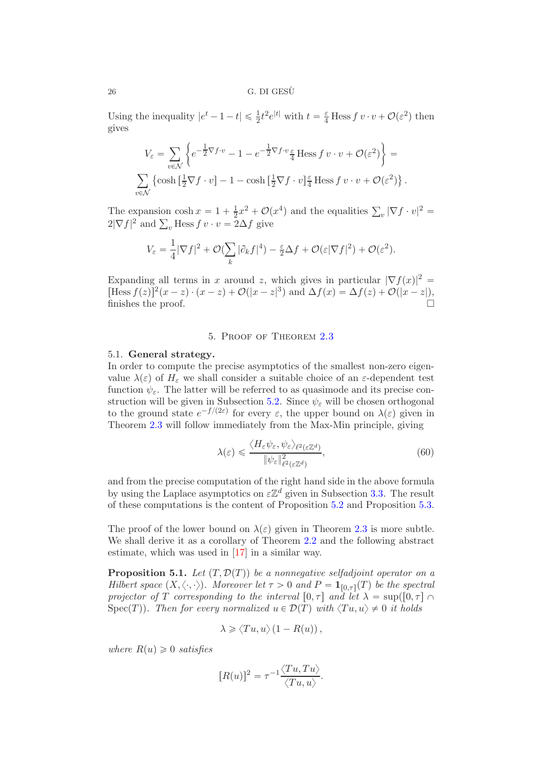Using the inequality $|e^t - 1 - t| \leqslant \frac{1}{2}t^2 e^{|t|}$ with $t = \frac{\varepsilon}{4} \operatorname{Hess} f\, v \cdot v + \mathcal{O}(\varepsilon^2)$ then gives

$$
V_\varepsilon = \sum_{v \in \mathcal{N}} \left\{ e^{-\frac{1}{2}\nabla f \cdot v} - 1 - e^{-\frac{1}{2}\nabla f \cdot v} \tfrac{\varepsilon}{4} \operatorname{Hess} f\, v \cdot v + \mathcal{O}(\varepsilon^2) \right\} =
$$

$$
\sum_{v \in \mathcal{N}} \left\{ \cosh\left[\tfrac{1}{2}\nabla f \cdot v\right] - 1 - \cosh\left[\tfrac{1}{2}\nabla f \cdot v\right] \tfrac{\varepsilon}{4} \operatorname{Hess} f\, v \cdot v + \mathcal{O}(\varepsilon^2) \right\}.
$$

The expansion $\cosh x = 1 + \frac{1}{2}x^2 + \mathcal{O}(x^4)$ and the equalities $\sum_v |\nabla f \cdot v|^2 = 2|\nabla f|^2$ and $\sum_v \operatorname{Hess} f\, v \cdot v = 2\Delta f$ give

$$
V_\varepsilon = \frac{1}{4}|\nabla f|^2 + \mathcal{O}\Big(\sum_k |\partial_k f|^4\Big) - \tfrac{\varepsilon}{2}\Delta f + \mathcal{O}(\varepsilon |\nabla f|^2) + \mathcal{O}(\varepsilon^2).
$$

Expanding all terms in $x$ around $z$, which gives in particular $|\nabla f(x)|^2 = [\operatorname{Hess} f(z)]^2 (x - z) \cdot (x - z) + \mathcal{O}(|x - z|^3)$ and $\Delta f(x) = \Delta f(z) + \mathcal{O}(|x - z|)$, finishes the proof. □

## 5. Proof of Theorem 2.3

### 5.1. General strategy.

In order to compute the precise asymptotics of the smallest non-zero eigenvalue $\lambda(\varepsilon)$ of $H_\varepsilon$ we shall consider a suitable choice of an $\varepsilon$-dependent test function $\psi_\varepsilon$. The latter will be referred to as quasimode and its precise construction will be given in Subsection 5.2. Since $\psi_\varepsilon$ will be chosen orthogonal to the ground state $e^{-f/(2\varepsilon)}$ for every $\varepsilon$, the upper bound on $\lambda(\varepsilon)$ given in Theorem 2.3 will follow immediately from the Max-Min principle, giving

$$
\lambda(\varepsilon) \leqslant \frac{\langle H_\varepsilon \psi_\varepsilon, \psi_\varepsilon \rangle_{\ell^2(\varepsilon\mathbb{Z}^d)}}{\|\psi_\varepsilon\|^2_{\ell^2(\varepsilon\mathbb{Z}^d)}}, \tag{60}
$$

and from the precise computation of the right hand side in the above formula by using the Laplace asymptotics on $\varepsilon\mathbb{Z}^d$ given in Subsection 3.3. The result of these computations is the content of Proposition 5.2 and Proposition 5.3.

The proof of the lower bound on $\lambda(\varepsilon)$ given in Theorem 2.3 is more subtle. We shall derive it as a corollary of Theorem 2.2 and the following abstract estimate, which was used in [17] in a similar way.

**Proposition 5.1.** *Let $(T, \mathcal{D}(T))$ be a nonnegative selfadjoint operator on a Hilbert space $(X, \langle \cdot, \cdot \rangle)$. Moreover let $\tau > 0$ and $P = \mathbf{1}_{[0,\tau]}(T)$ be the spectral projector of $T$ corresponding to the interval $[0, \tau]$ and let $\lambda = \sup([0, \tau] \cap \operatorname{Spec}(T))$. Then for every normalized $u \in \mathcal{D}(T)$ with $\langle Tu, u \rangle \neq 0$ it holds*

$$
\lambda \geqslant \langle Tu, u \rangle (1 - R(u)),
$$

*where $R(u) \geqslant 0$ satisfies*

$$
[R(u)]^2 = \tau^{-1} \frac{\langle Tu, Tu \rangle}{\langle Tu, u \rangle}.
$$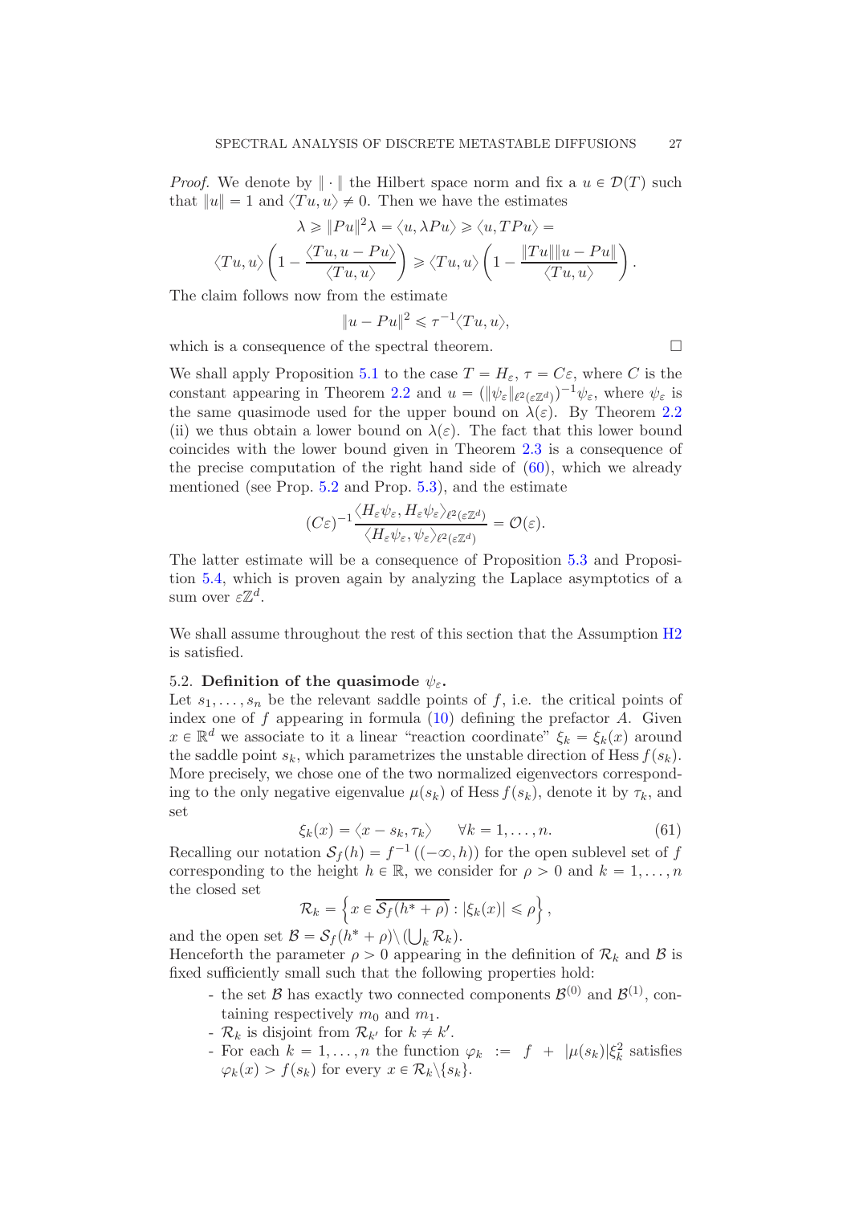*Proof.* We denote by $\|\cdot\|$ the Hilbert space norm and fix a $u \in \mathcal{D}(T)$ such that $\|u\| = 1$ and $\langle Tu, u\rangle \neq 0$. Then we have the estimates

$$\lambda \geqslant \|Pu\|^2 \lambda = \langle u, \lambda P u\rangle \geqslant \langle u, TPu\rangle =$$

$$\langle Tu, u\rangle \left(1 - \frac{\langle Tu, u - Pu\rangle}{\langle Tu, u\rangle}\right) \geqslant \langle Tu, u\rangle \left(1 - \frac{\|Tu\|\|u - Pu\|}{\langle Tu, u\rangle}\right).$$

The claim follows now from the estimate

$$\|u - Pu\|^2 \leqslant \tau^{-1}\langle Tu, u\rangle,$$

which is a consequence of the spectral theorem. $\square$

We shall apply Proposition 5.1 to the case $T = H_\varepsilon$, $\tau = C\varepsilon$, where $C$ is the constant appearing in Theorem 2.2 and $u = (\|\psi_\varepsilon\|_{\ell^2(\varepsilon\mathbb{Z}^d)})^{-1}\psi_\varepsilon$, where $\psi_\varepsilon$ is the same quasimode used for the upper bound on $\lambda(\varepsilon)$. By Theorem 2.2 (ii) we thus obtain a lower bound on $\lambda(\varepsilon)$. The fact that this lower bound coincides with the lower bound given in Theorem 2.3 is a consequence of the precise computation of the right hand side of (60), which we already mentioned (see Prop. 5.2 and Prop. 5.3), and the estimate

$$(C\varepsilon)^{-1}\frac{\langle H_\varepsilon\psi_\varepsilon, H_\varepsilon\psi_\varepsilon\rangle_{\ell^2(\varepsilon\mathbb{Z}^d)}}{\langle H_\varepsilon\psi_\varepsilon, \psi_\varepsilon\rangle_{\ell^2(\varepsilon\mathbb{Z}^d)}} = \mathcal{O}(\varepsilon).$$

The latter estimate will be a consequence of Proposition 5.3 and Proposition 5.4, which is proven again by analyzing the Laplace asymptotics of a sum over $\varepsilon\mathbb{Z}^d$.

We shall assume throughout the rest of this section that the Assumption H2 is satisfied.

### 5.2. Definition of the quasimode $\psi_\varepsilon$.

Let $s_1, \ldots, s_n$ be the relevant saddle points of $f$, i.e. the critical points of index one of $f$ appearing in formula (10) defining the prefactor $A$. Given $x \in \mathbb{R}^d$ we associate to it a linear "reaction coordinate" $\xi_k = \xi_k(x)$ around the saddle point $s_k$, which parametrizes the unstable direction of $\operatorname{Hess} f(s_k)$. More precisely, we chose one of the two normalized eigenvectors corresponding to the only negative eigenvalue $\mu(s_k)$ of $\operatorname{Hess} f(s_k)$, denote it by $\tau_k$, and set

$$\xi_k(x) = \langle x - s_k, \tau_k\rangle \qquad \forall k = 1, \ldots, n. \tag{61}$$

Recalling our notation $\mathcal{S}_f(h) = f^{-1}((-\infty, h))$ for the open sublevel set of $f$ corresponding to the height $h \in \mathbb{R}$, we consider for $\rho > 0$ and $k = 1, \ldots, n$ the closed set

$$\mathcal{R}_k = \left\{x \in \overline{\mathcal{S}_f(h^* + \rho)} : |\xi_k(x)| \leqslant \rho\right\},$$

and the open set $\mathcal{B} = \mathcal{S}_f(h^* + \rho)\setminus(\bigcup_k \mathcal{R}_k)$.
Henceforth the parameter $\rho > 0$ appearing in the definition of $\mathcal{R}_k$ and $\mathcal{B}$ is fixed sufficiently small such that the following properties hold:

- the set $\mathcal{B}$ has exactly two connected components $\mathcal{B}^{(0)}$ and $\mathcal{B}^{(1)}$, containing respectively $m_0$ and $m_1$.
- $\mathcal{R}_k$ is disjoint from $\mathcal{R}_{k'}$ for $k \neq k'$.
- For each $k = 1, \ldots, n$ the function $\varphi_k := f + |\mu(s_k)|\xi_k^2$ satisfies $\varphi_k(x) > f(s_k)$ for every $x \in \mathcal{R}_k\setminus\{s_k\}$.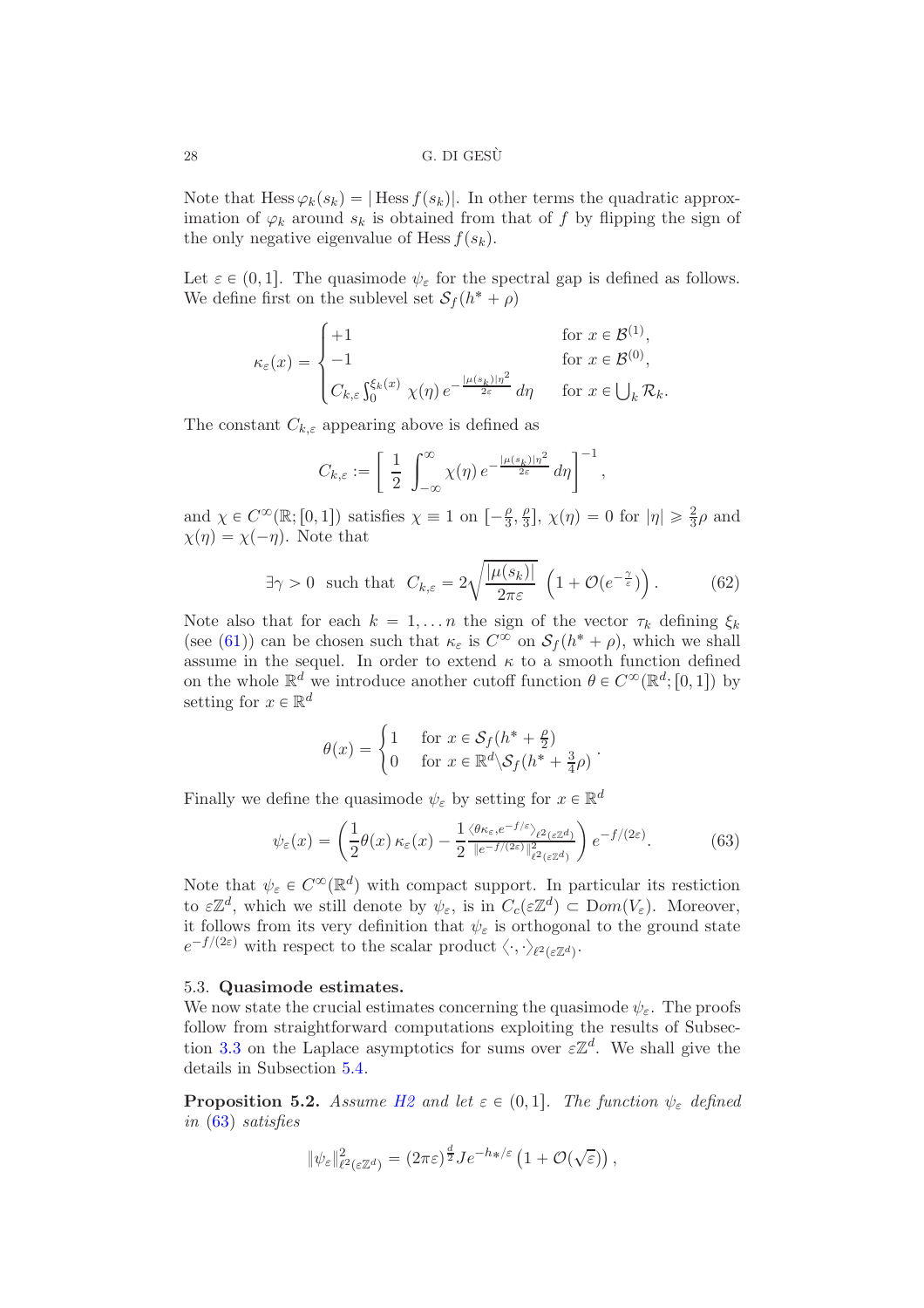Note that $\operatorname{Hess}\varphi_k(s_k) = |\operatorname{Hess} f(s_k)|$. In other terms the quadratic approximation of $\varphi_k$ around $s_k$ is obtained from that of $f$ by flipping the sign of the only negative eigenvalue of $\operatorname{Hess} f(s_k)$.

Let $\varepsilon \in (0,1]$. The quasimode $\psi_\varepsilon$ for the spectral gap is defined as follows. We define first on the sublevel set $\mathcal{S}_f(h^* + \rho)$

$$
\kappa_\varepsilon(x) = \begin{cases} +1 & \text{for } x \in \mathcal{B}^{(1)}, \\ -1 & \text{for } x \in \mathcal{B}^{(0)}, \\ C_{k,\varepsilon} \int_0^{\xi_k(x)} \chi(\eta)\, e^{-\frac{|\mu(s_k)|\eta^2}{2\varepsilon}}\, d\eta & \text{for } x \in \bigcup_k \mathcal{R}_k. \end{cases}
$$

The constant $C_{k,\varepsilon}$ appearing above is defined as

$$
C_{k,\varepsilon} := \left[ \frac{1}{2} \int_{-\infty}^{\infty} \chi(\eta)\, e^{-\frac{|\mu(s_k)|\eta^2}{2\varepsilon}}\, d\eta \right]^{-1},
$$

and $\chi \in C^\infty(\mathbb{R};[0,1])$ satisfies $\chi \equiv 1$ on $[-\frac{\rho}{3}, \frac{\rho}{3}]$, $\chi(\eta) = 0$ for $|\eta| \geqslant \frac{2}{3}\rho$ and $\chi(\eta) = \chi(-\eta)$. Note that

$$
\exists \gamma > 0 \ \text{ such that } \ C_{k,\varepsilon} = 2\sqrt{\frac{|\mu(s_k)|}{2\pi\varepsilon}}\, \left(1 + \mathcal{O}(e^{-\frac{\gamma}{\varepsilon}})\right). \tag{62}
$$

Note also that for each $k = 1, \dots n$ the sign of the vector $\tau_k$ defining $\xi_k$ (see (61)) can be chosen such that $\kappa_\varepsilon$ is $C^\infty$ on $\mathcal{S}_f(h^* + \rho)$, which we shall assume in the sequel. In order to extend $\kappa$ to a smooth function defined on the whole $\mathbb{R}^d$ we introduce another cutoff function $\theta \in C^\infty(\mathbb{R}^d;[0,1])$ by setting for $x \in \mathbb{R}^d$

$$
\theta(x) = \begin{cases} 1 & \text{for } x \in \mathcal{S}_f(h^* + \frac{\rho}{2}) \\ 0 & \text{for } x \in \mathbb{R}^d \backslash \mathcal{S}_f(h^* + \frac{3}{4}\rho) \end{cases}.
$$

Finally we define the quasimode $\psi_\varepsilon$ by setting for $x \in \mathbb{R}^d$

$$
\psi_\varepsilon(x) = \left( \frac{1}{2}\theta(x)\, \kappa_\varepsilon(x) - \frac{1}{2} \frac{\langle \theta\kappa_\varepsilon, e^{-f/\varepsilon} \rangle_{\ell^2(\varepsilon\mathbb{Z}^d)}}{\|e^{-f/(2\varepsilon)}\|^2_{\ell^2(\varepsilon\mathbb{Z}^d)}} \right) e^{-f/(2\varepsilon)}. \tag{63}
$$

Note that $\psi_\varepsilon \in C^\infty(\mathbb{R}^d)$ with compact support. In particular its restiction to $\varepsilon\mathbb{Z}^d$, which we still denote by $\psi_\varepsilon$, is in $C_c(\varepsilon\mathbb{Z}^d) \subset \mathrm{Dom}(V_\varepsilon)$. Moreover, it follows from its very definition that $\psi_\varepsilon$ is orthogonal to the ground state $e^{-f/(2\varepsilon)}$ with respect to the scalar product $\langle \cdot, \cdot \rangle_{\ell^2(\varepsilon\mathbb{Z}^d)}$.

### 5.3. Quasimode estimates.

We now state the crucial estimates concerning the quasimode $\psi_\varepsilon$. The proofs follow from straightforward computations exploiting the results of Subsection 3.3 on the Laplace asymptotics for sums over $\varepsilon\mathbb{Z}^d$. We shall give the details in Subsection 5.4.

**Proposition 5.2.** *Assume H2 and let $\varepsilon \in (0,1]$. The function $\psi_\varepsilon$ defined in (63) satisfies*

$$
\|\psi_\varepsilon\|^2_{\ell^2(\varepsilon\mathbb{Z}^d)} = (2\pi\varepsilon)^{\frac{d}{2}} J e^{-h*/\varepsilon} \left(1 + \mathcal{O}(\sqrt{\varepsilon})\right),
$$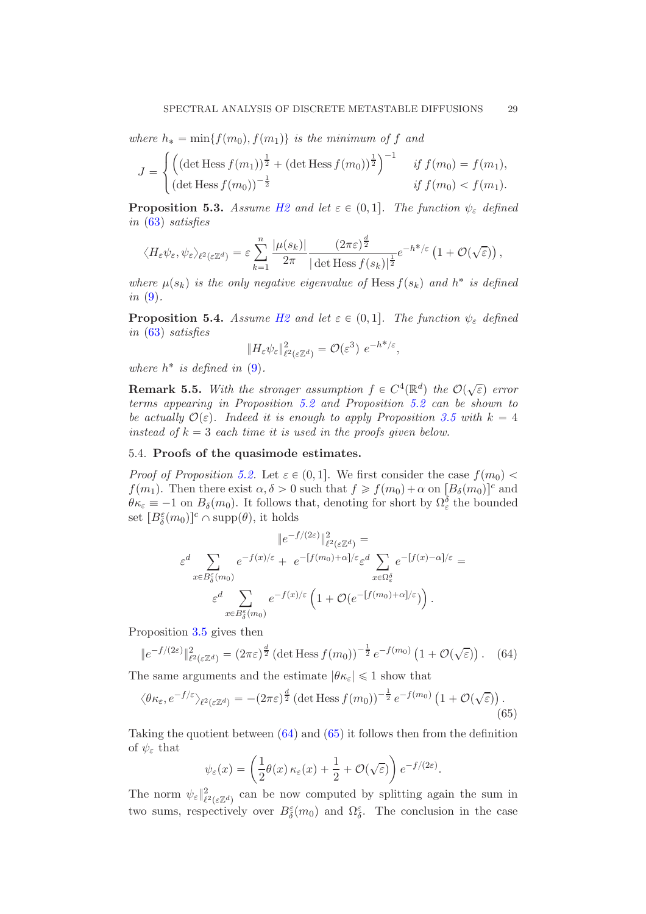*where $h_* = \min\{f(m_0), f(m_1)\}$ is the minimum of $f$ and*

$$J = \begin{cases} \left( (\det \operatorname{Hess} f(m_1))^{\frac{1}{2}} + (\det \operatorname{Hess} f(m_0))^{\frac{1}{2}} \right)^{-1} & \text{if } f(m_0) = f(m_1), \\ (\det \operatorname{Hess} f(m_0))^{-\frac{1}{2}} & \text{if } f(m_0) < f(m_1). \end{cases}$$

**Proposition 5.3.** *Assume H2 and let $\varepsilon \in (0, 1]$. The function $\psi_\varepsilon$ defined in (63) satisfies*

$$\langle H_\varepsilon \psi_\varepsilon, \psi_\varepsilon \rangle_{\ell^2(\varepsilon \mathbb{Z}^d)} = \varepsilon \sum_{k=1}^{n} \frac{|\mu(s_k)|}{2\pi} \frac{(2\pi\varepsilon)^{\frac{d}{2}}}{|\det \operatorname{Hess} f(s_k)|^{\frac{1}{2}}} e^{-h^*/\varepsilon} \left(1 + \mathcal{O}(\sqrt{\varepsilon})\right),$$

*where $\mu(s_k)$ is the only negative eigenvalue of $\operatorname{Hess} f(s_k)$ and $h^*$ is defined in (9).*

**Proposition 5.4.** *Assume H2 and let $\varepsilon \in (0, 1]$. The function $\psi_\varepsilon$ defined in (63) satisfies*

$$\|H_\varepsilon \psi_\varepsilon\|^2_{\ell^2(\varepsilon \mathbb{Z}^d)} = \mathcal{O}(\varepsilon^3)\ e^{-h^*/\varepsilon},$$

*where $h^*$ is defined in (9).*

**Remark 5.5.** *With the stronger assumption $f \in C^4(\mathbb{R}^d)$ the $\mathcal{O}(\sqrt{\varepsilon})$ error terms appearing in Proposition 5.2 and Proposition 5.2 can be shown to be actually $\mathcal{O}(\varepsilon)$. Indeed it is enough to apply Proposition 3.5 with $k = 4$ instead of $k = 3$ each time it is used in the proofs given below.*

## 5.4. Proofs of the quasimode estimates.

*Proof of Proposition 5.2.* Let $\varepsilon \in (0, 1]$. We first consider the case $f(m_0) < f(m_1)$. Then there exist $\alpha, \delta > 0$ such that $f \geqslant f(m_0) + \alpha$ on $[B_\delta(m_0)]^c$ and $\theta\kappa_\varepsilon \equiv -1$ on $B_\delta(m_0)$. It follows that, denoting for short by $\Omega^\delta_\varepsilon$ the bounded set $[B^\varepsilon_\delta(m_0)]^c \cap \operatorname{supp}(\theta)$, it holds

$$\|e^{-f/(2\varepsilon)}\|^2_{\ell^2(\varepsilon\mathbb{Z}^d)} =$$

$$\varepsilon^d \sum_{x \in B^\varepsilon_\delta(m_0)} e^{-f(x)/\varepsilon} + \ e^{-[f(m_0)+\alpha]/\varepsilon} \varepsilon^d \sum_{x \in \Omega^\delta_\varepsilon} e^{-[f(x)-\alpha]/\varepsilon} =$$

$$\varepsilon^d \sum_{x \in B^\varepsilon_\delta(m_0)} e^{-f(x)/\varepsilon} \left(1 + \mathcal{O}(e^{-[f(m_0)+\alpha]/\varepsilon})\right).$$

Proposition 3.5 gives then

$$\|e^{-f/(2\varepsilon)}\|^2_{\ell^2(\varepsilon\mathbb{Z}^d)} = (2\pi\varepsilon)^{\frac{d}{2}} (\det \operatorname{Hess} f(m_0))^{-\frac{1}{2}} e^{-f(m_0)} \left(1 + \mathcal{O}(\sqrt{\varepsilon})\right). \quad (64)$$

The same arguments and the estimate $|\theta\kappa_\varepsilon| \leqslant 1$ show that

$$\langle \theta\kappa_\varepsilon, e^{-f/\varepsilon} \rangle_{\ell^2(\varepsilon\mathbb{Z}^d)} = -(2\pi\varepsilon)^{\frac{d}{2}} (\det \operatorname{Hess} f(m_0))^{-\frac{1}{2}} e^{-f(m_0)} \left(1 + \mathcal{O}(\sqrt{\varepsilon})\right). \quad (65)$$

Taking the quotient between (64) and (65) it follows then from the definition of $\psi_\varepsilon$ that

$$\psi_\varepsilon(x) = \left( \frac{1}{2}\theta(x)\,\kappa_\varepsilon(x) + \frac{1}{2} + \mathcal{O}(\sqrt{\varepsilon}) \right) e^{-f/(2\varepsilon)}.$$

The norm $\psi_\varepsilon\|^2_{\ell^2(\varepsilon\mathbb{Z}^d)}$ can be now computed by splitting again the sum in two sums, respectively over $B^\varepsilon_\delta(m_0)$ and $\Omega^\varepsilon_\delta$. The conclusion in the case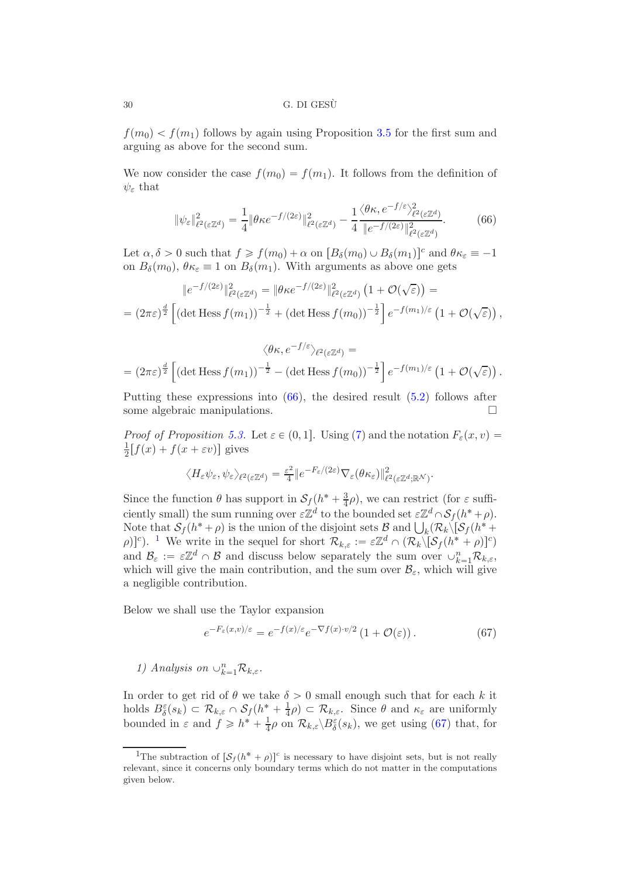$f(m_0) < f(m_1)$ follows by again using Proposition 3.5 for the first sum and arguing as above for the second sum.

We now consider the case $f(m_0) = f(m_1)$. It follows from the definition of $\psi_\varepsilon$ that

$$\|\psi_\varepsilon\|^2_{\ell^2(\varepsilon\mathbb{Z}^d)} = \frac{1}{4}\|\theta\kappa e^{-f/(2\varepsilon)}\|^2_{\ell^2(\varepsilon\mathbb{Z}^d)} - \frac{1}{4}\frac{\langle\theta\kappa, e^{-f/\varepsilon}\rangle^2_{\ell^2(\varepsilon\mathbb{Z}^d)}}{\|e^{-f/(2\varepsilon)}\|^2_{\ell^2(\varepsilon\mathbb{Z}^d)}}. \tag{66}$$

Let $\alpha, \delta > 0$ such that $f \geqslant f(m_0) + \alpha$ on $[B_\delta(m_0) \cup B_\delta(m_1)]^c$ and $\theta\kappa_\varepsilon \equiv -1$ on $B_\delta(m_0)$, $\theta\kappa_\varepsilon \equiv 1$ on $B_\delta(m_1)$. With arguments as above one gets

$$\|e^{-f/(2\varepsilon)}\|^2_{\ell^2(\varepsilon\mathbb{Z}^d)} = \|\theta\kappa e^{-f/(2\varepsilon)}\|^2_{\ell^2(\varepsilon\mathbb{Z}^d)}\left(1 + \mathcal{O}(\sqrt{\varepsilon})\right) =$$
$$= (2\pi\varepsilon)^{\frac{d}{2}}\left[(\det \operatorname{Hess} f(m_1))^{-\frac{1}{2}} + (\det \operatorname{Hess} f(m_0))^{-\frac{1}{2}}\right] e^{-f(m_1)/\varepsilon}\left(1 + \mathcal{O}(\sqrt{\varepsilon})\right),$$

$$\langle\theta\kappa, e^{-f/\varepsilon}\rangle_{\ell^2(\varepsilon\mathbb{Z}^d)} =$$
$$= (2\pi\varepsilon)^{\frac{d}{2}}\left[(\det \operatorname{Hess} f(m_1))^{-\frac{1}{2}} - (\det \operatorname{Hess} f(m_0))^{-\frac{1}{2}}\right] e^{-f(m_1)/\varepsilon}\left(1 + \mathcal{O}(\sqrt{\varepsilon})\right).$$

Putting these expressions into (66), the desired result (5.2) follows after some algebraic manipulations. $\square$

*Proof of Proposition 5.3.* Let $\varepsilon \in (0, 1]$. Using (7) and the notation $F_\varepsilon(x, v) = \frac{1}{2}[f(x) + f(x + \varepsilon v)]$ gives

$$\langle H_\varepsilon\psi_\varepsilon, \psi_\varepsilon\rangle_{\ell^2(\varepsilon\mathbb{Z}^d)} = \tfrac{\varepsilon^2}{4}\|e^{-F_\varepsilon/(2\varepsilon)}\nabla_\varepsilon(\theta\kappa_\varepsilon)\|^2_{\ell^2(\varepsilon\mathbb{Z}^d;\mathbb{R}^{\mathcal{N}})}.$$

Since the function $\theta$ has support in $\mathcal{S}_f(h^* + \frac{3}{4}\rho)$, we can restrict (for $\varepsilon$ sufficiently small) the sum running over $\varepsilon\mathbb{Z}^d$ to the bounded set $\varepsilon\mathbb{Z}^d \cap \mathcal{S}_f(h^*+\rho)$. Note that $\mathcal{S}_f(h^*+\rho)$ is the union of the disjoint sets $\mathcal{B}$ and $\bigcup_k(\mathcal{R}_k\backslash[\mathcal{S}_f(h^*+\rho)]^c)$. [1] We write in the sequel for short $\mathcal{R}_{k,\varepsilon} := \varepsilon\mathbb{Z}^d \cap (\mathcal{R}_k\backslash[\mathcal{S}_f(h^*+\rho)]^c)$ and $\mathcal{B}_\varepsilon := \varepsilon\mathbb{Z}^d \cap \mathcal{B}$ and discuss below separately the sum over $\cup_{k=1}^n\mathcal{R}_{k,\varepsilon}$, which will give the main contribution, and the sum over $\mathcal{B}_\varepsilon$, which will give a negligible contribution.

Below we shall use the Taylor expansion

$$e^{-F_\varepsilon(x,v)/\varepsilon} = e^{-f(x)/\varepsilon}e^{-\nabla f(x)\cdot v/2}\left(1 + \mathcal{O}(\varepsilon)\right). \tag{67}$$

*1) Analysis on $\cup_{k=1}^n\mathcal{R}_{k,\varepsilon}$.*

In order to get rid of $\theta$ we take $\delta > 0$ small enough such that for each $k$ it holds $B^\varepsilon_\delta(s_k) \subset \mathcal{R}_{k,\varepsilon} \cap \mathcal{S}_f(h^* + \frac{1}{4}\rho) \subset \mathcal{R}_{k,\varepsilon}$. Since $\theta$ and $\kappa_\varepsilon$ are uniformly bounded in $\varepsilon$ and $f \geqslant h^* + \frac{1}{4}\rho$ on $\mathcal{R}_{k,\varepsilon}\backslash B^\varepsilon_\delta(s_k)$, we get using (67) that, for

[1] The subtraction of $[\mathcal{S}_f(h^*+\rho)]^c$ is necessary to have disjoint sets, but is not really relevant, since it concerns only boundary terms which do not matter in the computations given below.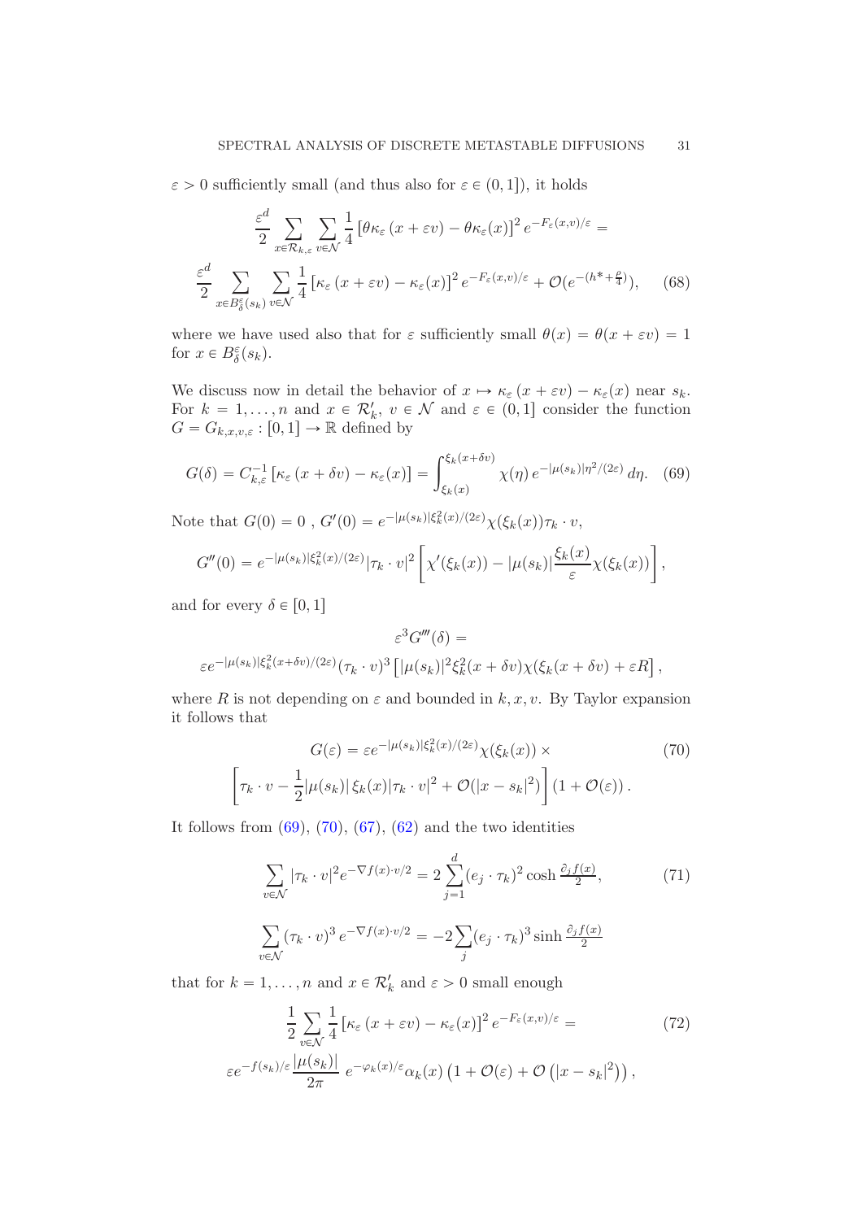$\varepsilon > 0$ sufficiently small (and thus also for $\varepsilon \in (0,1]$), it holds

$$
\frac{\varepsilon^d}{2} \sum_{x \in \mathcal{R}_{k,\varepsilon}} \sum_{v \in \mathcal{N}} \frac{1}{4} \left[\theta\kappa_\varepsilon\left(x + \varepsilon v\right) - \theta\kappa_\varepsilon(x)\right]^2 e^{-F_\varepsilon(x,v)/\varepsilon} =
$$

$$
\frac{\varepsilon^d}{2} \sum_{x \in B^\varepsilon_\delta(s_k)} \sum_{v \in \mathcal{N}} \frac{1}{4} \left[\kappa_\varepsilon\left(x + \varepsilon v\right) - \kappa_\varepsilon(x)\right]^2 e^{-F_\varepsilon(x,v)/\varepsilon} + \mathcal{O}(e^{-(h^* + \frac{\rho}{4})}), \quad (68)
$$

where we have used also that for $\varepsilon$ sufficiently small $\theta(x) = \theta(x + \varepsilon v) = 1$ for $x \in B^\varepsilon_\delta(s_k)$.

We discuss now in detail the behavior of $x \mapsto \kappa_\varepsilon\left(x + \varepsilon v\right) - \kappa_\varepsilon(x)$ near $s_k$. For $k = 1, \ldots, n$ and $x \in \mathcal{R}'_k$, $v \in \mathcal{N}$ and $\varepsilon \in (0,1]$ consider the function $G = G_{k,x,v,\varepsilon} : [0,1] \to \mathbb{R}$ defined by

$$
G(\delta) = C^{-1}_{k,\varepsilon}\left[\kappa_\varepsilon\left(x + \delta v\right) - \kappa_\varepsilon(x)\right] = \int_{\xi_k(x)}^{\xi_k(x+\delta v)} \chi(\eta)\, e^{-|\mu(s_k)|\eta^2/(2\varepsilon)}\, d\eta. \quad (69)
$$

Note that $G(0) = 0$ , $G'(0) = e^{-|\mu(s_k)|\xi^2_k(x)/(2\varepsilon)}\chi(\xi_k(x))\tau_k \cdot v$,

$$
G''(0) = e^{-|\mu(s_k)|\xi^2_k(x)/(2\varepsilon)}|\tau_k \cdot v|^2 \left[\chi'(\xi_k(x)) - |\mu(s_k)|\frac{\xi_k(x)}{\varepsilon}\chi(\xi_k(x))\right],
$$

and for every $\delta \in [0,1]$

$$
\varepsilon^3 G'''(\delta) =
$$

$$
\varepsilon e^{-|\mu(s_k)|\xi^2_k(x+\delta v)/(2\varepsilon)}(\tau_k \cdot v)^3 \left[|\mu(s_k)|^2\xi^2_k(x + \delta v)\chi(\xi_k(x + \delta v) + \varepsilon R\right],
$$

where $R$ is not depending on $\varepsilon$ and bounded in $k, x, v$. By Taylor expansion it follows that

$$
G(\varepsilon) = \varepsilon e^{-|\mu(s_k)|\xi^2_k(x)/(2\varepsilon)}\chi(\xi_k(x)) \times \quad (70)
$$

$$
\left[\tau_k \cdot v - \frac{1}{2}|\mu(s_k)|\,\xi_k(x)|\tau_k \cdot v|^2 + \mathcal{O}(|x - s_k|^2)\right](1 + \mathcal{O}(\varepsilon)).
$$

It follows from (69), (70), (67), (62) and the two identities

$$
\sum_{v \in \mathcal{N}} |\tau_k \cdot v|^2 e^{-\nabla f(x)\cdot v/2} = 2\sum_{j=1}^{d}(e_j \cdot \tau_k)^2 \cosh\tfrac{\partial_j f(x)}{2}, \quad (71)
$$

$$
\sum_{v \in \mathcal{N}} (\tau_k \cdot v)^3\, e^{-\nabla f(x)\cdot v/2} = -2\sum_j (e_j \cdot \tau_k)^3 \sinh\tfrac{\partial_j f(x)}{2}
$$

that for $k = 1, \ldots, n$ and $x \in \mathcal{R}'_k$ and $\varepsilon > 0$ small enough

$$
\frac{1}{2}\sum_{v \in \mathcal{N}} \frac{1}{4}\left[\kappa_\varepsilon\left(x + \varepsilon v\right) - \kappa_\varepsilon(x)\right]^2 e^{-F_\varepsilon(x,v)/\varepsilon} = \quad (72)
$$

$$
\varepsilon e^{-f(s_k)/\varepsilon}\frac{|\mu(s_k)|}{2\pi}\; e^{-\varphi_k(x)/\varepsilon}\alpha_k(x)\left(1 + \mathcal{O}(\varepsilon) + \mathcal{O}\left(|x - s_k|^2\right)\right),
$$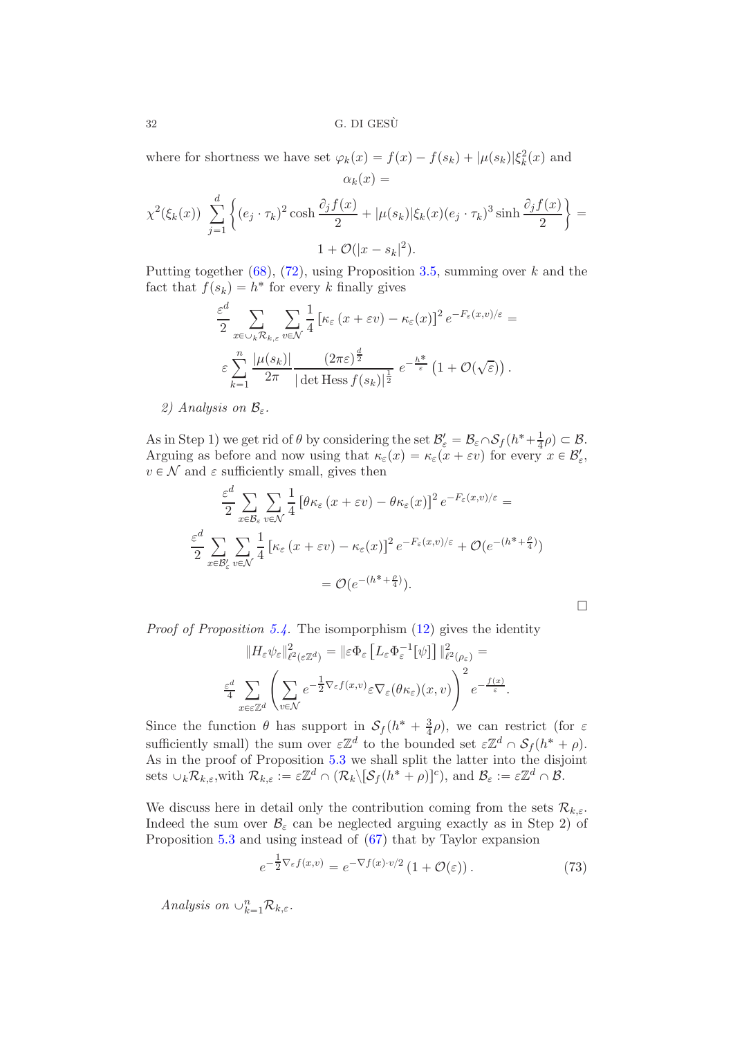where for shortness we have set $\varphi_k(x) = f(x) - f(s_k) + |\mu(s_k)|\xi_k^2(x)$ and

$$\alpha_k(x) =$$

$$\chi^2(\xi_k(x)) \sum_{j=1}^{d} \left\{ (e_j \cdot \tau_k)^2 \cosh \frac{\partial_j f(x)}{2} + |\mu(s_k)|\xi_k(x)(e_j \cdot \tau_k)^3 \sinh \frac{\partial_j f(x)}{2} \right\} =$$

$$1 + \mathcal{O}(|x - s_k|^2).$$

Putting together (68), (72), using Proposition 3.5, summing over $k$ and the fact that $f(s_k) = h^*$ for every $k$ finally gives

$$\frac{\varepsilon^d}{2} \sum_{x \in \cup_k \mathcal{R}_{k,\varepsilon}} \sum_{v \in \mathcal{N}} \frac{1}{4} \left[\kappa_\varepsilon(x + \varepsilon v) - \kappa_\varepsilon(x)\right]^2 e^{-F_\varepsilon(x,v)/\varepsilon} =$$

$$\varepsilon \sum_{k=1}^{n} \frac{|\mu(s_k)|}{2\pi} \frac{(2\pi\varepsilon)^{\frac{d}{2}}}{|\det \operatorname{Hess} f(s_k)|^{\frac{1}{2}}} \, e^{-\frac{h^*}{\varepsilon}} \left(1 + \mathcal{O}(\sqrt{\varepsilon})\right).$$

*2) Analysis on $\mathcal{B}_\varepsilon$.*

As in Step 1) we get rid of $\theta$ by considering the set $\mathcal{B}'_\varepsilon = \mathcal{B}_\varepsilon \cap \mathcal{S}_f(h^* + \frac{1}{4}\rho) \subset \mathcal{B}$. Arguing as before and now using that $\kappa_\varepsilon(x) = \kappa_\varepsilon(x + \varepsilon v)$ for every $x \in \mathcal{B}'_\varepsilon$, $v \in \mathcal{N}$ and $\varepsilon$ sufficiently small, gives then

$$\frac{\varepsilon^d}{2} \sum_{x \in \mathcal{B}_\varepsilon} \sum_{v \in \mathcal{N}} \frac{1}{4} \left[\theta\kappa_\varepsilon(x + \varepsilon v) - \theta\kappa_\varepsilon(x)\right]^2 e^{-F_\varepsilon(x,v)/\varepsilon} =$$

$$\frac{\varepsilon^d}{2} \sum_{x \in \mathcal{B}'_\varepsilon} \sum_{v \in \mathcal{N}} \frac{1}{4} \left[\kappa_\varepsilon(x + \varepsilon v) - \kappa_\varepsilon(x)\right]^2 e^{-F_\varepsilon(x,v)/\varepsilon} + \mathcal{O}(e^{-(h^* + \frac{\rho}{4})})$$

$$= \mathcal{O}(e^{-(h^* + \frac{\rho}{4})}).$$

$\square$

*Proof of Proposition 5.4.* The isomporphism (12) gives the identity

$$\|H_\varepsilon \psi_\varepsilon\|^2_{\ell^2(\varepsilon\mathbb{Z}^d)} = \|\varepsilon \Phi_\varepsilon \left[L_\varepsilon \Phi_\varepsilon^{-1}[\psi]\right]\|^2_{\ell^2(\rho_\varepsilon)} =$$

$$\tfrac{\varepsilon^d}{4} \sum_{x \in \varepsilon\mathbb{Z}^d} \left( \sum_{v \in \mathcal{N}} e^{-\frac{1}{2}\nabla_\varepsilon f(x,v)} \varepsilon \nabla_\varepsilon(\theta\kappa_\varepsilon)(x,v) \right)^2 e^{-\frac{f(x)}{\varepsilon}}.$$

Since the function $\theta$ has support in $\mathcal{S}_f(h^* + \frac{3}{4}\rho)$, we can restrict (for $\varepsilon$ sufficiently small) the sum over $\varepsilon\mathbb{Z}^d$ to the bounded set $\varepsilon\mathbb{Z}^d \cap \mathcal{S}_f(h^* + \rho)$. As in the proof of Proposition 5.3 we shall split the latter into the disjoint sets $\cup_k \mathcal{R}_{k,\varepsilon}$,with $\mathcal{R}_{k,\varepsilon} := \varepsilon\mathbb{Z}^d \cap (\mathcal{R}_k \backslash [\mathcal{S}_f(h^* + \rho)]^c)$, and $\mathcal{B}_\varepsilon := \varepsilon\mathbb{Z}^d \cap \mathcal{B}$.

We discuss here in detail only the contribution coming from the sets $\mathcal{R}_{k,\varepsilon}$. Indeed the sum over $\mathcal{B}_\varepsilon$ can be neglected arguing exactly as in Step 2) of Proposition 5.3 and using instead of (67) that by Taylor expansion

$$e^{-\frac{1}{2}\nabla_\varepsilon f(x,v)} = e^{-\nabla f(x) \cdot v/2} \left(1 + \mathcal{O}(\varepsilon)\right). \tag{73}$$

*Analysis on $\cup_{k=1}^n \mathcal{R}_{k,\varepsilon}$.*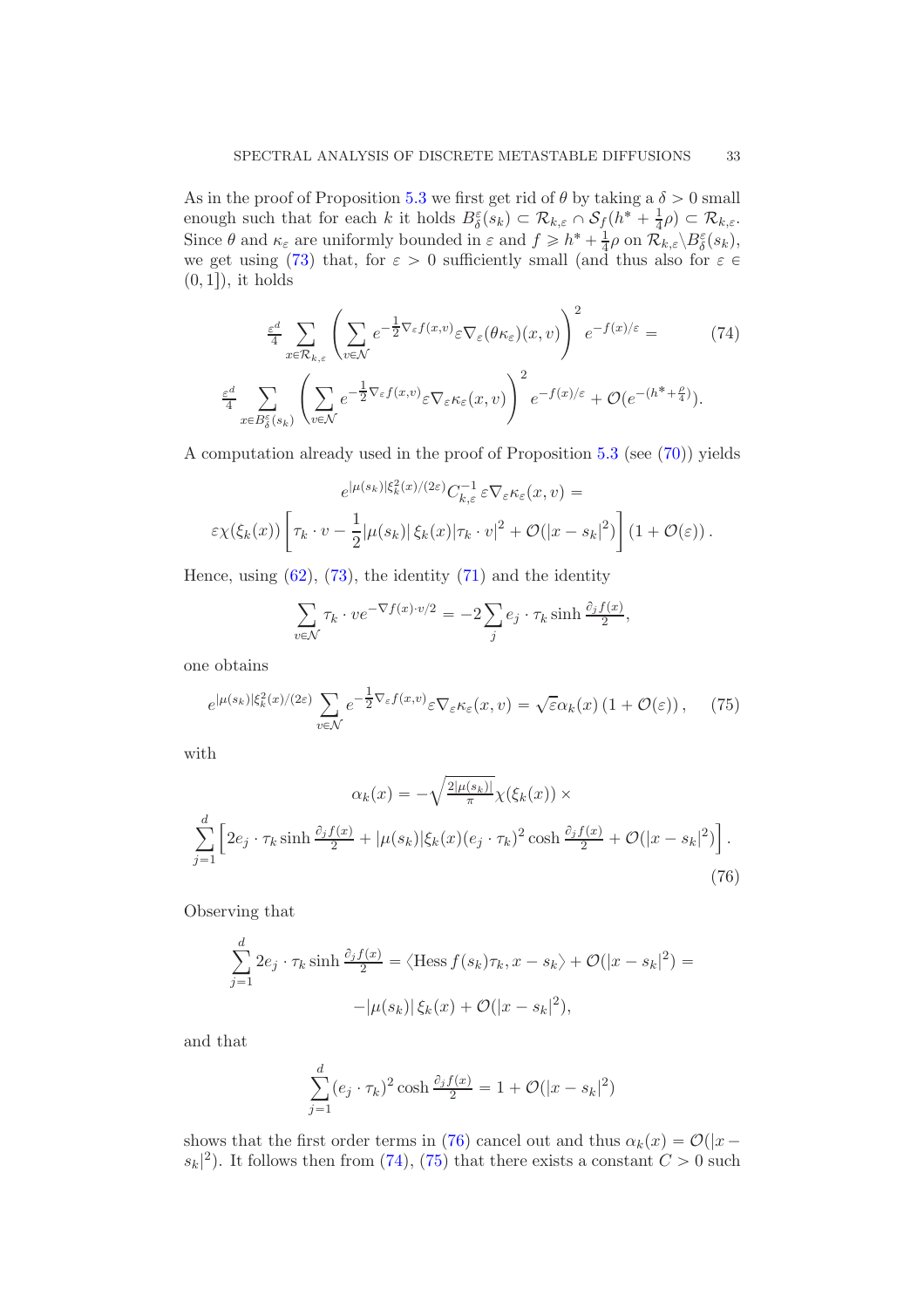As in the proof of Proposition 5.3 we first get rid of $\theta$ by taking a $\delta > 0$ small enough such that for each $k$ it holds $B^\varepsilon_\delta(s_k) \subset \mathcal{R}_{k,\varepsilon} \cap \mathcal{S}_f(h^* + \frac{1}{4}\rho) \subset \mathcal{R}_{k,\varepsilon}$. Since $\theta$ and $\kappa_\varepsilon$ are uniformly bounded in $\varepsilon$ and $f \geqslant h^* + \frac{1}{4}\rho$ on $\mathcal{R}_{k,\varepsilon}\backslash B^\varepsilon_\delta(s_k)$, we get using (73) that, for $\varepsilon > 0$ sufficiently small (and thus also for $\varepsilon \in (0,1]$), it holds

$$
\frac{\varepsilon^d}{4} \sum_{x\in\mathcal{R}_{k,\varepsilon}} \left( \sum_{v\in\mathcal{N}} e^{-\frac{1}{2}\nabla_\varepsilon f(x,v)} \varepsilon \nabla_\varepsilon(\theta\kappa_\varepsilon)(x,v) \right)^2 e^{-f(x)/\varepsilon} = \tag{74}
$$

$$
\frac{\varepsilon^d}{4} \sum_{x\in B^\varepsilon_\delta(s_k)} \left( \sum_{v\in\mathcal{N}} e^{-\frac{1}{2}\nabla_\varepsilon f(x,v)} \varepsilon \nabla_\varepsilon \kappa_\varepsilon(x,v) \right)^2 e^{-f(x)/\varepsilon} + \mathcal{O}(e^{-(h^*+\frac{\rho}{4})}).
$$

A computation already used in the proof of Proposition 5.3 (see (70)) yields

$$
e^{|\mu(s_k)|\xi_k^2(x)/(2\varepsilon)} C_{k,\varepsilon}^{-1}\, \varepsilon \nabla_\varepsilon \kappa_\varepsilon(x,v) =
$$

$$
\varepsilon \chi(\xi_k(x)) \left[ \tau_k \cdot v - \frac{1}{2} |\mu(s_k)|\, \xi_k(x) |\tau_k \cdot v|^2 + \mathcal{O}(|x-s_k|^2) \right] (1 + \mathcal{O}(\varepsilon)).
$$

Hence, using (62), (73), the identity (71) and the identity

$$
\sum_{v\in\mathcal{N}} \tau_k \cdot v e^{-\nabla f(x)\cdot v/2} = -2 \sum_j e_j \cdot \tau_k \sinh \tfrac{\partial_j f(x)}{2},
$$

one obtains

$$
e^{|\mu(s_k)|\xi_k^2(x)/(2\varepsilon)} \sum_{v\in\mathcal{N}} e^{-\frac{1}{2}\nabla_\varepsilon f(x,v)} \varepsilon \nabla_\varepsilon \kappa_\varepsilon(x,v) = \sqrt{\varepsilon}\alpha_k(x) (1 + \mathcal{O}(\varepsilon)), \tag{75}
$$

with

$$
\alpha_k(x) = -\sqrt{\tfrac{2|\mu(s_k)|}{\pi}} \chi(\xi_k(x)) \times
$$

$$
\sum_{j=1}^d \left[ 2 e_j \cdot \tau_k \sinh \tfrac{\partial_j f(x)}{2} + |\mu(s_k)| \xi_k(x) (e_j \cdot \tau_k)^2 \cosh \tfrac{\partial_j f(x)}{2} + \mathcal{O}(|x-s_k|^2) \right]. \tag{76}
$$

Observing that

$$
\sum_{j=1}^d 2 e_j \cdot \tau_k \sinh \tfrac{\partial_j f(x)}{2} = \langle \mathrm{Hess}\, f(s_k)\tau_k, x - s_k \rangle + \mathcal{O}(|x-s_k|^2) =
$$

$$
-|\mu(s_k)|\, \xi_k(x) + \mathcal{O}(|x-s_k|^2),
$$

and that

$$
\sum_{j=1}^d (e_j \cdot \tau_k)^2 \cosh \tfrac{\partial_j f(x)}{2} = 1 + \mathcal{O}(|x-s_k|^2)
$$

shows that the first order terms in (76) cancel out and thus $\alpha_k(x) = \mathcal{O}(|x - s_k|^2)$. It follows then from (74), (75) that there exists a constant $C > 0$ such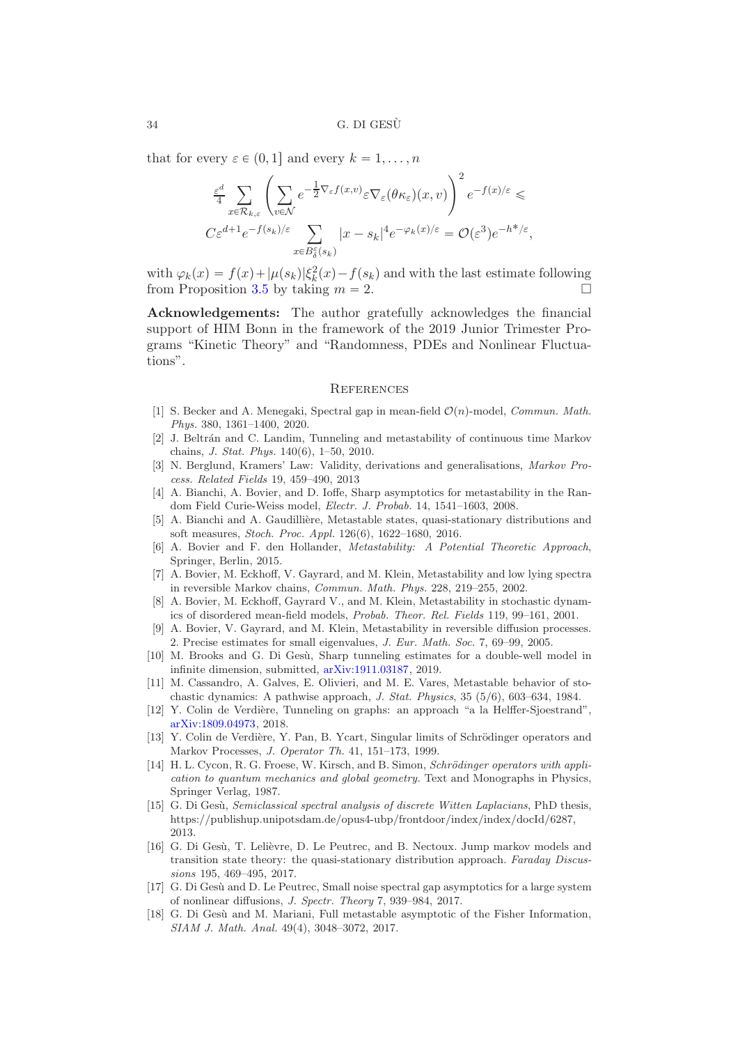that for every $\varepsilon \in (0,1]$ and every $k = 1, \ldots, n$

$$
\frac{\varepsilon^d}{4} \sum_{x \in \mathcal{R}_{k,\varepsilon}} \left( \sum_{v \in \mathcal{N}} e^{-\frac{1}{2}\nabla_\varepsilon f(x,v)} \varepsilon \nabla_\varepsilon (\theta \kappa_\varepsilon)(x,v) \right)^2 e^{-f(x)/\varepsilon} \leqslant
$$

$$
C\varepsilon^{d+1} e^{-f(s_k)/\varepsilon} \sum_{x \in B^\varepsilon_\delta(s_k)} |x - s_k|^4 e^{-\varphi_k(x)/\varepsilon} = \mathcal{O}(\varepsilon^3) e^{-h^*/\varepsilon},
$$

with $\varphi_k(x) = f(x) + |\mu(s_k)|\xi_k^2(x) - f(s_k)$ and with the last estimate following from Proposition 3.5 by taking $m = 2$. $\square$

**Acknowledgements:** The author gratefully acknowledges the financial support of HIM Bonn in the framework of the 2019 Junior Trimester Programs "Kinetic Theory" and "Randomness, PDEs and Nonlinear Fluctuations".

## References

[1] S. Becker and A. Menegaki, Spectral gap in mean-field $\mathcal{O}(n)$-model, *Commun. Math. Phys.* 380, 1361–1400, 2020.

[2] J. Beltrán and C. Landim, Tunneling and metastability of continuous time Markov chains, *J. Stat. Phys.* 140(6), 1–50, 2010.

[3] N. Berglund, Kramers' Law: Validity, derivations and generalisations, *Markov Process. Related Fields* 19, 459–490, 2013

[4] A. Bianchi, A. Bovier, and D. Ioffe, Sharp asymptotics for metastability in the Random Field Curie-Weiss model, *Electr. J. Probab.* 14, 1541–1603, 2008.

[5] A. Bianchi and A. Gaudillière, Metastable states, quasi-stationary distributions and soft measures, *Stoch. Proc. Appl.* 126(6), 1622–1680, 2016.

[6] A. Bovier and F. den Hollander, *Metastability: A Potential Theoretic Approach*, Springer, Berlin, 2015.

[7] A. Bovier, M. Eckhoff, V. Gayrard, and M. Klein, Metastability and low lying spectra in reversible Markov chains, *Commun. Math. Phys.* 228, 219–255, 2002.

[8] A. Bovier, M. Eckhoff, Gayrard V., and M. Klein, Metastability in stochastic dynamics of disordered mean-field models, *Probab. Theor. Rel. Fields* 119, 99–161, 2001.

[9] A. Bovier, V. Gayrard, and M. Klein, Metastability in reversible diffusion processes. 2. Precise estimates for small eigenvalues, *J. Eur. Math. Soc.* 7, 69–99, 2005.

[10] M. Brooks and G. Di Gesù, Sharp tunneling estimates for a double-well model in infinite dimension, submitted, arXiv:1911.03187, 2019.

[11] M. Cassandro, A. Galves, E. Olivieri, and M. E. Vares, Metastable behavior of stochastic dynamics: A pathwise approach, *J. Stat. Physics*, 35 (5/6), 603–634, 1984.

[12] Y. Colin de Verdière, Tunneling on graphs: an approach "a la Helffer-Sjoestrand", arXiv:1809.04973, 2018.

[13] Y. Colin de Verdière, Y. Pan, B. Ycart, Singular limits of Schrödinger operators and Markov Processes, *J. Operator Th.* 41, 151–173, 1999.

[14] H. L. Cycon, R. G. Froese, W. Kirsch, and B. Simon, *Schrödinger operators with application to quantum mechanics and global geometry.* Text and Monographs in Physics, Springer Verlag, 1987.

[15] G. Di Gesù, *Semiclassical spectral analysis of discrete Witten Laplacians*, PhD thesis, https://publishup.unipotsdam.de/opus4-ubp/frontdoor/index/index/docId/6287, 2013.

[16] G. Di Gesù, T. Lelièvre, D. Le Peutrec, and B. Nectoux. Jump markov models and transition state theory: the quasi-stationary distribution approach. *Faraday Discussions* 195, 469–495, 2017.

[17] G. Di Gesù and D. Le Peutrec, Small noise spectral gap asymptotics for a large system of nonlinear diffusions, *J. Spectr. Theory* 7, 939–984, 2017.

[18] G. Di Gesù and M. Mariani, Full metastable asymptotic of the Fisher Information, *SIAM J. Math. Anal.* 49(4), 3048–3072, 2017.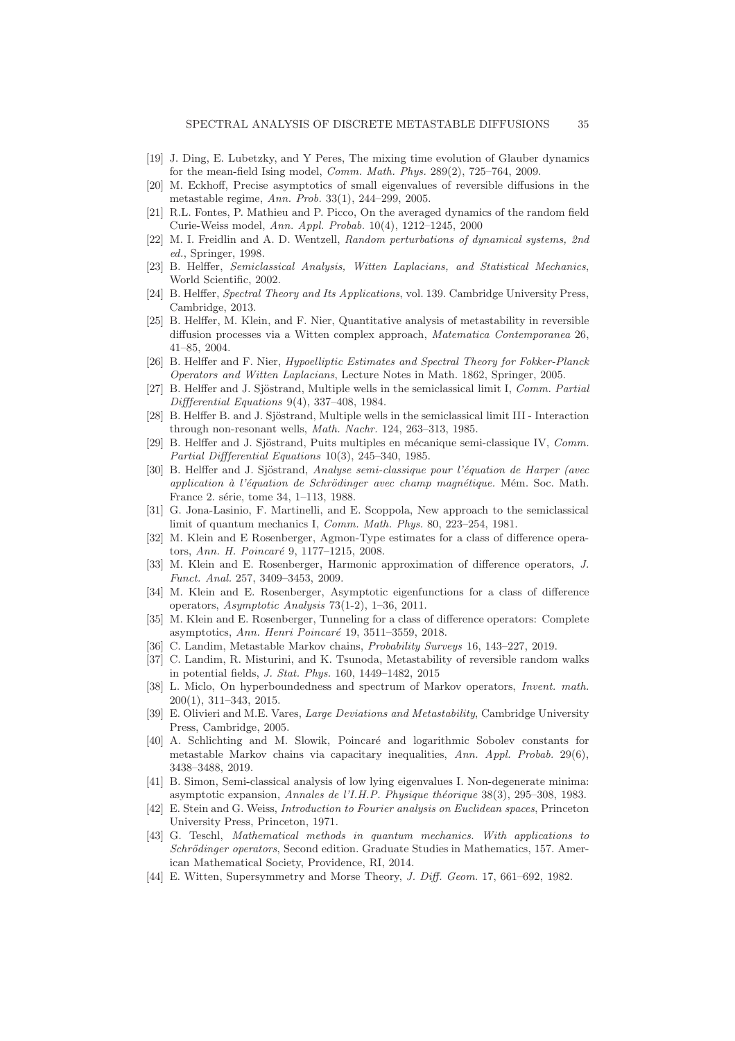[19] J. Ding, E. Lubetzky, and Y Peres, The mixing time evolution of Glauber dynamics for the mean-field Ising model, *Comm. Math. Phys.* 289(2), 725–764, 2009.

[20] M. Eckhoff, Precise asymptotics of small eigenvalues of reversible diffusions in the metastable regime, *Ann. Prob.* 33(1), 244–299, 2005.

[21] R.L. Fontes, P. Mathieu and P. Picco, On the averaged dynamics of the random field Curie-Weiss model, *Ann. Appl. Probab.* 10(4), 1212–1245, 2000

[22] M. I. Freidlin and A. D. Wentzell, *Random perturbations of dynamical systems, 2nd ed.*, Springer, 1998.

[23] B. Helffer, *Semiclassical Analysis, Witten Laplacians, and Statistical Mechanics*, World Scientific, 2002.

[24] B. Helffer, *Spectral Theory and Its Applications*, vol. 139. Cambridge University Press, Cambridge, 2013.

[25] B. Helffer, M. Klein, and F. Nier, Quantitative analysis of metastability in reversible diffusion processes via a Witten complex approach, *Matematica Contemporanea* 26, 41–85, 2004.

[26] B. Helffer and F. Nier, *Hypoelliptic Estimates and Spectral Theory for Fokker-Planck Operators and Witten Laplacians*, Lecture Notes in Math. 1862, Springer, 2005.

[27] B. Helffer and J. Sjöstrand, Multiple wells in the semiclassical limit I, *Comm. Partial Diffferential Equations* 9(4), 337–408, 1984.

[28] B. Helffer B. and J. Sjöstrand, Multiple wells in the semiclassical limit III - Interaction through non-resonant wells, *Math. Nachr.* 124, 263–313, 1985.

[29] B. Helffer and J. Sjöstrand, Puits multiples en mécanique semi-classique IV, *Comm. Partial Diffferential Equations* 10(3), 245–340, 1985.

[30] B. Helffer and J. Sjöstrand, *Analyse semi-classique pour l'équation de Harper (avec application à l'équation de Schrödinger avec champ magnétique.* Mém. Soc. Math. France 2. série, tome 34, 1–113, 1988.

[31] G. Jona-Lasinio, F. Martinelli, and E. Scoppola, New approach to the semiclassical limit of quantum mechanics I, *Comm. Math. Phys.* 80, 223–254, 1981.

[32] M. Klein and E Rosenberger, Agmon-Type estimates for a class of difference operators, *Ann. H. Poincaré* 9, 1177–1215, 2008.

[33] M. Klein and E. Rosenberger, Harmonic approximation of difference operators, *J. Funct. Anal.* 257, 3409–3453, 2009.

[34] M. Klein and E. Rosenberger, Asymptotic eigenfunctions for a class of difference operators, *Asymptotic Analysis* 73(1-2), 1–36, 2011.

[35] M. Klein and E. Rosenberger, Tunneling for a class of difference operators: Complete asymptotics, *Ann. Henri Poincaré* 19, 3511–3559, 2018.

[36] C. Landim, Metastable Markov chains, *Probability Surveys* 16, 143–227, 2019.

[37] C. Landim, R. Misturini, and K. Tsunoda, Metastability of reversible random walks in potential fields, *J. Stat. Phys.* 160, 1449–1482, 2015

[38] L. Miclo, On hyperboundedness and spectrum of Markov operators, *Invent. math.* 200(1), 311–343, 2015.

[39] E. Olivieri and M.E. Vares, *Large Deviations and Metastability*, Cambridge University Press, Cambridge, 2005.

[40] A. Schlichting and M. Slowik, Poincaré and logarithmic Sobolev constants for metastable Markov chains via capacitary inequalities, *Ann. Appl. Probab.* 29(6), 3438–3488, 2019.

[41] B. Simon, Semi-classical analysis of low lying eigenvalues I. Non-degenerate minima: asymptotic expansion, *Annales de l'I.H.P. Physique théorique* 38(3), 295–308, 1983.

[42] E. Stein and G. Weiss, *Introduction to Fourier analysis on Euclidean spaces*, Princeton University Press, Princeton, 1971.

[43] G. Teschl, *Mathematical methods in quantum mechanics. With applications to Schrödinger operators*, Second edition. Graduate Studies in Mathematics, 157. American Mathematical Society, Providence, RI, 2014.

[44] E. Witten, Supersymmetry and Morse Theory, *J. Diff. Geom.* 17, 661–692, 1982.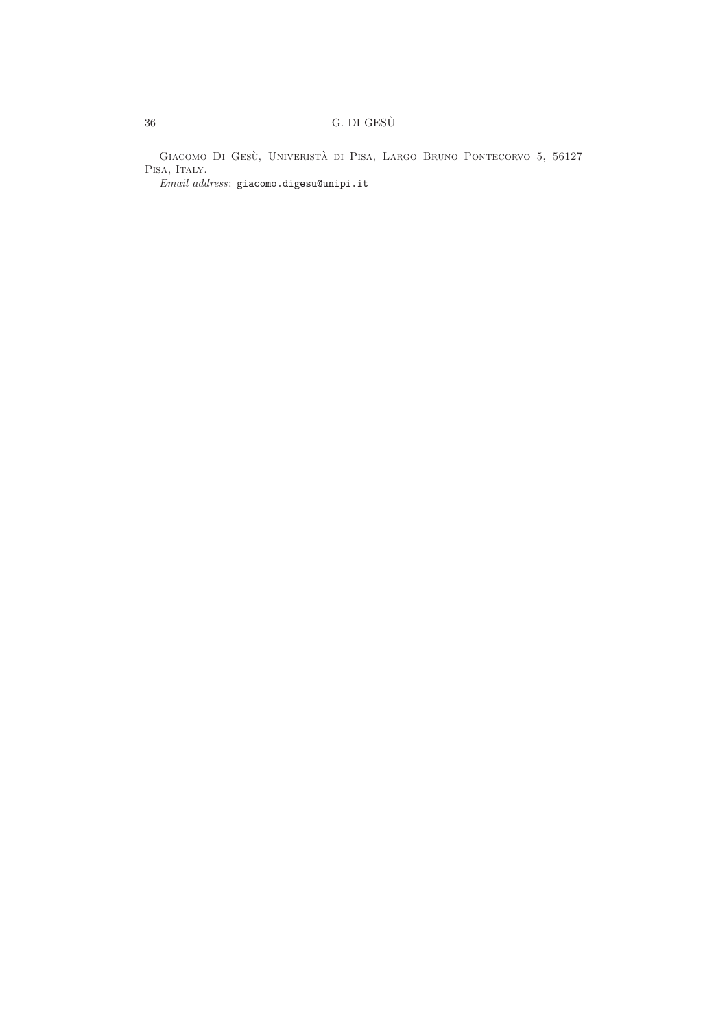Giacomo Di Gesù, Univeristà di Pisa, Largo Bruno Pontecorvo 5, 56127 Pisa, Italy.

*Email address*: giacomo.digesu@unipi.it